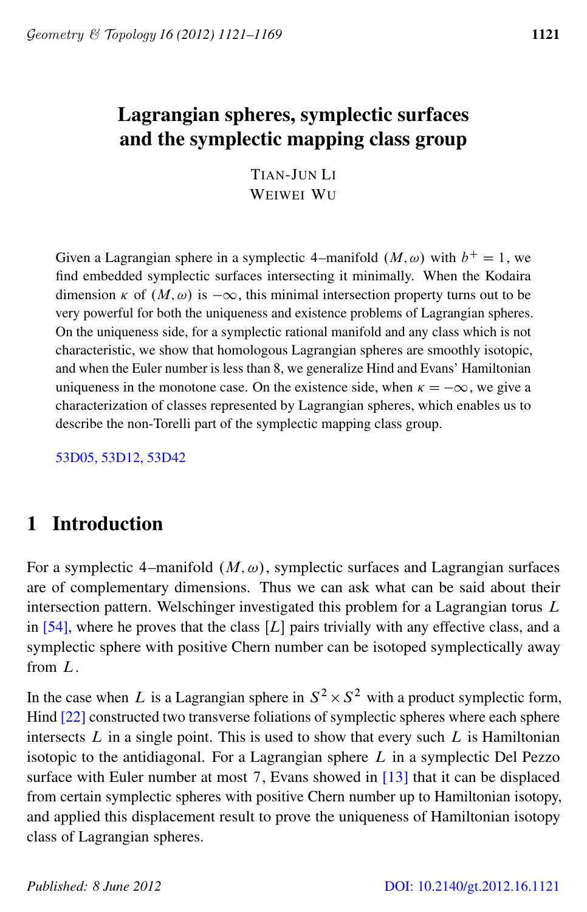# Lagrangian spheres, symplectic surfaces and the symplectic mapping class group

TIAN-JUN LI
WEIWEI WU

Given a Lagrangian sphere in a symplectic 4–manifold $(M, \omega)$ with $b^+ = 1$, we find embedded symplectic surfaces intersecting it minimally. When the Kodaira dimension $\kappa$ of $(M, \omega)$ is $-\infty$, this minimal intersection property turns out to be very powerful for both the uniqueness and existence problems of Lagrangian spheres. On the uniqueness side, for a symplectic rational manifold and any class which is not characteristic, we show that homologous Lagrangian spheres are smoothly isotopic, and when the Euler number is less than 8, we generalize Hind and Evans' Hamiltonian uniqueness in the monotone case. On the existence side, when $\kappa = -\infty$, we give a characterization of classes represented by Lagrangian spheres, which enables us to describe the non-Torelli part of the symplectic mapping class group.

53D05, 53D12, 53D42

## 1 Introduction

For a symplectic 4–manifold $(M, \omega)$, symplectic surfaces and Lagrangian surfaces are of complementary dimensions. Thus we can ask what can be said about their intersection pattern. Welschinger investigated this problem for a Lagrangian torus $L$ in [54], where he proves that the class $[L]$ pairs trivially with any effective class, and a symplectic sphere with positive Chern number can be isotoped symplectically away from $L$.

In the case when $L$ is a Lagrangian sphere in $S^2 \times S^2$ with a product symplectic form, Hind [22] constructed two transverse foliations of symplectic spheres where each sphere intersects $L$ in a single point. This is used to show that every such $L$ is Hamiltonian isotopic to the antidiagonal. For a Lagrangian sphere $L$ in a symplectic Del Pezzo surface with Euler number at most 7, Evans showed in [13] that it can be displaced from certain symplectic spheres with positive Chern number up to Hamiltonian isotopy, and applied this displacement result to prove the uniqueness of Hamiltonian isotopy class of Lagrangian spheres.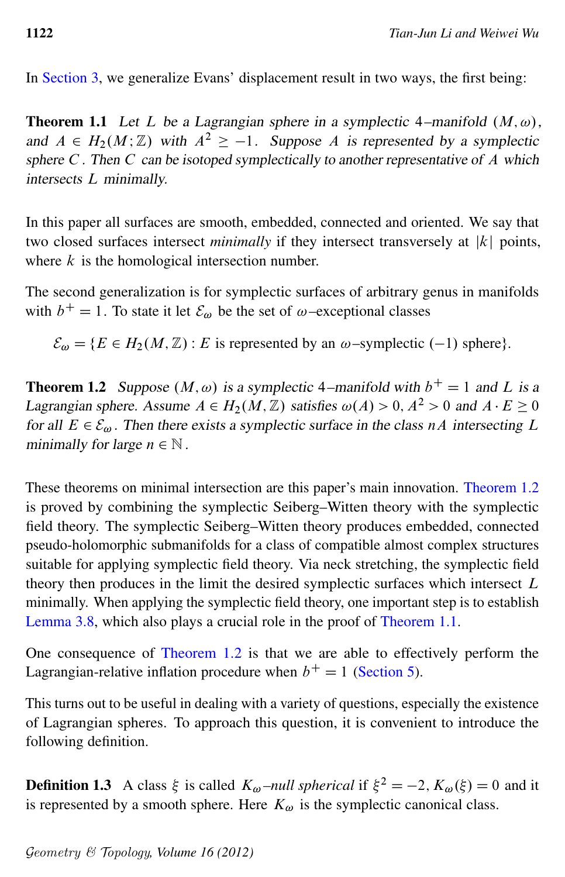In Section 3, we generalize Evans' displacement result in two ways, the first being:

**Theorem 1.1** *Let $L$ be a Lagrangian sphere in a symplectic 4–manifold $(M,\omega)$, and $A \in H_2(M;\mathbb{Z})$ with $A^2 \geq -1$. Suppose $A$ is represented by a symplectic sphere $C$. Then $C$ can be isotoped symplectically to another representative of $A$ which intersects $L$ minimally.*

In this paper all surfaces are smooth, embedded, connected and oriented. We say that two closed surfaces intersect *minimally* if they intersect transversely at $|k|$ points, where $k$ is the homological intersection number.

The second generalization is for symplectic surfaces of arbitrary genus in manifolds with $b^+ = 1$. To state it let $\mathcal{E}_\omega$ be the set of $\omega$–exceptional classes

$$\mathcal{E}_\omega = \{E \in H_2(M,\mathbb{Z}) : E \text{ is represented by an } \omega\text{–symplectic } (-1) \text{ sphere}\}.$$

**Theorem 1.2** *Suppose $(M,\omega)$ is a symplectic 4–manifold with $b^+ = 1$ and $L$ is a Lagrangian sphere. Assume $A \in H_2(M,\mathbb{Z})$ satisfies $\omega(A) > 0$, $A^2 > 0$ and $A \cdot E \geq 0$ for all $E \in \mathcal{E}_\omega$. Then there exists a symplectic surface in the class $nA$ intersecting $L$ minimally for large $n \in \mathbb{N}$.*

These theorems on minimal intersection are this paper's main innovation. Theorem 1.2 is proved by combining the symplectic Seiberg–Witten theory with the symplectic field theory. The symplectic Seiberg–Witten theory produces embedded, connected pseudo-holomorphic submanifolds for a class of compatible almost complex structures suitable for applying symplectic field theory. Via neck stretching, the symplectic field theory then produces in the limit the desired symplectic surfaces which intersect $L$ minimally. When applying the symplectic field theory, one important step is to establish Lemma 3.8, which also plays a crucial role in the proof of Theorem 1.1.

One consequence of Theorem 1.2 is that we are able to effectively perform the Lagrangian-relative inflation procedure when $b^+ = 1$ (Section 5).

This turns out to be useful in dealing with a variety of questions, especially the existence of Lagrangian spheres. To approach this question, it is convenient to introduce the following definition.

**Definition 1.3** A class $\xi$ is called $K_\omega$*–null spherical* if $\xi^2 = -2$, $K_\omega(\xi) = 0$ and it is represented by a smooth sphere. Here $K_\omega$ is the symplectic canonical class.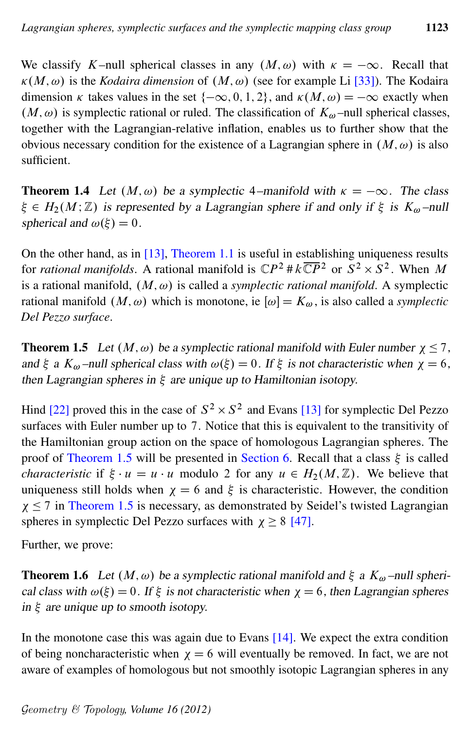We classify $K$–null spherical classes in any $(M,\omega)$ with $\kappa = -\infty$. Recall that $\kappa(M,\omega)$ is the *Kodaira dimension* of $(M,\omega)$ (see for example Li [33]). The Kodaira dimension $\kappa$ takes values in the set $\{-\infty, 0, 1, 2\}$, and $\kappa(M,\omega) = -\infty$ exactly when $(M,\omega)$ is symplectic rational or ruled. The classification of $K_\omega$–null spherical classes, together with the Lagrangian-relative inflation, enables us to further show that the obvious necessary condition for the existence of a Lagrangian sphere in $(M,\omega)$ is also sufficient.

**Theorem 1.4** *Let $(M,\omega)$ be a symplectic 4–manifold with $\kappa = -\infty$. The class $\xi \in H_2(M;\mathbb{Z})$ is represented by a Lagrangian sphere if and only if $\xi$ is $K_\omega$–null spherical and $\omega(\xi) = 0$.*

On the other hand, as in [13], Theorem 1.1 is useful in establishing uniqueness results for *rational manifolds*. A rational manifold is $\mathbb{C}P^2 \# k\overline{\mathbb{C}P}^2$ or $S^2 \times S^2$. When $M$ is a rational manifold, $(M,\omega)$ is called a *symplectic rational manifold*. A symplectic rational manifold $(M,\omega)$ which is monotone, ie $[\omega] = K_\omega$, is also called a *symplectic Del Pezzo surface*.

**Theorem 1.5** *Let $(M,\omega)$ be a symplectic rational manifold with Euler number $\chi \le 7$, and $\xi$ a $K_\omega$–null spherical class with $\omega(\xi) = 0$. If $\xi$ is not characteristic when $\chi = 6$, then Lagrangian spheres in $\xi$ are unique up to Hamiltonian isotopy.*

Hind [22] proved this in the case of $S^2 \times S^2$ and Evans [13] for symplectic Del Pezzo surfaces with Euler number up to 7. Notice that this is equivalent to the transitivity of the Hamiltonian group action on the space of homologous Lagrangian spheres. The proof of Theorem 1.5 will be presented in Section 6. Recall that a class $\xi$ is called *characteristic* if $\xi \cdot u = u \cdot u$ modulo 2 for any $u \in H_2(M,\mathbb{Z})$. We believe that uniqueness still holds when $\chi = 6$ and $\xi$ is characteristic. However, the condition $\chi \le 7$ in Theorem 1.5 is necessary, as demonstrated by Seidel's twisted Lagrangian spheres in symplectic Del Pezzo surfaces with $\chi \ge 8$ [47].

Further, we prove:

**Theorem 1.6** *Let $(M,\omega)$ be a symplectic rational manifold and $\xi$ a $K_\omega$–null spherical class with $\omega(\xi) = 0$. If $\xi$ is not characteristic when $\chi = 6$, then Lagrangian spheres in $\xi$ are unique up to smooth isotopy.*

In the monotone case this was again due to Evans [14]. We expect the extra condition of being noncharacteristic when $\chi = 6$ will eventually be removed. In fact, we are not aware of examples of homologous but not smoothly isotopic Lagrangian spheres in any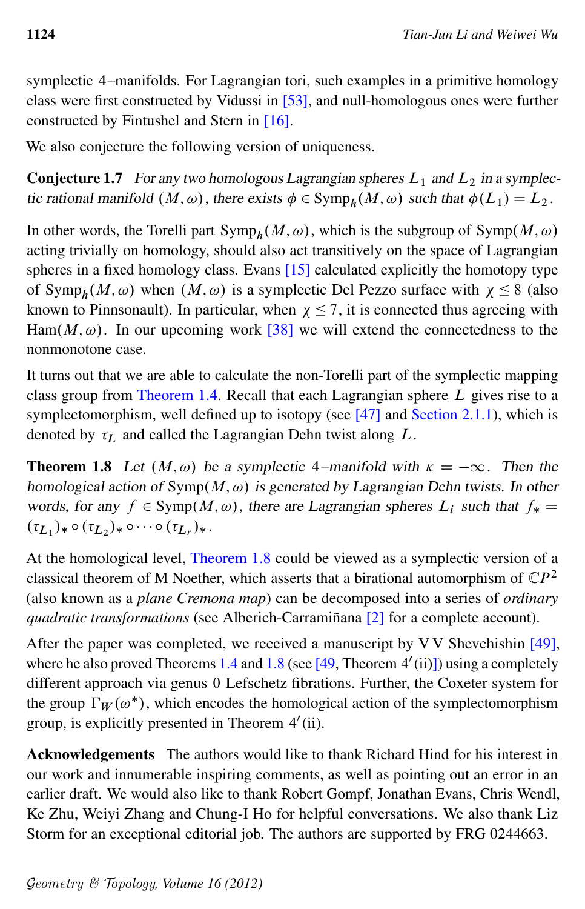symplectic 4–manifolds. For Lagrangian tori, such examples in a primitive homology class were first constructed by Vidussi in [53], and null-homologous ones were further constructed by Fintushel and Stern in [16].

We also conjecture the following version of uniqueness.

**Conjecture 1.7** *For any two homologous Lagrangian spheres $L_1$ and $L_2$ in a symplectic rational manifold $(M,\omega)$, there exists $\phi \in \mathrm{Symp}_h(M,\omega)$ such that $\phi(L_1) = L_2$.*

In other words, the Torelli part $\mathrm{Symp}_h(M,\omega)$, which is the subgroup of $\mathrm{Symp}(M,\omega)$ acting trivially on homology, should also act transitively on the space of Lagrangian spheres in a fixed homology class. Evans [15] calculated explicitly the homotopy type of $\mathrm{Symp}_h(M,\omega)$ when $(M,\omega)$ is a symplectic Del Pezzo surface with $\chi \le 8$ (also known to Pinnsonault). In particular, when $\chi \le 7$, it is connected thus agreeing with $\mathrm{Ham}(M,\omega)$. In our upcoming work [38] we will extend the connectedness to the nonmonotone case.

It turns out that we are able to calculate the non-Torelli part of the symplectic mapping class group from Theorem 1.4. Recall that each Lagrangian sphere $L$ gives rise to a symplectomorphism, well defined up to isotopy (see [47] and Section 2.1.1), which is denoted by $\tau_L$ and called the Lagrangian Dehn twist along $L$.

**Theorem 1.8** *Let $(M,\omega)$ be a symplectic 4–manifold with $\kappa = -\infty$. Then the homological action of $\mathrm{Symp}(M,\omega)$ is generated by Lagrangian Dehn twists. In other words, for any $f \in \mathrm{Symp}(M,\omega)$, there are Lagrangian spheres $L_i$ such that $f_* = (\tau_{L_1})_* \circ (\tau_{L_2})_* \circ \cdots \circ (\tau_{L_r})_*$.*

At the homological level, Theorem 1.8 could be viewed as a symplectic version of a classical theorem of M Noether, which asserts that a birational automorphism of $\mathbb{C}P^2$ (also known as a *plane Cremona map*) can be decomposed into a series of *ordinary quadratic transformations* (see Alberich-Carramiñana [2] for a complete account).

After the paper was completed, we received a manuscript by V V Shevchishin [49], where he also proved Theorems 1.4 and 1.8 (see [49, Theorem 4′(ii)]) using a completely different approach via genus 0 Lefschetz fibrations. Further, the Coxeter system for the group $\Gamma_W(\omega^*)$, which encodes the homological action of the symplectomorphism group, is explicitly presented in Theorem 4′(ii).

**Acknowledgements** The authors would like to thank Richard Hind for his interest in our work and innumerable inspiring comments, as well as pointing out an error in an earlier draft. We would also like to thank Robert Gompf, Jonathan Evans, Chris Wendl, Ke Zhu, Weiyi Zhang and Chung-I Ho for helpful conversations. We also thank Liz Storm for an exceptional editorial job. The authors are supported by FRG 0244663.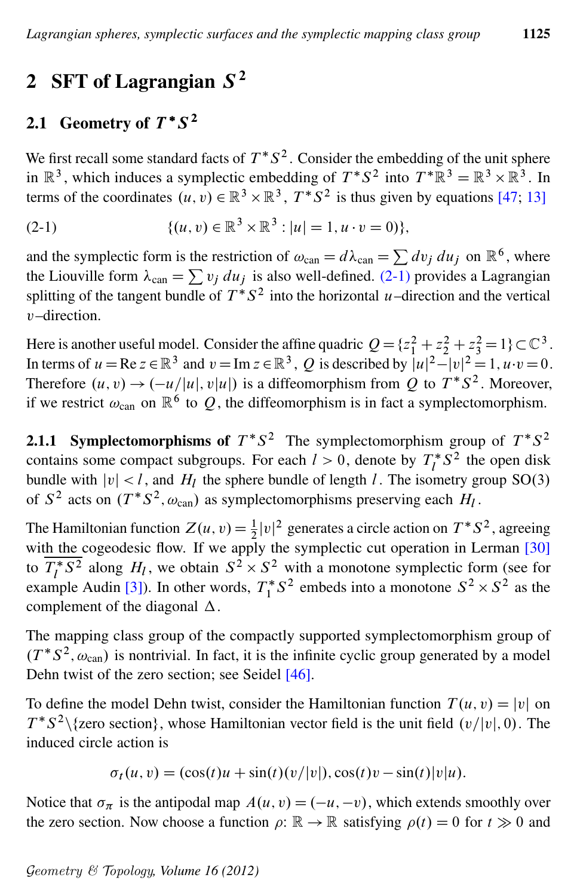## 2 SFT of Lagrangian $S^2$

### 2.1 Geometry of $T^*S^2$

We first recall some standard facts of $T^*S^2$. Consider the embedding of the unit sphere in $\mathbb{R}^3$, which induces a symplectic embedding of $T^*S^2$ into $T^*\mathbb{R}^3 = \mathbb{R}^3 \times \mathbb{R}^3$. In terms of the coordinates $(u, v) \in \mathbb{R}^3 \times \mathbb{R}^3$, $T^*S^2$ is thus given by equations [47; 13]

$$\{(u, v) \in \mathbb{R}^3 \times \mathbb{R}^3 : |u| = 1, u \cdot v = 0)\}, \tag{2-1}$$

and the symplectic form is the restriction of $\omega_{\text{can}} = d\lambda_{\text{can}} = \sum dv_j\, du_j$ on $\mathbb{R}^6$, where the Liouville form $\lambda_{\text{can}} = \sum v_j\, du_j$ is also well-defined. (2-1) provides a Lagrangian splitting of the tangent bundle of $T^*S^2$ into the horizontal $u$–direction and the vertical $v$–direction.

Here is another useful model. Consider the affine quadric $Q = \{z_1^2 + z_2^2 + z_3^2 = 1\} \subset \mathbb{C}^3$. In terms of $u = \operatorname{Re} z \in \mathbb{R}^3$ and $v = \operatorname{Im} z \in \mathbb{R}^3$, $Q$ is described by $|u|^2 - |v|^2 = 1, u \cdot v = 0$. Therefore $(u, v) \to (-u/|u|, v|u|)$ is a diffeomorphism from $Q$ to $T^*S^2$. Moreover, if we restrict $\omega_{\text{can}}$ on $\mathbb{R}^6$ to $Q$, the diffeomorphism is in fact a symplectomorphism.

**2.1.1 Symplectomorphisms of $T^*S^2$** The symplectomorphism group of $T^*S^2$ contains some compact subgroups. For each $l > 0$, denote by $T_l^*S^2$ the open disk bundle with $|v| < l$, and $H_l$ the sphere bundle of length $l$. The isometry group $\mathrm{SO}(3)$ of $S^2$ acts on $(T^*S^2, \omega_{\text{can}})$ as symplectomorphisms preserving each $H_l$.

The Hamiltonian function $Z(u, v) = \frac{1}{2}|v|^2$ generates a circle action on $T^*S^2$, agreeing with the cogeodesic flow. If we apply the symplectic cut operation in Lerman [30] to $\overline{T_l^*S^2}$ along $H_l$, we obtain $S^2 \times S^2$ with a monotone symplectic form (see for example Audin [3]). In other words, $T_1^*S^2$ embeds into a monotone $S^2 \times S^2$ as the complement of the diagonal $\Delta$.

The mapping class group of the compactly supported symplectomorphism group of $(T^*S^2, \omega_{\text{can}})$ is nontrivial. In fact, it is the infinite cyclic group generated by a model Dehn twist of the zero section; see Seidel [46].

To define the model Dehn twist, consider the Hamiltonian function $T(u, v) = |v|$ on $T^*S^2 \backslash \{\text{zero section}\}$, whose Hamiltonian vector field is the unit field $(v/|v|, 0)$. The induced circle action is

$$\sigma_t(u, v) = (\cos(t)u + \sin(t)(v/|v|), \cos(t)v - \sin(t)|v|u).$$

Notice that $\sigma_\pi$ is the antipodal map $A(u, v) = (-u, -v)$, which extends smoothly over the zero section. Now choose a function $\rho\colon \mathbb{R} \to \mathbb{R}$ satisfying $\rho(t) = 0$ for $t \gg 0$ and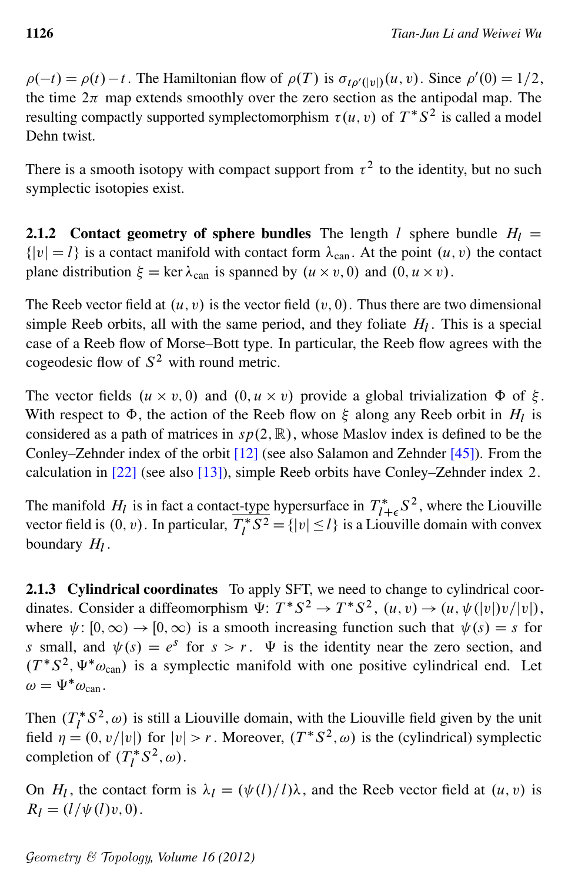$\rho(-t) = \rho(t) - t$. The Hamiltonian flow of $\rho(T)$ is $\sigma_{t\rho'(|v|)}(u,v)$. Since $\rho'(0) = 1/2$, the time $2\pi$ map extends smoothly over the zero section as the antipodal map. The resulting compactly supported symplectomorphism $\tau(u,v)$ of $T^*S^2$ is called a model Dehn twist.

There is a smooth isotopy with compact support from $\tau^2$ to the identity, but no such symplectic isotopies exist.

**2.1.2 Contact geometry of sphere bundles** The length $l$ sphere bundle $H_l = \{|v| = l\}$ is a contact manifold with contact form $\lambda_{\text{can}}$. At the point $(u,v)$ the contact plane distribution $\xi = \ker \lambda_{\text{can}}$ is spanned by $(u \times v, 0)$ and $(0, u \times v)$.

The Reeb vector field at $(u,v)$ is the vector field $(v, 0)$. Thus there are two dimensional simple Reeb orbits, all with the same period, and they foliate $H_l$. This is a special case of a Reeb flow of Morse–Bott type. In particular, the Reeb flow agrees with the cogeodesic flow of $S^2$ with round metric.

The vector fields $(u \times v, 0)$ and $(0, u \times v)$ provide a global trivialization $\Phi$ of $\xi$. With respect to $\Phi$, the action of the Reeb flow on $\xi$ along any Reeb orbit in $H_l$ is considered as a path of matrices in $sp(2,\mathbb{R})$, whose Maslov index is defined to be the Conley–Zehnder index of the orbit [12] (see also Salamon and Zehnder [45]). From the calculation in [22] (see also [13]), simple Reeb orbits have Conley–Zehnder index 2.

The manifold $H_l$ is in fact a contact-type hypersurface in $T^*_{l+\epsilon}S^2$, where the Liouville vector field is $(0,v)$. In particular, $\overline{T^*_l S^2} = \{|v| \le l\}$ is a Liouville domain with convex boundary $H_l$.

**2.1.3 Cylindrical coordinates** To apply SFT, we need to change to cylindrical coordinates. Consider a diffeomorphism $\Psi\colon T^*S^2 \to T^*S^2$, $(u,v) \to (u, \psi(|v|)v/|v|)$, where $\psi\colon [0,\infty) \to [0,\infty)$ is a smooth increasing function such that $\psi(s) = s$ for $s$ small, and $\psi(s) = e^s$ for $s > r$. $\Psi$ is the identity near the zero section, and $(T^*S^2, \Psi^*\omega_{\text{can}})$ is a symplectic manifold with one positive cylindrical end. Let $\omega = \Psi^*\omega_{\text{can}}$.

Then $(T^*_l S^2, \omega)$ is still a Liouville domain, with the Liouville field given by the unit field $\eta = (0, v/|v|)$ for $|v| > r$. Moreover, $(T^*S^2, \omega)$ is the (cylindrical) symplectic completion of $(T^*_l S^2, \omega)$.

On $H_l$, the contact form is $\lambda_l = (\psi(l)/l)\lambda$, and the Reeb vector field at $(u,v)$ is $R_l = (l/\psi(l)v, 0)$.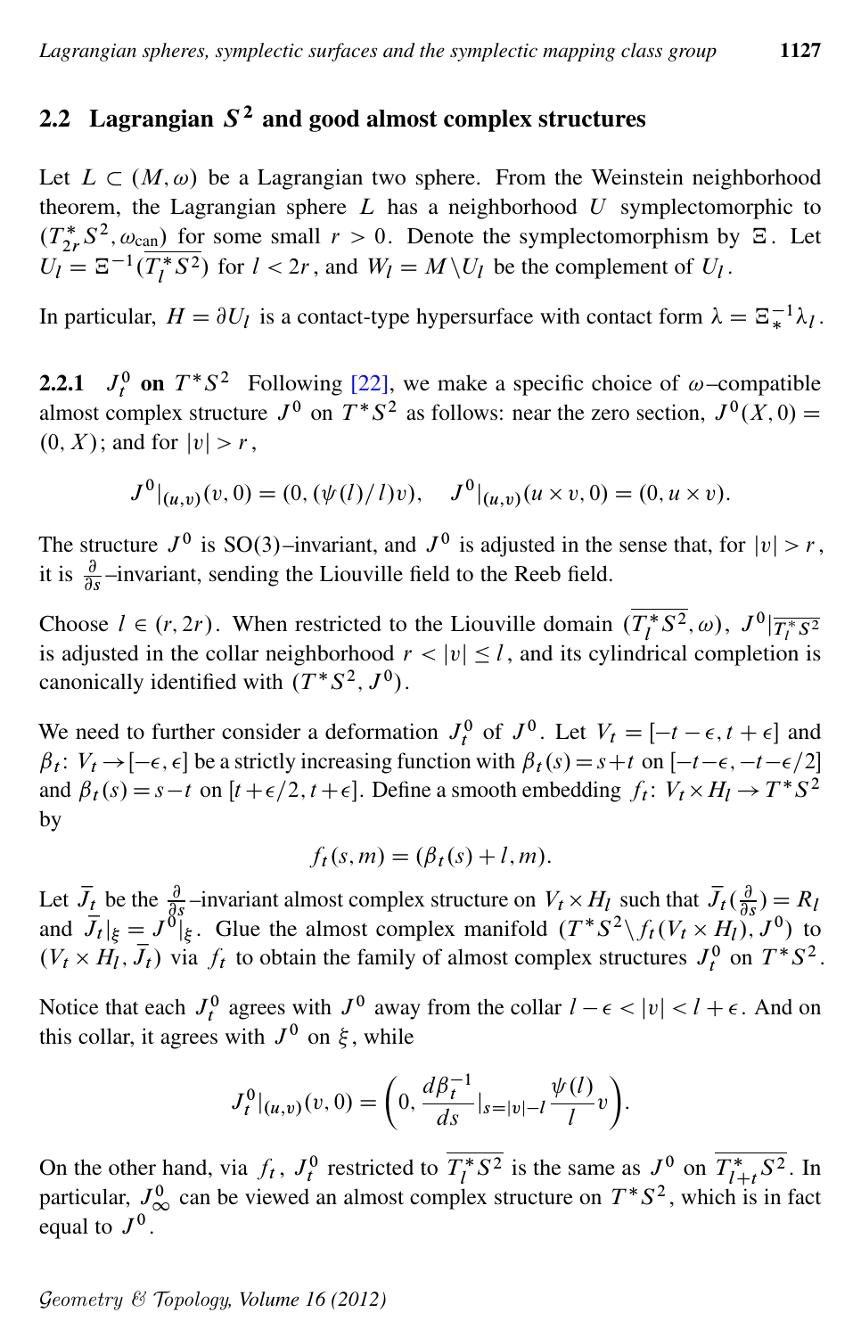## 2.2 Lagrangian $S^2$ and good almost complex structures

Let $L \subset (M, \omega)$ be a Lagrangian two sphere. From the Weinstein neighborhood theorem, the Lagrangian sphere $L$ has a neighborhood $U$ symplectomorphic to $(\overline{T^*_{2r}S^2, \omega_{\text{can}})}$ for some small $r > 0$. Denote the symplectomorphism by $\Xi$. Let $U_l = \Xi^{-1}(\overline{T^*_l S^2})$ for $l < 2r$, and $W_l = M \backslash U_l$ be the complement of $U_l$.

In particular, $H = \partial U_l$ is a contact-type hypersurface with contact form $\lambda = \Xi_*^{-1}\lambda_l$.

**2.2.1 $J^0_t$ on $T^*S^2$** Following [22], we make a specific choice of $\omega$–compatible almost complex structure $J^0$ on $T^*S^2$ as follows: near the zero section, $J^0(X, 0) = (0, X)$; and for $|v| > r$,

$$J^0|_{(u,v)}(v, 0) = (0, (\psi(l)/l)v), \quad J^0|_{(u,v)}(u \times v, 0) = (0, u \times v).$$

The structure $J^0$ is $\mathrm{SO}(3)$–invariant, and $J^0$ is adjusted in the sense that, for $|v| > r$, it is $\frac{\partial}{\partial s}$–invariant, sending the Liouville field to the Reeb field.

Choose $l \in (r, 2r)$. When restricted to the Liouville domain $(\overline{T^*_l S^2}, \omega)$, $J^0|_{\overline{T^*_l S^2}}$ is adjusted in the collar neighborhood $r < |v| \leq l$, and its cylindrical completion is canonically identified with $(T^*S^2, J^0)$.

We need to further consider a deformation $J^0_t$ of $J^0$. Let $V_t = [-t-\epsilon, t+\epsilon]$ and $\beta_t \colon V_t \to [-\epsilon, \epsilon]$ be a strictly increasing function with $\beta_t(s) = s + t$ on $[-t-\epsilon, -t-\epsilon/2]$ and $\beta_t(s) = s - t$ on $[t + \epsilon/2, t + \epsilon]$. Define a smooth embedding $f_t \colon V_t \times H_l \to T^*S^2$ by

$$f_t(s, m) = (\beta_t(s) + l, m).$$

Let $\bar{J}_t$ be the $\frac{\partial}{\partial s}$–invariant almost complex structure on $V_t \times H_l$ such that $\bar{J}_t(\frac{\partial}{\partial s}) = R_l$ and $\bar{J}_t|_\xi = J^0|_\xi$. Glue the almost complex manifold $(T^*S^2 \backslash f_t(V_t \times H_l), J^0)$ to $(V_t \times H_l, \bar{J}_t)$ via $f_t$ to obtain the family of almost complex structures $J^0_t$ on $T^*S^2$.

Notice that each $J^0_t$ agrees with $J^0$ away from the collar $l - \epsilon < |v| < l + \epsilon$. And on this collar, it agrees with $J^0$ on $\xi$, while

$$J^0_t|_{(u,v)}(v, 0) = \left(0, \frac{d\beta_t^{-1}}{ds}|_{s=|v|-l} \frac{\psi(l)}{l} v\right).$$

On the other hand, via $f_t$, $J^0_t$ restricted to $\overline{T^*_l S^2}$ is the same as $J^0$ on $\overline{T^*_{l+t} S^2}$. In particular, $J^0_\infty$ can be viewed an almost complex structure on $T^*S^2$, which is in fact equal to $J^0$.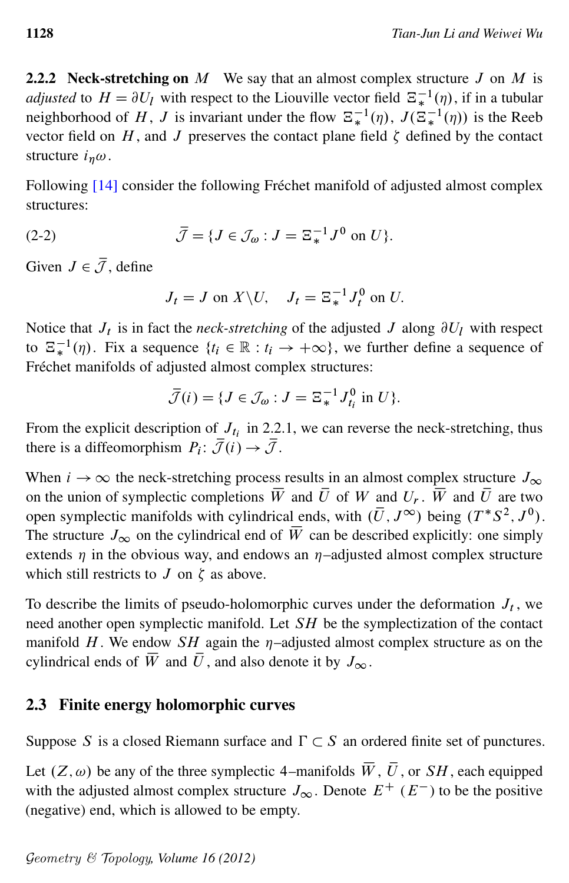**2.2.2 Neck-stretching on $M$** We say that an almost complex structure $J$ on $M$ is *adjusted* to $H = \partial U_l$ with respect to the Liouville vector field $\Xi_*^{-1}(\eta)$, if in a tubular neighborhood of $H$, $J$ is invariant under the flow $\Xi_*^{-1}(\eta)$, $J(\Xi_*^{-1}(\eta))$ is the Reeb vector field on $H$, and $J$ preserves the contact plane field $\zeta$ defined by the contact structure $i_\eta\omega$.

Following [14] consider the following Fréchet manifold of adjusted almost complex structures:

$$\bar{\mathcal{J}} = \{J \in \mathcal{J}_\omega : J = \Xi_*^{-1} J^0 \text{ on } U\}. \tag{2-2}$$

Given $J \in \bar{\mathcal{J}}$, define

$$J_t = J \text{ on } X \backslash U, \quad J_t = \Xi_*^{-1} J_t^0 \text{ on } U.$$

Notice that $J_t$ is in fact the *neck-stretching* of the adjusted $J$ along $\partial U_l$ with respect to $\Xi_*^{-1}(\eta)$. Fix a sequence $\{t_i \in \mathbb{R} : t_i \to +\infty\}$, we further define a sequence of Fréchet manifolds of adjusted almost complex structures:

$$\bar{\mathcal{J}}(i) = \{J \in \mathcal{J}_\omega : J = \Xi_*^{-1} J_{t_i}^0 \text{ in } U\}.$$

From the explicit description of $J_{t_i}$ in 2.2.1, we can reverse the neck-stretching, thus there is a diffeomorphism $P_i \colon \bar{\mathcal{J}}(i) \to \bar{\mathcal{J}}$.

When $i \to \infty$ the neck-stretching process results in an almost complex structure $J_\infty$ on the union of symplectic completions $\overline{W}$ and $\bar{U}$ of $W$ and $U_r$. $\overline{W}$ and $\bar{U}$ are two open symplectic manifolds with cylindrical ends, with $(\bar{U}, J^\infty)$ being $(T^*S^2, J^0)$. The structure $J_\infty$ on the cylindrical end of $\overline{W}$ can be described explicitly: one simply extends $\eta$ in the obvious way, and endows an $\eta$–adjusted almost complex structure which still restricts to $J$ on $\zeta$ as above.

To describe the limits of pseudo-holomorphic curves under the deformation $J_t$, we need another open symplectic manifold. Let $SH$ be the symplectization of the contact manifold $H$. We endow $SH$ again the $\eta$–adjusted almost complex structure as on the cylindrical ends of $\overline{W}$ and $\bar{U}$, and also denote it by $J_\infty$.

## 2.3 Finite energy holomorphic curves

Suppose $S$ is a closed Riemann surface and $\Gamma \subset S$ an ordered finite set of punctures.

Let $(Z, \omega)$ be any of the three symplectic 4–manifolds $\overline{W}$, $\bar{U}$, or $SH$, each equipped with the adjusted almost complex structure $J_\infty$. Denote $E^+$ ($E^-$) to be the positive (negative) end, which is allowed to be empty.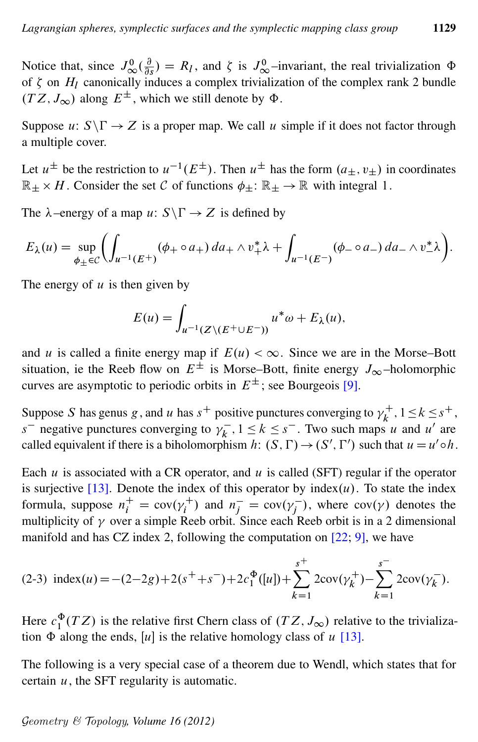Notice that, since $J^0_\infty(\frac{\partial}{\partial s}) = R_l$, and $\zeta$ is $J^0_\infty$–invariant, the real trivialization $\Phi$ of $\zeta$ on $H_l$ canonically induces a complex trivialization of the complex rank 2 bundle $(TZ, J_\infty)$ along $E^\pm$, which we still denote by $\Phi$.

Suppose $u\colon S\backslash\Gamma \to Z$ is a proper map. We call $u$ simple if it does not factor through a multiple cover.

Let $u^\pm$ be the restriction to $u^{-1}(E^\pm)$. Then $u^\pm$ has the form $(a_\pm, v_\pm)$ in coordinates $\mathbb{R}_\pm \times H$. Consider the set $\mathcal{C}$ of functions $\phi_\pm\colon \mathbb{R}_\pm \to \mathbb{R}$ with integral 1.

The $\lambda$–energy of a map $u\colon S\backslash\Gamma \to Z$ is defined by

$$E_\lambda(u) = \sup_{\phi_\pm \in \mathcal{C}} \left( \int_{u^{-1}(E^+)} (\phi_+ \circ a_+)\, da_+ \wedge v_+^*\lambda + \int_{u^{-1}(E^-)} (\phi_- \circ a_-)\, da_- \wedge v_-^*\lambda \right).$$

The energy of $u$ is then given by

$$E(u) = \int_{u^{-1}(Z\backslash(E^+\cup E^-))} u^*\omega + E_\lambda(u),$$

and $u$ is called a finite energy map if $E(u) < \infty$. Since we are in the Morse–Bott situation, ie the Reeb flow on $E^\pm$ is Morse–Bott, finite energy $J_\infty$–holomorphic curves are asymptotic to periodic orbits in $E^\pm$; see Bourgeois [9].

Suppose $S$ has genus $g$, and $u$ has $s^+$ positive punctures converging to $\gamma_k^+$, $1 \le k \le s^+$, $s^-$ negative punctures converging to $\gamma_k^-$, $1 \le k \le s^-$. Two such maps $u$ and $u'$ are called equivalent if there is a biholomorphism $h\colon (S,\Gamma) \to (S',\Gamma')$ such that $u = u' \circ h$.

Each $u$ is associated with a CR operator, and $u$ is called (SFT) regular if the operator is surjective [13]. Denote the index of this operator by $\operatorname{index}(u)$. To state the index formula, suppose $n_i^+ = \operatorname{cov}(\gamma_i^+)$ and $n_j^- = \operatorname{cov}(\gamma_j^-)$, where $\operatorname{cov}(\gamma)$ denotes the multiplicity of $\gamma$ over a simple Reeb orbit. Since each Reeb orbit is in a 2 dimensional manifold and has CZ index 2, following the computation on [22; 9], we have

$$\operatorname{index}(u) = -(2-2g) + 2(s^+ + s^-) + 2c_1^\Phi([u]) + \sum_{k=1}^{s^+} 2\operatorname{cov}(\gamma_k^+) - \sum_{k=1}^{s^-} 2\operatorname{cov}(\gamma_k^-). \tag{2-3}$$

Here $c_1^\Phi(TZ)$ is the relative first Chern class of $(TZ, J_\infty)$ relative to the trivialization $\Phi$ along the ends, $[u]$ is the relative homology class of $u$ [13].

The following is a very special case of a theorem due to Wendl, which states that for certain $u$, the SFT regularity is automatic.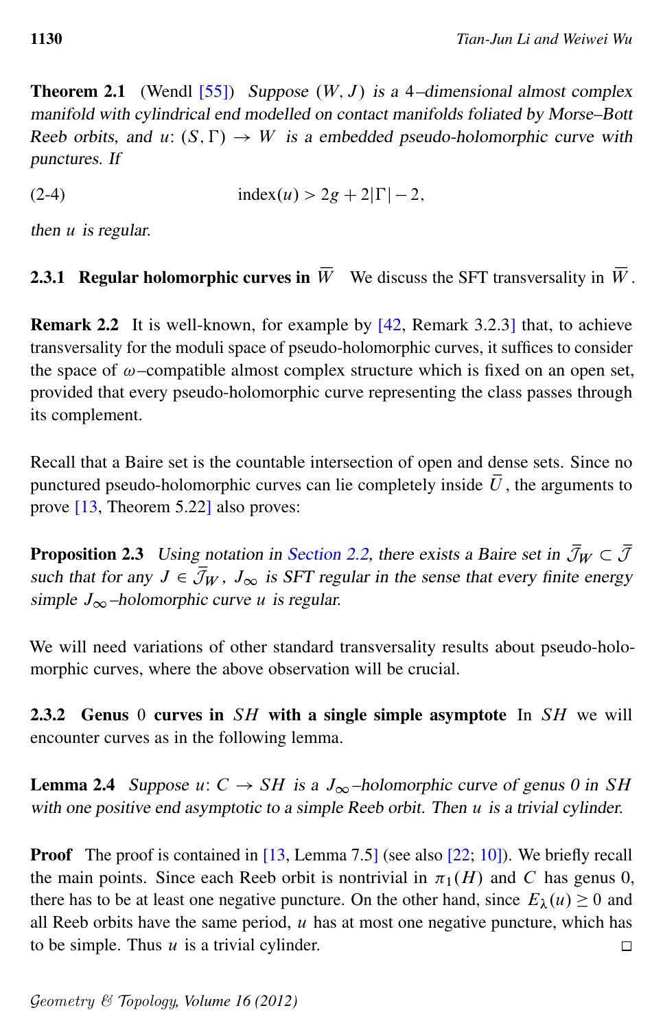**Theorem 2.1** (Wendl [55]) *Suppose $(W, J)$ is a 4–dimensional almost complex manifold with cylindrical end modelled on contact manifolds foliated by Morse–Bott Reeb orbits, and $u\colon (S, \Gamma) \to W$ is a embedded pseudo-holomorphic curve with punctures. If*

$$\text{index}(u) > 2g + 2|\Gamma| - 2, \tag{2-4}$$

*then $u$ is regular.*

### 2.3.1 Regular holomorphic curves in $\overline{W}$

We discuss the SFT transversality in $\overline{W}$.

**Remark 2.2** It is well-known, for example by [42, Remark 3.2.3] that, to achieve transversality for the moduli space of pseudo-holomorphic curves, it suffices to consider the space of $\omega$–compatible almost complex structure which is fixed on an open set, provided that every pseudo-holomorphic curve representing the class passes through its complement.

Recall that a Baire set is the countable intersection of open and dense sets. Since no punctured pseudo-holomorphic curves can lie completely inside $\bar{U}$, the arguments to prove [13, Theorem 5.22] also proves:

**Proposition 2.3** *Using notation in Section 2.2, there exists a Baire set in $\bar{\mathcal{J}}_W \subset \bar{\mathcal{J}}$ such that for any $J \in \bar{\mathcal{J}}_W$, $J_\infty$ is SFT regular in the sense that every finite energy simple $J_\infty$–holomorphic curve $u$ is regular.*

We will need variations of other standard transversality results about pseudo-holomorphic curves, where the above observation will be crucial.

### 2.3.2 Genus 0 curves in $SH$ with a single simple asymptote

In $SH$ we will encounter curves as in the following lemma.

**Lemma 2.4** *Suppose $u\colon C \to SH$ is a $J_\infty$–holomorphic curve of genus 0 in $SH$ with one positive end asymptotic to a simple Reeb orbit. Then $u$ is a trivial cylinder.*

**Proof** The proof is contained in [13, Lemma 7.5] (see also [22; 10]). We briefly recall the main points. Since each Reeb orbit is nontrivial in $\pi_1(H)$ and $C$ has genus 0, there has to be at least one negative puncture. On the other hand, since $E_\lambda(u) \geq 0$ and all Reeb orbits have the same period, $u$ has at most one negative puncture, which has to be simple. Thus $u$ is a trivial cylinder. □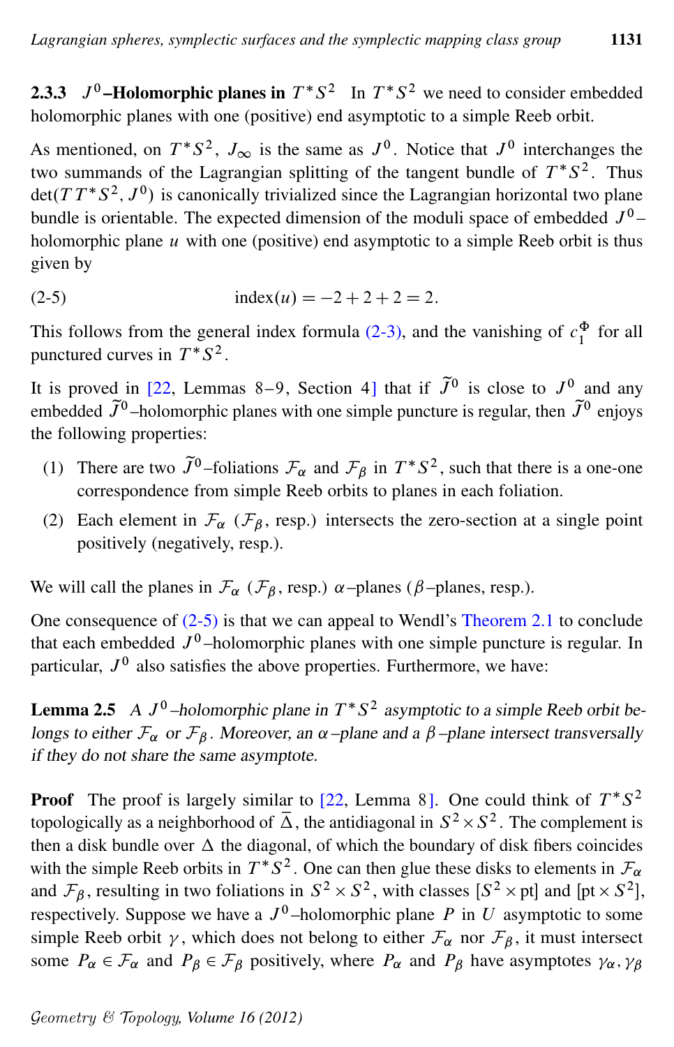#### 2.3.3 $J^0$–Holomorphic planes in $T^*S^2$

In $T^*S^2$ we need to consider embedded holomorphic planes with one (positive) end asymptotic to a simple Reeb orbit.

As mentioned, on $T^*S^2$, $J_\infty$ is the same as $J^0$. Notice that $J^0$ interchanges the two summands of the Lagrangian splitting of the tangent bundle of $T^*S^2$. Thus $\det(TT^*S^2, J^0)$ is canonically trivialized since the Lagrangian horizontal two plane bundle is orientable. The expected dimension of the moduli space of embedded $J^0$–holomorphic plane $u$ with one (positive) end asymptotic to a simple Reeb orbit is thus given by

$$\text{index}(u) = -2 + 2 + 2 = 2. \tag{2-5}$$

This follows from the general index formula (2-3), and the vanishing of $c_1^\Phi$ for all punctured curves in $T^*S^2$.

It is proved in [22, Lemmas 8–9, Section 4] that if $\widetilde{J}^0$ is close to $J^0$ and any embedded $\widetilde{J}^0$–holomorphic planes with one simple puncture is regular, then $\widetilde{J}^0$ enjoys the following properties:

1. There are two $\widetilde{J}^0$–foliations $\mathcal{F}_\alpha$ and $\mathcal{F}_\beta$ in $T^*S^2$, such that there is a one-one correspondence from simple Reeb orbits to planes in each foliation.
2. Each element in $\mathcal{F}_\alpha$ ($\mathcal{F}_\beta$, resp.) intersects the zero-section at a single point positively (negatively, resp.).

We will call the planes in $\mathcal{F}_\alpha$ ($\mathcal{F}_\beta$, resp.) $\alpha$–planes ($\beta$–planes, resp.).

One consequence of (2-5) is that we can appeal to Wendl's Theorem 2.1 to conclude that each embedded $J^0$–holomorphic planes with one simple puncture is regular. In particular, $J^0$ also satisfies the above properties. Furthermore, we have:

**Lemma 2.5** *A $J^0$–holomorphic plane in $T^*S^2$ asymptotic to a simple Reeb orbit belongs to either $\mathcal{F}_\alpha$ or $\mathcal{F}_\beta$. Moreover, an $\alpha$–plane and a $\beta$–plane intersect transversally if they do not share the same asymptote.*

**Proof** The proof is largely similar to [22, Lemma 8]. One could think of $T^*S^2$ topologically as a neighborhood of $\overline{\Delta}$, the antidiagonal in $S^2 \times S^2$. The complement is then a disk bundle over $\Delta$ the diagonal, of which the boundary of disk fibers coincides with the simple Reeb orbits in $T^*S^2$. One can then glue these disks to elements in $\mathcal{F}_\alpha$ and $\mathcal{F}_\beta$, resulting in two foliations in $S^2 \times S^2$, with classes $[S^2 \times \text{pt}]$ and $[\text{pt} \times S^2]$, respectively. Suppose we have a $J^0$–holomorphic plane $P$ in $U$ asymptotic to some simple Reeb orbit $\gamma$, which does not belong to either $\mathcal{F}_\alpha$ nor $\mathcal{F}_\beta$, it must intersect some $P_\alpha \in \mathcal{F}_\alpha$ and $P_\beta \in \mathcal{F}_\beta$ positively, where $P_\alpha$ and $P_\beta$ have asymptotes $\gamma_\alpha, \gamma_\beta$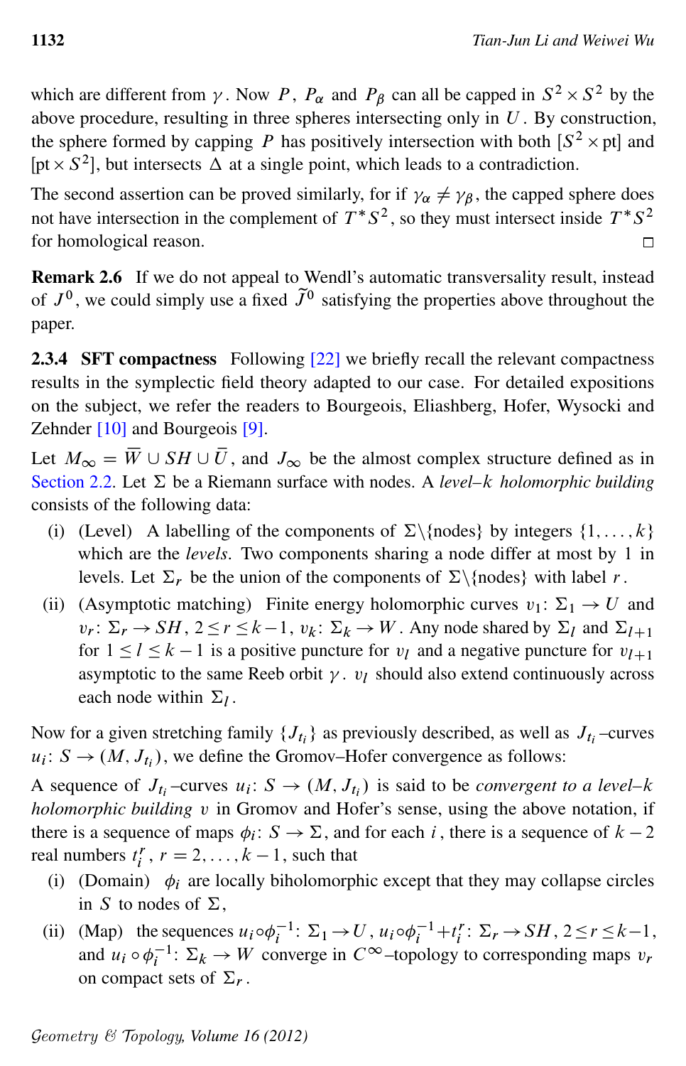which are different from $\gamma$. Now $P$, $P_\alpha$ and $P_\beta$ can all be capped in $S^2 \times S^2$ by the above procedure, resulting in three spheres intersecting only in $U$. By construction, the sphere formed by capping $P$ has positively intersection with both $[S^2 \times \mathrm{pt}]$ and $[\mathrm{pt} \times S^2]$, but intersects $\Delta$ at a single point, which leads to a contradiction.

The second assertion can be proved similarly, for if $\gamma_\alpha \neq \gamma_\beta$, the capped sphere does not have intersection in the complement of $T^*S^2$, so they must intersect inside $T^*S^2$ for homological reason. $\square$

**Remark 2.6** If we do not appeal to Wendl's automatic transversality result, instead of $J^0$, we could simply use a fixed $\widetilde{J}^0$ satisfying the properties above throughout the paper.

**2.3.4 SFT compactness** Following [22] we briefly recall the relevant compactness results in the symplectic field theory adapted to our case. For detailed expositions on the subject, we refer the readers to Bourgeois, Eliashberg, Hofer, Wysocki and Zehnder [10] and Bourgeois [9].

Let $M_\infty = \overline{W} \cup SH \cup \overline{U}$, and $J_\infty$ be the almost complex structure defined as in Section 2.2. Let $\Sigma$ be a Riemann surface with nodes. A *level–$k$ holomorphic building* consists of the following data:

(i) (Level) A labelling of the components of $\Sigma \backslash \{\text{nodes}\}$ by integers $\{1, \dots, k\}$ which are the *levels*. Two components sharing a node differ at most by 1 in levels. Let $\Sigma_r$ be the union of the components of $\Sigma \backslash \{\text{nodes}\}$ with label $r$.

(ii) (Asymptotic matching) Finite energy holomorphic curves $v_1\colon \Sigma_1 \to U$ and $v_r\colon \Sigma_r \to SH$, $2 \leq r \leq k-1$, $v_k\colon \Sigma_k \to W$. Any node shared by $\Sigma_l$ and $\Sigma_{l+1}$ for $1 \leq l \leq k-1$ is a positive puncture for $v_l$ and a negative puncture for $v_{l+1}$ asymptotic to the same Reeb orbit $\gamma$. $v_l$ should also extend continuously across each node within $\Sigma_l$.

Now for a given stretching family $\{J_{t_i}\}$ as previously described, as well as $J_{t_i}$–curves $u_i\colon S \to (M, J_{t_i})$, we define the Gromov–Hofer convergence as follows:

A sequence of $J_{t_i}$–curves $u_i\colon S \to (M, J_{t_i})$ is said to be *convergent to a level–$k$ holomorphic building* $v$ in Gromov and Hofer's sense, using the above notation, if there is a sequence of maps $\phi_i\colon S \to \Sigma$, and for each $i$, there is a sequence of $k-2$ real numbers $t_i^r$, $r = 2, \dots, k-1$, such that

(i) (Domain) $\phi_i$ are locally biholomorphic except that they may collapse circles in $S$ to nodes of $\Sigma$,

(ii) (Map) the sequences $u_i \circ \phi_i^{-1}\colon \Sigma_1 \to U$, $u_i \circ \phi_i^{-1} + t_i^r\colon \Sigma_r \to SH$, $2 \leq r \leq k-1$, and $u_i \circ \phi_i^{-1}\colon \Sigma_k \to W$ converge in $C^\infty$–topology to corresponding maps $v_r$ on compact sets of $\Sigma_r$.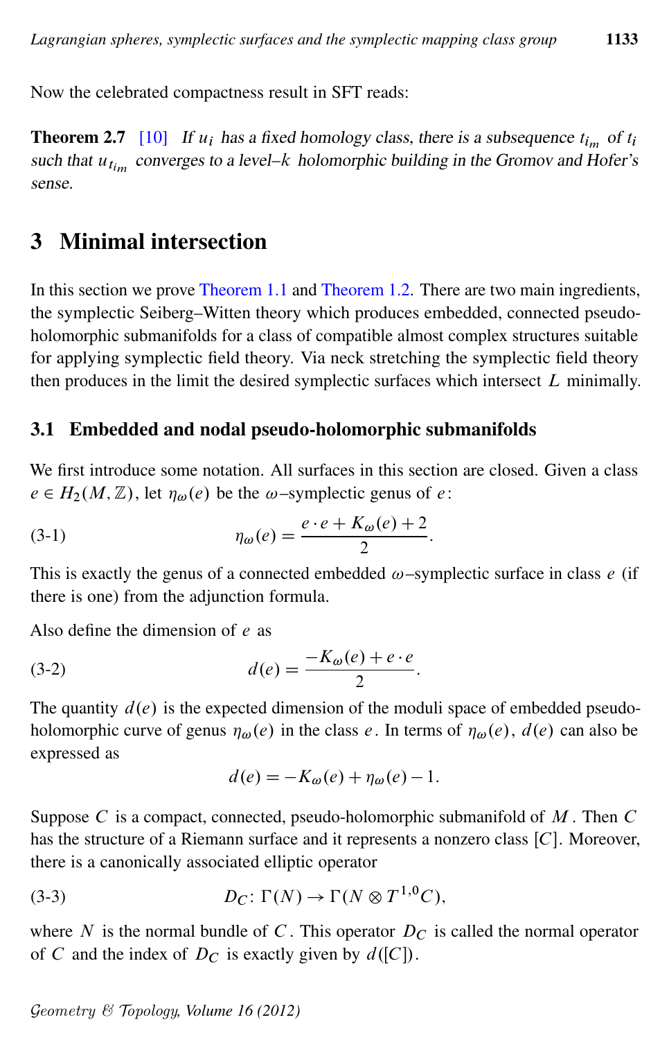Now the celebrated compactness result in SFT reads:

**Theorem 2.7** [10] *If $u_i$ has a fixed homology class, there is a subsequence $t_{i_m}$ of $t_i$ such that $u_{t_{i_m}}$ converges to a level–$k$ holomorphic building in the Gromov and Hofer's sense.*

## 3 Minimal intersection

In this section we prove Theorem 1.1 and Theorem 1.2. There are two main ingredients, the symplectic Seiberg–Witten theory which produces embedded, connected pseudo-holomorphic submanifolds for a class of compatible almost complex structures suitable for applying symplectic field theory. Via neck stretching the symplectic field theory then produces in the limit the desired symplectic surfaces which intersect $L$ minimally.

### 3.1 Embedded and nodal pseudo-holomorphic submanifolds

We first introduce some notation. All surfaces in this section are closed. Given a class $e \in H_2(M,\mathbb{Z})$, let $\eta_\omega(e)$ be the $\omega$–symplectic genus of $e$:

$$\eta_\omega(e) = \frac{e\cdot e + K_\omega(e) + 2}{2}. \tag{3-1}$$

This is exactly the genus of a connected embedded $\omega$–symplectic surface in class $e$ (if there is one) from the adjunction formula.

Also define the dimension of $e$ as

$$d(e) = \frac{-K_\omega(e) + e\cdot e}{2}. \tag{3-2}$$

The quantity $d(e)$ is the expected dimension of the moduli space of embedded pseudo-holomorphic curve of genus $\eta_\omega(e)$ in the class $e$. In terms of $\eta_\omega(e)$, $d(e)$ can also be expressed as

$$d(e) = -K_\omega(e) + \eta_\omega(e) - 1.$$

Suppose $C$ is a compact, connected, pseudo-holomorphic submanifold of $M$. Then $C$ has the structure of a Riemann surface and it represents a nonzero class $[C]$. Moreover, there is a canonically associated elliptic operator

$$D_C\colon \Gamma(N) \to \Gamma(N\otimes T^{1,0}C), \tag{3-3}$$

where $N$ is the normal bundle of $C$. This operator $D_C$ is called the normal operator of $C$ and the index of $D_C$ is exactly given by $d([C])$.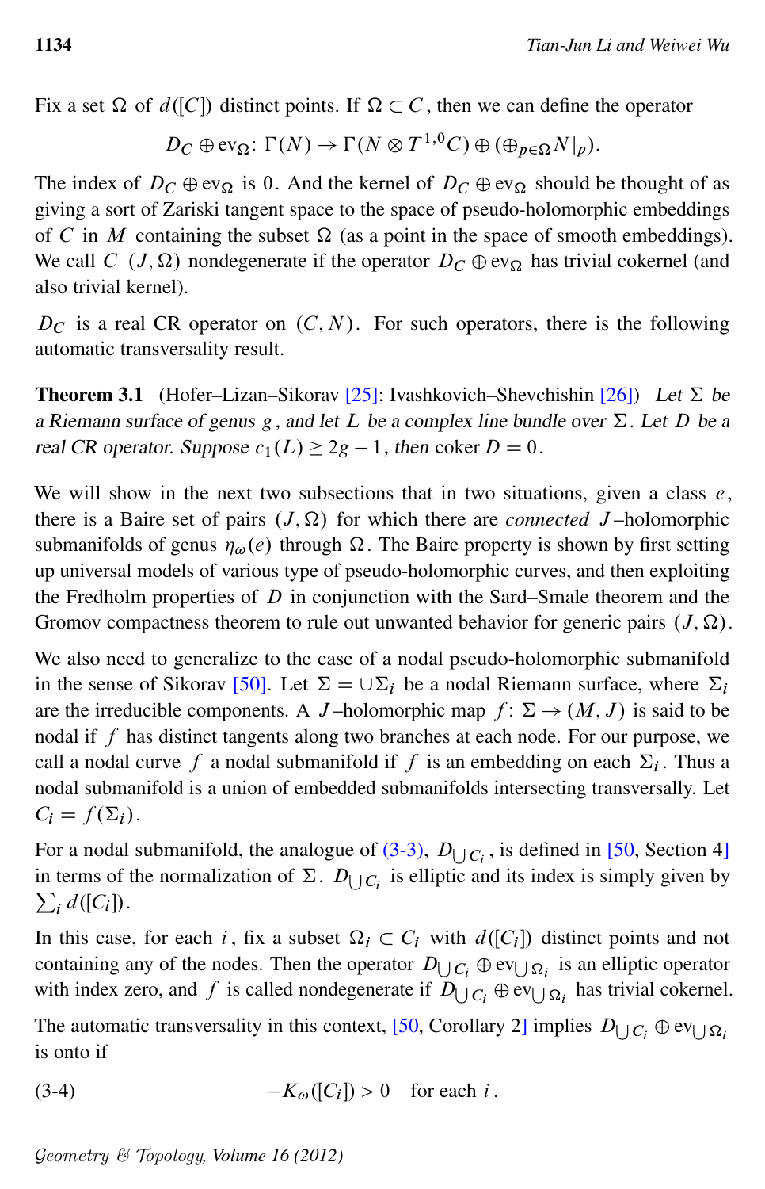Fix a set $\Omega$ of $d([C])$ distinct points. If $\Omega \subset C$, then we can define the operator

$$D_C \oplus \mathrm{ev}_\Omega \colon \Gamma(N) \to \Gamma(N \otimes T^{1,0}C) \oplus (\oplus_{p \in \Omega} N|_p).$$

The index of $D_C \oplus \mathrm{ev}_\Omega$ is 0. And the kernel of $D_C \oplus \mathrm{ev}_\Omega$ should be thought of as giving a sort of Zariski tangent space to the space of pseudo-holomorphic embeddings of $C$ in $M$ containing the subset $\Omega$ (as a point in the space of smooth embeddings). We call $C$ $(J,\Omega)$ nondegenerate if the operator $D_C \oplus \mathrm{ev}_\Omega$ has trivial cokernel (and also trivial kernel).

$D_C$ is a real CR operator on $(C, N)$. For such operators, there is the following automatic transversality result.

**Theorem 3.1** (Hofer–Lizan–Sikorav [25]; Ivashkovich–Shevchishin [26]) *Let $\Sigma$ be a Riemann surface of genus $g$, and let $L$ be a complex line bundle over $\Sigma$. Let $D$ be a real CR operator. Suppose $c_1(L) \geq 2g - 1$, then* coker $D = 0$.

We will show in the next two subsections that in two situations, given a class $e$, there is a Baire set of pairs $(J, \Omega)$ for which there are *connected* $J$–holomorphic submanifolds of genus $\eta_\omega(e)$ through $\Omega$. The Baire property is shown by first setting up universal models of various type of pseudo-holomorphic curves, and then exploiting the Fredholm properties of $D$ in conjunction with the Sard–Smale theorem and the Gromov compactness theorem to rule out unwanted behavior for generic pairs $(J, \Omega)$.

We also need to generalize to the case of a nodal pseudo-holomorphic submanifold in the sense of Sikorav [50]. Let $\Sigma = \cup \Sigma_i$ be a nodal Riemann surface, where $\Sigma_i$ are the irreducible components. A $J$–holomorphic map $f \colon \Sigma \to (M, J)$ is said to be nodal if $f$ has distinct tangents along two branches at each node. For our purpose, we call a nodal curve $f$ a nodal submanifold if $f$ is an embedding on each $\Sigma_i$. Thus a nodal submanifold is a union of embedded submanifolds intersecting transversally. Let $C_i = f(\Sigma_i)$.

For a nodal submanifold, the analogue of (3-3), $D_{\bigcup C_i}$, is defined in [50, Section 4] in terms of the normalization of $\Sigma$. $D_{\bigcup C_i}$ is elliptic and its index is simply given by $\sum_i d([C_i])$.

In this case, for each $i$, fix a subset $\Omega_i \subset C_i$ with $d([C_i])$ distinct points and not containing any of the nodes. Then the operator $D_{\bigcup C_i} \oplus \mathrm{ev}_{\bigcup \Omega_i}$ is an elliptic operator with index zero, and $f$ is called nondegenerate if $D_{\bigcup C_i} \oplus \mathrm{ev}_{\bigcup \Omega_i}$ has trivial cokernel.

The automatic transversality in this context, [50, Corollary 2] implies $D_{\bigcup C_i} \oplus \mathrm{ev}_{\bigcup \Omega_i}$ is onto if

$$-K_\omega([C_i]) > 0 \quad \text{for each } i. \tag{3-4}$$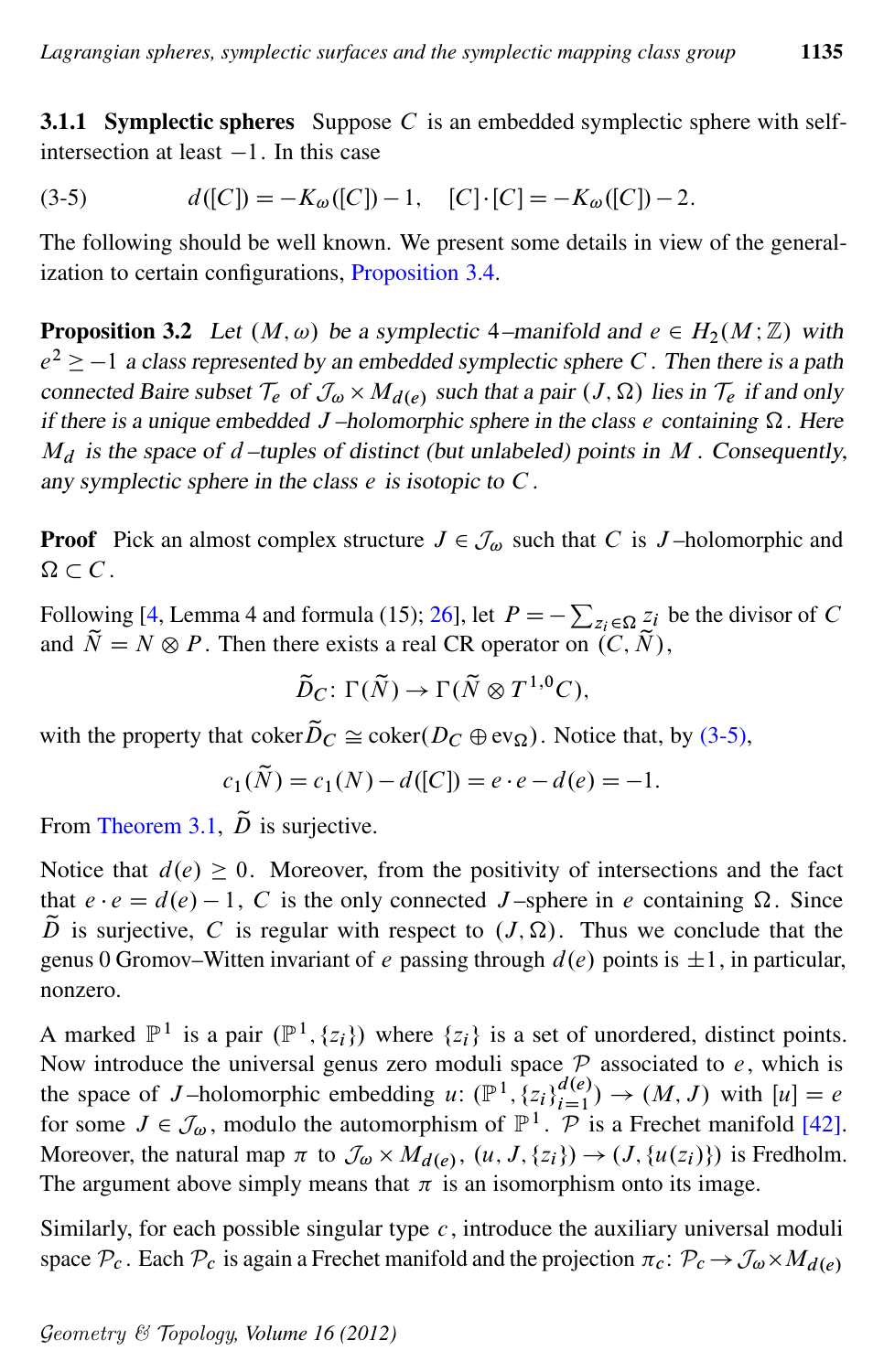### 3.1.1 Symplectic spheres

Suppose $C$ is an embedded symplectic sphere with self-intersection at least $-1$. In this case

$$d([C]) = -K_\omega([C]) - 1, \quad [C]\cdot[C] = -K_\omega([C]) - 2. \tag{3-5}$$

The following should be well known. We present some details in view of the generalization to certain configurations, Proposition 3.4.

**Proposition 3.2** *Let $(M,\omega)$ be a symplectic 4–manifold and $e \in H_2(M;\mathbb{Z})$ with $e^2 \geq -1$ a class represented by an embedded symplectic sphere $C$. Then there is a path connected Baire subset $\mathcal{T}_e$ of $\mathcal{J}_\omega \times M_{d(e)}$ such that a pair $(J,\Omega)$ lies in $\mathcal{T}_e$ if and only if there is a unique embedded $J$–holomorphic sphere in the class $e$ containing $\Omega$. Here $M_d$ is the space of $d$–tuples of distinct (but unlabeled) points in $M$. Consequently, any symplectic sphere in the class $e$ is isotopic to $C$.*

**Proof** Pick an almost complex structure $J \in \mathcal{J}_\omega$ such that $C$ is $J$–holomorphic and $\Omega \subset C$.

Following [4, Lemma 4 and formula (15); 26], let $P = -\sum_{z_i \in \Omega} z_i$ be the divisor of $C$ and $\widetilde{N} = N \otimes P$. Then there exists a real CR operator on $(C, \widetilde{N})$,

$$\widetilde{D}_C\colon \Gamma(\widetilde{N}) \to \Gamma(\widetilde{N} \otimes T^{1,0}C),$$

with the property that $\operatorname{coker}\widetilde{D}_C \cong \operatorname{coker}(D_C \oplus \mathrm{ev}_\Omega)$. Notice that, by (3-5),

$$c_1(\widetilde{N}) = c_1(N) - d([C]) = e\cdot e - d(e) = -1.$$

From Theorem 3.1, $\widetilde{D}$ is surjective.

Notice that $d(e) \geq 0$. Moreover, from the positivity of intersections and the fact that $e\cdot e = d(e) - 1$, $C$ is the only connected $J$–sphere in $e$ containing $\Omega$. Since $\widetilde{D}$ is surjective, $C$ is regular with respect to $(J,\Omega)$. Thus we conclude that the genus 0 Gromov–Witten invariant of $e$ passing through $d(e)$ points is $\pm 1$, in particular, nonzero.

A marked $\mathbb{P}^1$ is a pair $(\mathbb{P}^1, \{z_i\})$ where $\{z_i\}$ is a set of unordered, distinct points. Now introduce the universal genus zero moduli space $\mathcal{P}$ associated to $e$, which is the space of $J$–holomorphic embedding $u\colon (\mathbb{P}^1, \{z_i\}_{i=1}^{d(e)}) \to (M,J)$ with $[u] = e$ for some $J \in \mathcal{J}_\omega$, modulo the automorphism of $\mathbb{P}^1$. $\mathcal{P}$ is a Frechet manifold [42]. Moreover, the natural map $\pi$ to $\mathcal{J}_\omega \times M_{d(e)}$, $(u, J, \{z_i\}) \to (J, \{u(z_i)\})$ is Fredholm. The argument above simply means that $\pi$ is an isomorphism onto its image.

Similarly, for each possible singular type $c$, introduce the auxiliary universal moduli space $\mathcal{P}_c$. Each $\mathcal{P}_c$ is again a Frechet manifold and the projection $\pi_c\colon \mathcal{P}_c \to \mathcal{J}_\omega \times M_{d(e)}$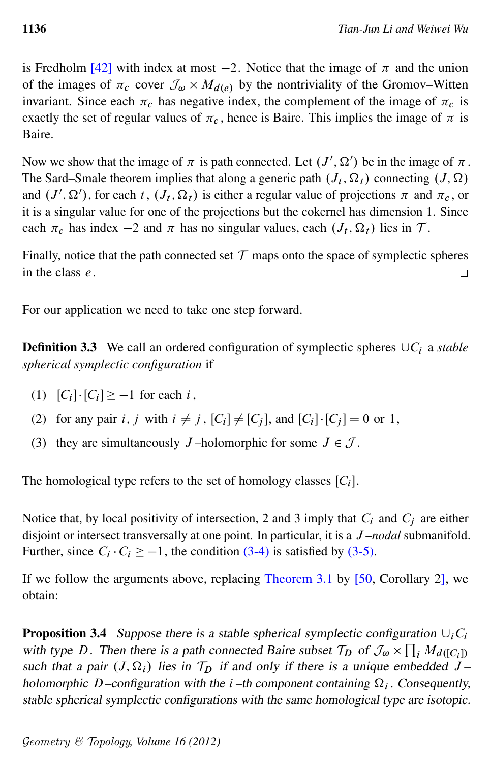is Fredholm [42] with index at most $-2$. Notice that the image of $\pi$ and the union of the images of $\pi_c$ cover $\mathcal{J}_\omega \times M_{d(e)}$ by the nontriviality of the Gromov–Witten invariant. Since each $\pi_c$ has negative index, the complement of the image of $\pi_c$ is exactly the set of regular values of $\pi_c$, hence is Baire. This implies the image of $\pi$ is Baire.

Now we show that the image of $\pi$ is path connected. Let $(J', \Omega')$ be in the image of $\pi$. The Sard–Smale theorem implies that along a generic path $(J_t, \Omega_t)$ connecting $(J, \Omega)$ and $(J', \Omega')$, for each $t$, $(J_t, \Omega_t)$ is either a regular value of projections $\pi$ and $\pi_c$, or it is a singular value for one of the projections but the cokernel has dimension 1. Since each $\pi_c$ has index $-2$ and $\pi$ has no singular values, each $(J_t, \Omega_t)$ lies in $\mathcal{T}$.

Finally, notice that the path connected set $\mathcal{T}$ maps onto the space of symplectic spheres in the class $e$. □

For our application we need to take one step forward.

**Definition 3.3** We call an ordered configuration of symplectic spheres $\cup C_i$ a *stable spherical symplectic configuration* if

1. $[C_i]\cdot[C_i] \geq -1$ for each $i$,
2. for any pair $i, j$ with $i \neq j$, $[C_i] \neq [C_j]$, and $[C_i]\cdot[C_j] = 0$ or $1$,
3. they are simultaneously $J$–holomorphic for some $J \in \mathcal{J}$.

The homological type refers to the set of homology classes $[C_i]$.

Notice that, by local positivity of intersection, 2 and 3 imply that $C_i$ and $C_j$ are either disjoint or intersect transversally at one point. In particular, it is a $J$–*nodal* submanifold. Further, since $C_i \cdot C_i \geq -1$, the condition (3-4) is satisfied by (3-5).

If we follow the arguments above, replacing Theorem 3.1 by [50, Corollary 2], we obtain:

**Proposition 3.4** *Suppose there is a stable spherical symplectic configuration $\cup_i C_i$ with type $D$. Then there is a path connected Baire subset $\mathcal{T}_D$ of $\mathcal{J}_\omega \times \prod_i M_{d([C_i])}$ such that a pair $(J, \Omega_i)$ lies in $\mathcal{T}_D$ if and only if there is a unique embedded $J$–holomorphic $D$–configuration with the $i$–th component containing $\Omega_i$. Consequently, stable spherical symplectic configurations with the same homological type are isotopic.*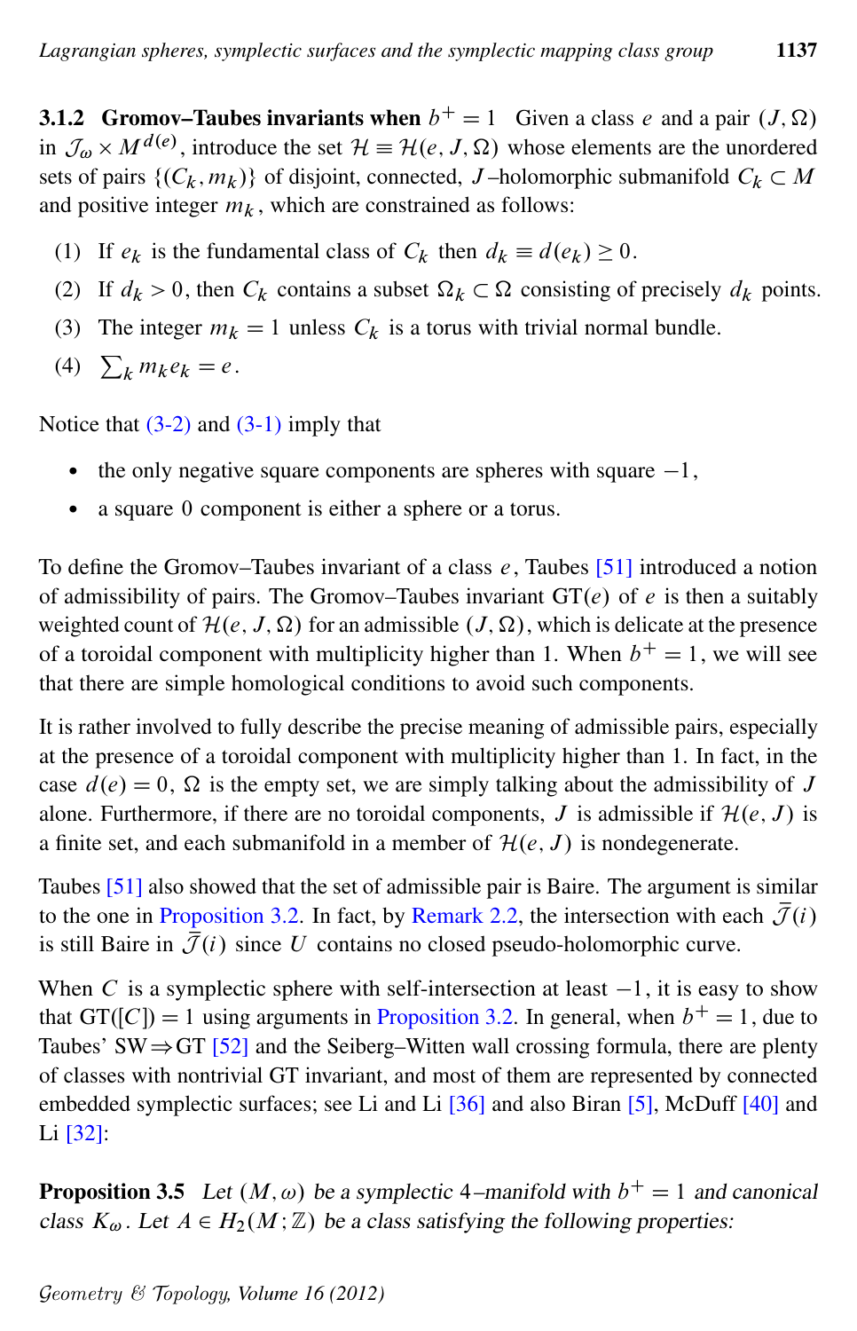### 3.1.2 Gromov–Taubes invariants when $b^+ = 1$

Given a class $e$ and a pair $(J, \Omega)$ in $\mathcal{J}_\omega \times M^{d(e)}$, introduce the set $\mathcal{H} \equiv \mathcal{H}(e, J, \Omega)$ whose elements are the unordered sets of pairs $\{(C_k, m_k)\}$ of disjoint, connected, $J$–holomorphic submanifold $C_k \subset M$ and positive integer $m_k$, which are constrained as follows:

1. If $e_k$ is the fundamental class of $C_k$ then $d_k \equiv d(e_k) \geq 0$.
2. If $d_k > 0$, then $C_k$ contains a subset $\Omega_k \subset \Omega$ consisting of precisely $d_k$ points.
3. The integer $m_k = 1$ unless $C_k$ is a torus with trivial normal bundle.
4. $\sum_k m_k e_k = e$.

Notice that (3-2) and (3-1) imply that

- the only negative square components are spheres with square $-1$,
- a square 0 component is either a sphere or a torus.

To define the Gromov–Taubes invariant of a class $e$, Taubes [51] introduced a notion of admissibility of pairs. The Gromov–Taubes invariant $\mathrm{GT}(e)$ of $e$ is then a suitably weighted count of $\mathcal{H}(e, J, \Omega)$ for an admissible $(J, \Omega)$, which is delicate at the presence of a toroidal component with multiplicity higher than 1. When $b^+ = 1$, we will see that there are simple homological conditions to avoid such components.

It is rather involved to fully describe the precise meaning of admissible pairs, especially at the presence of a toroidal component with multiplicity higher than 1. In fact, in the case $d(e) = 0$, $\Omega$ is the empty set, we are simply talking about the admissibility of $J$ alone. Furthermore, if there are no toroidal components, $J$ is admissible if $\mathcal{H}(e, J)$ is a finite set, and each submanifold in a member of $\mathcal{H}(e, J)$ is nondegenerate.

Taubes [51] also showed that the set of admissible pair is Baire. The argument is similar to the one in Proposition 3.2. In fact, by Remark 2.2, the intersection with each $\bar{\mathcal{J}}(i)$ is still Baire in $\bar{\mathcal{J}}(i)$ since $U$ contains no closed pseudo-holomorphic curve.

When $C$ is a symplectic sphere with self-intersection at least $-1$, it is easy to show that $\mathrm{GT}([C]) = 1$ using arguments in Proposition 3.2. In general, when $b^+ = 1$, due to Taubes' SW$\Rightarrow$GT [52] and the Seiberg–Witten wall crossing formula, there are plenty of classes with nontrivial GT invariant, and most of them are represented by connected embedded symplectic surfaces; see Li and Li [36] and also Biran [5], McDuff [40] and Li [32]:

**Proposition 3.5** *Let $(M, \omega)$ be a symplectic 4–manifold with $b^+ = 1$ and canonical class $K_\omega$. Let $A \in H_2(M; \mathbb{Z})$ be a class satisfying the following properties:*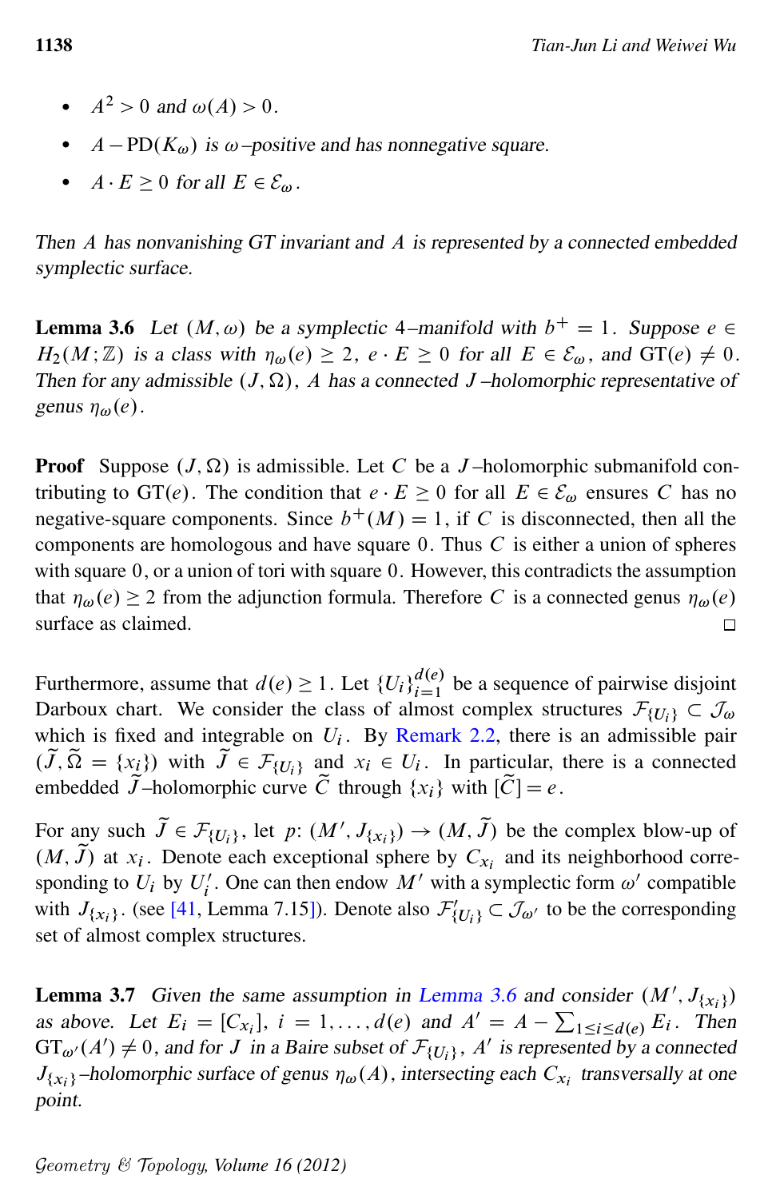- $A^2 > 0$ and $\omega(A) > 0$.
- $A - \mathrm{PD}(K_\omega)$ is $\omega$–positive and has nonnegative square.
- $A \cdot E \geq 0$ for all $E \in \mathcal{E}_\omega$.

*Then $A$ has nonvanishing GT invariant and $A$ is represented by a connected embedded symplectic surface.*

**Lemma 3.6** *Let $(M, \omega)$ be a symplectic 4–manifold with $b^+ = 1$. Suppose $e \in H_2(M; \mathbb{Z})$ is a class with $\eta_\omega(e) \geq 2$, $e \cdot E \geq 0$ for all $E \in \mathcal{E}_\omega$, and $\mathrm{GT}(e) \neq 0$. Then for any admissible $(J, \Omega)$, $A$ has a connected $J$–holomorphic representative of genus $\eta_\omega(e)$.*

**Proof** Suppose $(J, \Omega)$ is admissible. Let $C$ be a $J$–holomorphic submanifold contributing to $\mathrm{GT}(e)$. The condition that $e \cdot E \geq 0$ for all $E \in \mathcal{E}_\omega$ ensures $C$ has no negative-square components. Since $b^+(M) = 1$, if $C$ is disconnected, then all the components are homologous and have square $0$. Thus $C$ is either a union of spheres with square $0$, or a union of tori with square $0$. However, this contradicts the assumption that $\eta_\omega(e) \geq 2$ from the adjunction formula. Therefore $C$ is a connected genus $\eta_\omega(e)$ surface as claimed. □

Furthermore, assume that $d(e) \geq 1$. Let $\{U_i\}_{i=1}^{d(e)}$ be a sequence of pairwise disjoint Darboux chart. We consider the class of almost complex structures $\mathcal{F}_{\{U_i\}} \subset \mathcal{J}_\omega$ which is fixed and integrable on $U_i$. By Remark 2.2, there is an admissible pair $(\widetilde{J}, \widetilde{\Omega} = \{x_i\})$ with $\widetilde{J} \in \mathcal{F}_{\{U_i\}}$ and $x_i \in U_i$. In particular, there is a connected embedded $\widetilde{J}$–holomorphic curve $\widetilde{C}$ through $\{x_i\}$ with $[\widetilde{C}] = e$.

For any such $\widetilde{J} \in \mathcal{F}_{\{U_i\}}$, let $p\colon (M', J_{\{x_i\}}) \to (M, \widetilde{J})$ be the complex blow-up of $(M, \widetilde{J})$ at $x_i$. Denote each exceptional sphere by $C_{x_i}$ and its neighborhood corresponding to $U_i$ by $U_i'$. One can then endow $M'$ with a symplectic form $\omega'$ compatible with $J_{\{x_i\}}$. (see [41, Lemma 7.15]). Denote also $\mathcal{F}'_{\{U_i\}} \subset \mathcal{J}_{\omega'}$ to be the corresponding set of almost complex structures.

**Lemma 3.7** *Given the same assumption in Lemma 3.6 and consider $(M', J_{\{x_i\}})$ as above. Let $E_i = [C_{x_i}]$, $i = 1, \dots, d(e)$ and $A' = A - \sum_{1 \leq i \leq d(e)} E_i$. Then $\mathrm{GT}_{\omega'}(A') \neq 0$, and for $J$ in a Baire subset of $\mathcal{F}_{\{U_i\}}$, $A'$ is represented by a connected $J_{\{x_i\}}$–holomorphic surface of genus $\eta_\omega(A)$, intersecting each $C_{x_i}$ transversally at one point.*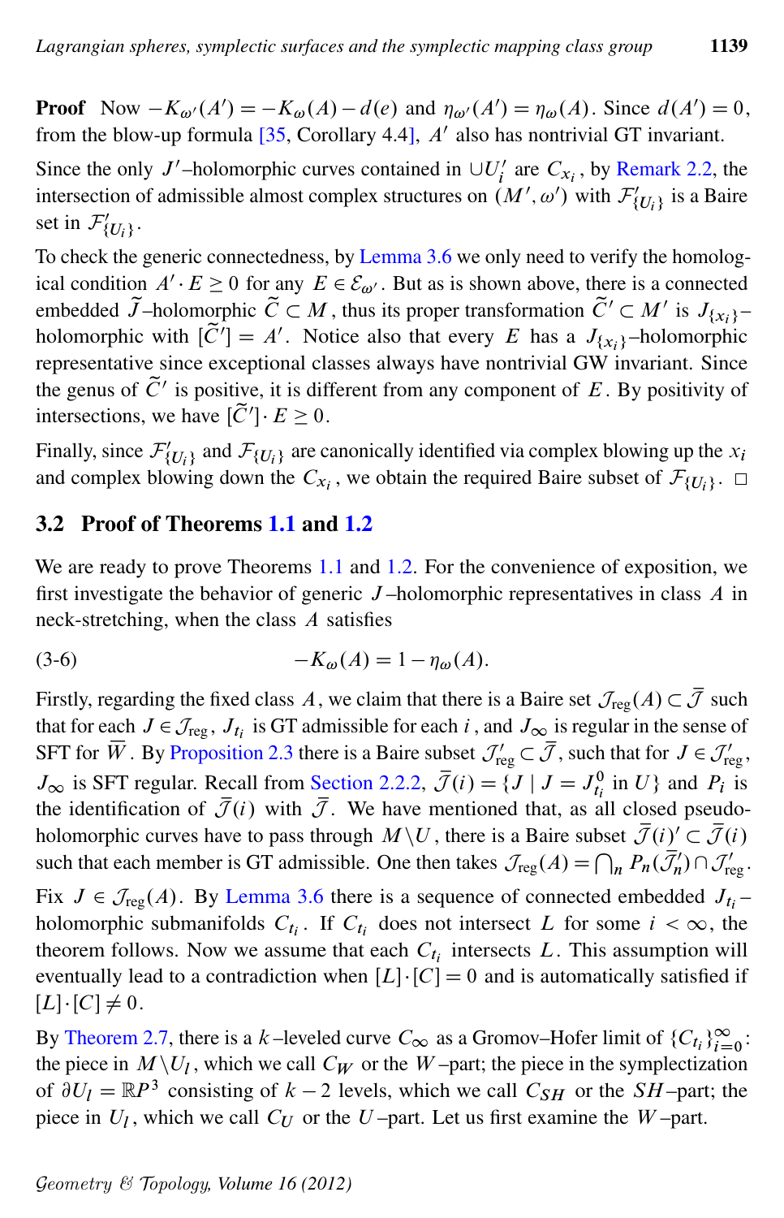**Proof** Now $-K_{\omega'}(A') = -K_\omega(A) - d(e)$ and $\eta_{\omega'}(A') = \eta_\omega(A)$. Since $d(A') = 0$, from the blow-up formula [35, Corollary 4.4], $A'$ also has nontrivial GT invariant.

Since the only $J'$–holomorphic curves contained in $\cup U_i'$ are $C_{x_i}$, by Remark 2.2, the intersection of admissible almost complex structures on $(M', \omega')$ with $\mathcal{F}'_{\{U_i\}}$ is a Baire set in $\mathcal{F}'_{\{U_i\}}$.

To check the generic connectedness, by Lemma 3.6 we only need to verify the homological condition $A' \cdot E \geq 0$ for any $E \in \mathcal{E}_{\omega'}$. But as is shown above, there is a connected embedded $\widetilde{J}$–holomorphic $\widetilde{C} \subset M$, thus its proper transformation $\widetilde{C}' \subset M'$ is $J_{\{x_i\}}$–holomorphic with $[\widetilde{C}'] = A'$. Notice also that every $E$ has a $J_{\{x_i\}}$–holomorphic representative since exceptional classes always have nontrivial GW invariant. Since the genus of $\widetilde{C}'$ is positive, it is different from any component of $E$. By positivity of intersections, we have $[\widetilde{C}'] \cdot E \geq 0$.

Finally, since $\mathcal{F}'_{\{U_i\}}$ and $\mathcal{F}_{\{U_i\}}$ are canonically identified via complex blowing up the $x_i$ and complex blowing down the $C_{x_i}$, we obtain the required Baire subset of $\mathcal{F}_{\{U_i\}}$. $\square$

## 3.2 Proof of Theorems 1.1 and 1.2

We are ready to prove Theorems 1.1 and 1.2. For the convenience of exposition, we first investigate the behavior of generic $J$–holomorphic representatives in class $A$ in neck-stretching, when the class $A$ satisfies

$$-K_\omega(A) = 1 - \eta_\omega(A). \tag{3-6}$$

Firstly, regarding the fixed class $A$, we claim that there is a Baire set $\mathcal{J}_{\text{reg}}(A) \subset \overline{\mathcal{J}}$ such that for each $J \in \mathcal{J}_{\text{reg}}$, $J_{t_i}$ is GT admissible for each $i$, and $J_\infty$ is regular in the sense of SFT for $\overline{W}$. By Proposition 2.3 there is a Baire subset $\mathcal{J}'_{\text{reg}} \subset \overline{\mathcal{J}}$, such that for $J \in \mathcal{J}'_{\text{reg}}$, $J_\infty$ is SFT regular. Recall from Section 2.2.2, $\overline{\mathcal{J}}(i) = \{J \mid J = J^0_{t_i} \text{ in } U\}$ and $P_i$ is the identification of $\overline{\mathcal{J}}(i)$ with $\overline{\mathcal{J}}$. We have mentioned that, as all closed pseudo-holomorphic curves have to pass through $M \backslash U$, there is a Baire subset $\overline{\mathcal{J}}(i)' \subset \overline{\mathcal{J}}(i)$ such that each member is GT admissible. One then takes $\mathcal{J}_{\text{reg}}(A) = \bigcap_n P_n(\overline{\mathcal{J}}'_n) \cap \mathcal{J}'_{\text{reg}}$.

Fix $J \in \mathcal{J}_{\text{reg}}(A)$. By Lemma 3.6 there is a sequence of connected embedded $J_{t_i}$–holomorphic submanifolds $C_{t_i}$. If $C_{t_i}$ does not intersect $L$ for some $i < \infty$, the theorem follows. Now we assume that each $C_{t_i}$ intersects $L$. This assumption will eventually lead to a contradiction when $[L] \cdot [C] = 0$ and is automatically satisfied if $[L] \cdot [C] \neq 0$.

By Theorem 2.7, there is a $k$–leveled curve $C_\infty$ as a Gromov–Hofer limit of $\{C_{t_i}\}_{i=0}^\infty$: the piece in $M \backslash U_l$, which we call $C_W$ or the $W$–part; the piece in the symplectization of $\partial U_l = \mathbb{RP}^3$ consisting of $k-2$ levels, which we call $C_{SH}$ or the $SH$–part; the piece in $U_l$, which we call $C_U$ or the $U$–part. Let us first examine the $W$–part.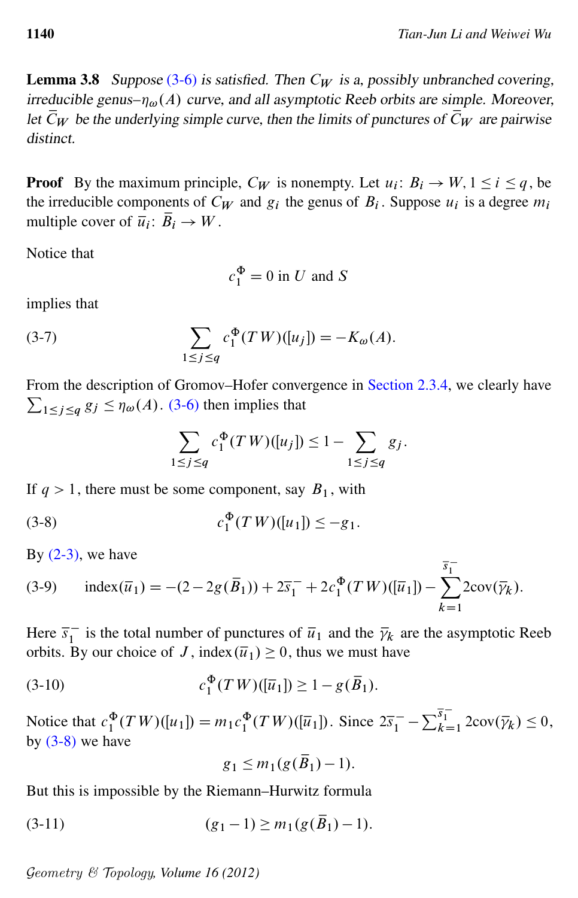**Lemma 3.8** *Suppose (3-6) is satisfied. Then $C_W$ is a, possibly unbranched covering, irreducible genus–$\eta_\omega(A)$ curve, and all asymptotic Reeb orbits are simple. Moreover, let $\bar{C}_W$ be the underlying simple curve, then the limits of punctures of $\bar{C}_W$ are pairwise distinct.*

**Proof** By the maximum principle, $C_W$ is nonempty. Let $u_i\colon B_i \to W, 1 \le i \le q$, be the irreducible components of $C_W$ and $g_i$ the genus of $B_i$. Suppose $u_i$ is a degree $m_i$ multiple cover of $\bar{u}_i\colon \bar{B}_i \to W$.

Notice that

$$c_1^\Phi = 0 \text{ in } U \text{ and } S$$

implies that

$$\sum_{1\le j\le q} c_1^\Phi(TW)([u_j]) = -K_\omega(A). \tag{3-7}$$

From the description of Gromov–Hofer convergence in Section 2.3.4, we clearly have $\sum_{1\le j\le q} g_j \le \eta_\omega(A)$. (3-6) then implies that

$$\sum_{1\le j\le q} c_1^\Phi(TW)([u_j]) \le 1 - \sum_{1\le j\le q} g_j.$$

If $q > 1$, there must be some component, say $B_1$, with

$$c_1^\Phi(TW)([u_1]) \le -g_1. \tag{3-8}$$

By (2-3), we have

$$\operatorname{index}(\bar{u}_1) = -(2-2g(\bar{B}_1)) + 2\bar{s}_1^- + 2c_1^\Phi(TW)([\bar{u}_1]) - \sum_{k=1}^{\bar{s}_1^-} 2\operatorname{cov}(\bar{\gamma}_k). \tag{3-9}$$

Here $\bar{s}_1^-$ is the total number of punctures of $\bar{u}_1$ and the $\bar{\gamma}_k$ are the asymptotic Reeb orbits. By our choice of $J$, $\operatorname{index}(\bar{u}_1) \ge 0$, thus we must have

$$c_1^\Phi(TW)([\bar{u}_1]) \ge 1 - g(\bar{B}_1). \tag{3-10}$$

Notice that $c_1^\Phi(TW)([u_1]) = m_1 c_1^\Phi(TW)([\bar{u}_1])$. Since $2\bar{s}_1^- - \sum_{k=1}^{\bar{s}_1^-} 2\operatorname{cov}(\bar{\gamma}_k) \le 0$, by (3-8) we have

$$g_1 \le m_1(g(\bar{B}_1) - 1).$$

But this is impossible by the Riemann–Hurwitz formula

$$(g_1 - 1) \ge m_1(g(\bar{B}_1) - 1). \tag{3-11}$$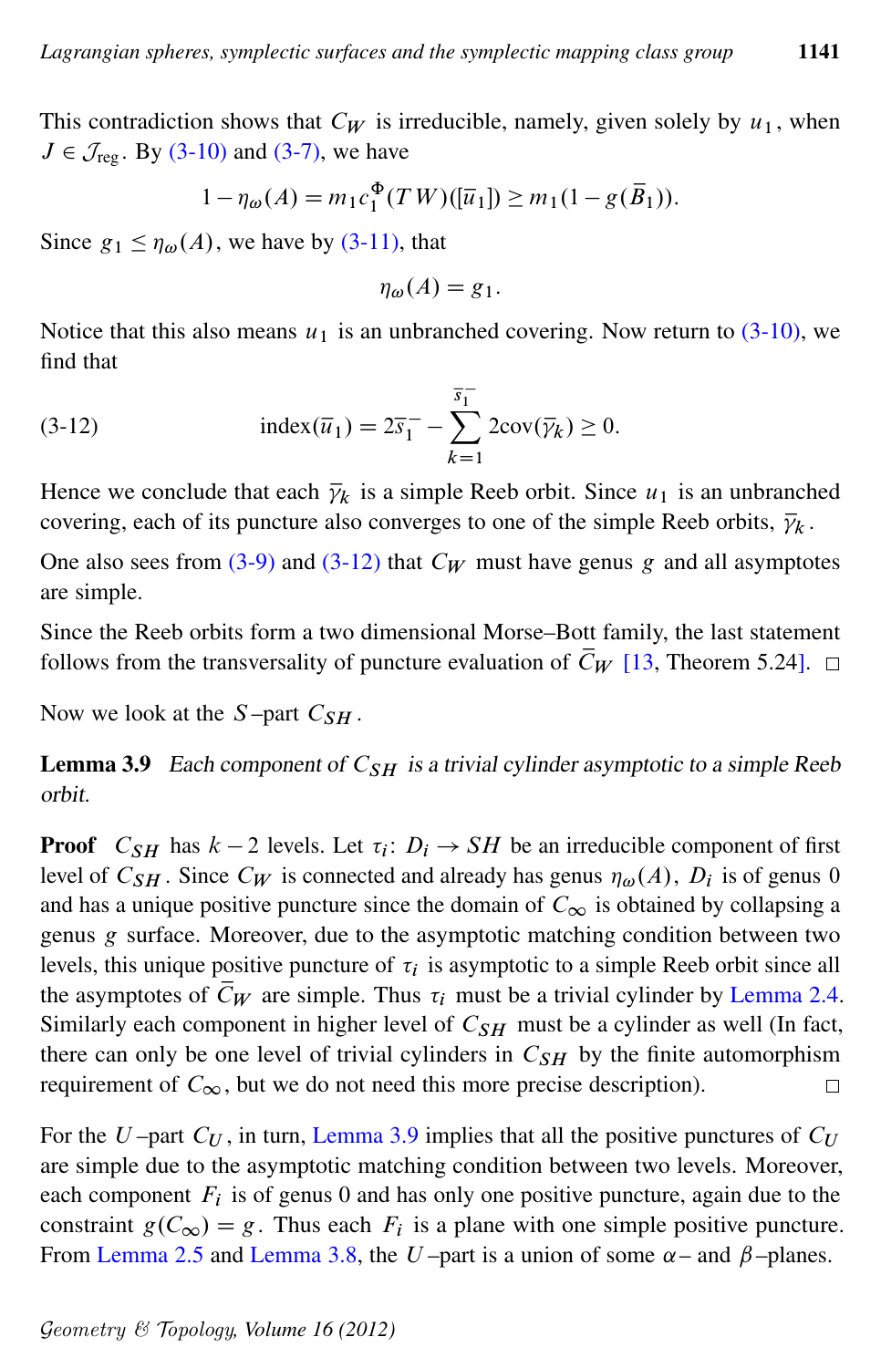This contradiction shows that $C_W$ is irreducible, namely, given solely by $u_1$, when $J \in \mathcal{J}_{\text{reg}}$. By (3-10) and (3-7), we have

$$1 - \eta_\omega(A) = m_1 c_1^\Phi(TW)([\bar{u}_1]) \geq m_1(1 - g(\bar{B}_1)).$$

Since $g_1 \leq \eta_\omega(A)$, we have by (3-11), that

$$\eta_\omega(A) = g_1.$$

Notice that this also means $u_1$ is an unbranched covering. Now return to (3-10), we find that

$$\text{index}(\bar{u}_1) = 2\bar{s}_1^- - \sum_{k=1}^{\bar{s}_1^-} 2\text{cov}(\bar{\gamma}_k) \geq 0. \tag{3-12}$$

Hence we conclude that each $\bar{\gamma}_k$ is a simple Reeb orbit. Since $u_1$ is an unbranched covering, each of its puncture also converges to one of the simple Reeb orbits, $\bar{\gamma}_k$.

One also sees from (3-9) and (3-12) that $C_W$ must have genus $g$ and all asymptotes are simple.

Since the Reeb orbits form a two dimensional Morse–Bott family, the last statement follows from the transversality of puncture evaluation of $\bar{C}_W$ [13, Theorem 5.24]. □

Now we look at the $S$–part $C_{SH}$.

**Lemma 3.9** *Each component of $C_{SH}$ is a trivial cylinder asymptotic to a simple Reeb orbit.*

**Proof** $C_{SH}$ has $k-2$ levels. Let $\tau_i \colon D_i \to SH$ be an irreducible component of first level of $C_{SH}$. Since $C_W$ is connected and already has genus $\eta_\omega(A)$, $D_i$ is of genus $0$ and has a unique positive puncture since the domain of $C_\infty$ is obtained by collapsing a genus $g$ surface. Moreover, due to the asymptotic matching condition between two levels, this unique positive puncture of $\tau_i$ is asymptotic to a simple Reeb orbit since all the asymptotes of $\bar{C}_W$ are simple. Thus $\tau_i$ must be a trivial cylinder by Lemma 2.4. Similarly each component in higher level of $C_{SH}$ must be a cylinder as well (In fact, there can only be one level of trivial cylinders in $C_{SH}$ by the finite automorphism requirement of $C_\infty$, but we do not need this more precise description). □

For the $U$–part $C_U$, in turn, Lemma 3.9 implies that all the positive punctures of $C_U$ are simple due to the asymptotic matching condition between two levels. Moreover, each component $F_i$ is of genus $0$ and has only one positive puncture, again due to the constraint $g(C_\infty) = g$. Thus each $F_i$ is a plane with one simple positive puncture. From Lemma 2.5 and Lemma 3.8, the $U$–part is a union of some $\alpha$– and $\beta$–planes.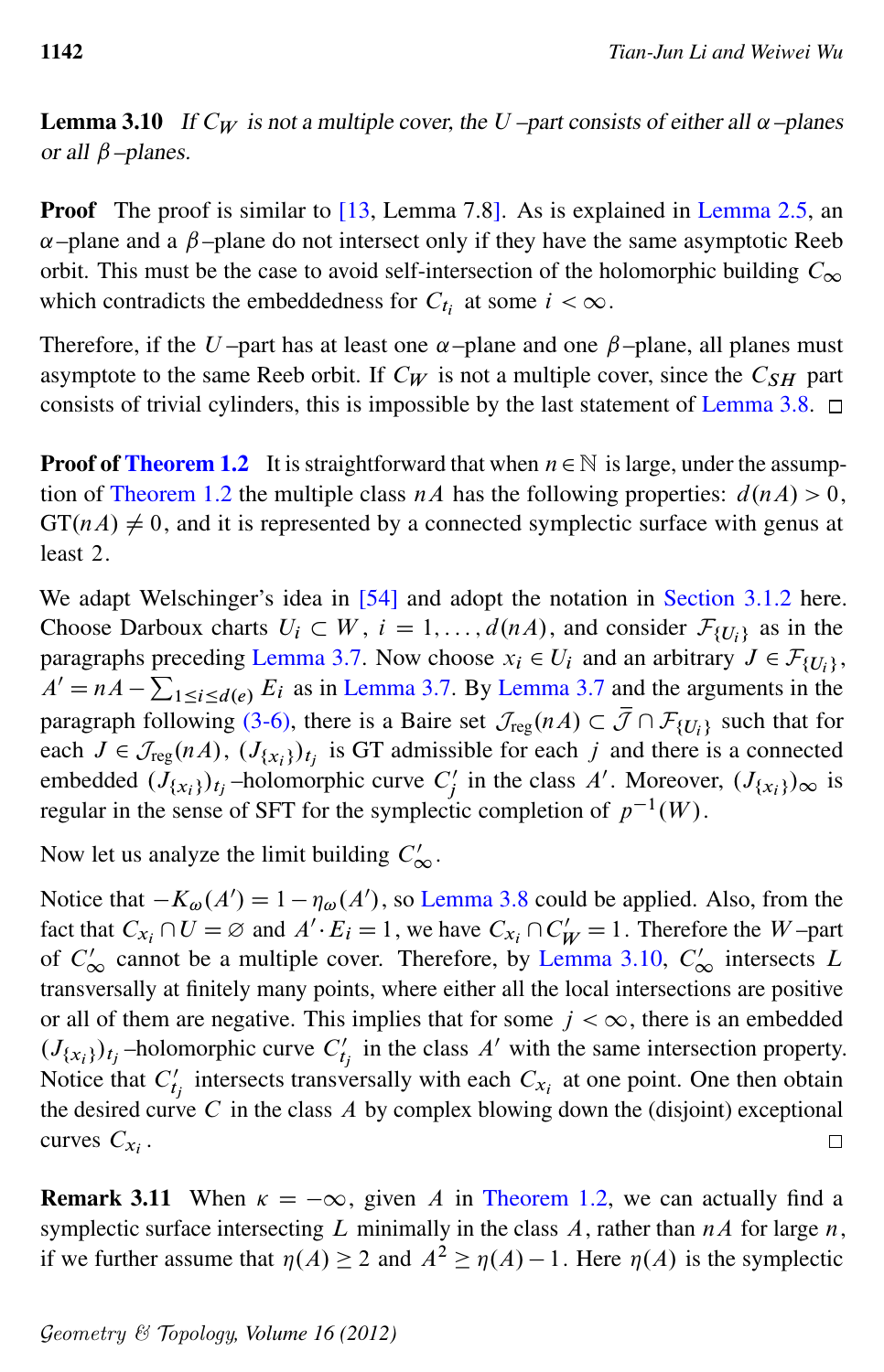**Lemma 3.10** *If $C_W$ is not a multiple cover, the $U$–part consists of either all $\alpha$–planes or all $\beta$–planes.*

**Proof** The proof is similar to [13, Lemma 7.8]. As is explained in Lemma 2.5, an $\alpha$–plane and a $\beta$–plane do not intersect only if they have the same asymptotic Reeb orbit. This must be the case to avoid self-intersection of the holomorphic building $C_\infty$ which contradicts the embeddedness for $C_{t_i}$ at some $i < \infty$.

Therefore, if the $U$–part has at least one $\alpha$–plane and one $\beta$–plane, all planes must asymptote to the same Reeb orbit. If $C_W$ is not a multiple cover, since the $C_{SH}$ part consists of trivial cylinders, this is impossible by the last statement of Lemma 3.8. □

**Proof of Theorem 1.2** It is straightforward that when $n \in \mathbb{N}$ is large, under the assumption of Theorem 1.2 the multiple class $nA$ has the following properties: $d(nA) > 0$, $\mathrm{GT}(nA) \neq 0$, and it is represented by a connected symplectic surface with genus at least $2$.

We adapt Welschinger's idea in [54] and adopt the notation in Section 3.1.2 here. Choose Darboux charts $U_i \subset W$, $i = 1, \dots, d(nA)$, and consider $\mathcal{F}_{\{U_i\}}$ as in the paragraphs preceding Lemma 3.7. Now choose $x_i \in U_i$ and an arbitrary $J \in \mathcal{F}_{\{U_i\}}$, $A' = nA - \sum_{1 \le i \le d(e)} E_i$ as in Lemma 3.7. By Lemma 3.7 and the arguments in the paragraph following (3-6), there is a Baire set $\mathcal{J}_{\mathrm{reg}}(nA) \subset \bar{\mathcal{J}} \cap \mathcal{F}_{\{U_i\}}$ such that for each $J \in \mathcal{J}_{\mathrm{reg}}(nA)$, $(J_{\{x_i\}})_{t_j}$ is GT admissible for each $j$ and there is a connected embedded $(J_{\{x_i\}})_{t_j}$–holomorphic curve $C'_j$ in the class $A'$. Moreover, $(J_{\{x_i\}})_\infty$ is regular in the sense of SFT for the symplectic completion of $p^{-1}(W)$.

Now let us analyze the limit building $C'_\infty$.

Notice that $-K_\omega(A') = 1 - \eta_\omega(A')$, so Lemma 3.8 could be applied. Also, from the fact that $C_{x_i} \cap U = \varnothing$ and $A' \cdot E_i = 1$, we have $C_{x_i} \cap C'_W = 1$. Therefore the $W$–part of $C'_\infty$ cannot be a multiple cover. Therefore, by Lemma 3.10, $C'_\infty$ intersects $L$ transversally at finitely many points, where either all the local intersections are positive or all of them are negative. This implies that for some $j < \infty$, there is an embedded $(J_{\{x_i\}})_{t_j}$–holomorphic curve $C'_{t_j}$ in the class $A'$ with the same intersection property. Notice that $C'_{t_j}$ intersects transversally with each $C_{x_i}$ at one point. One then obtain the desired curve $C$ in the class $A$ by complex blowing down the (disjoint) exceptional curves $C_{x_i}$. □

**Remark 3.11** When $\kappa = -\infty$, given $A$ in Theorem 1.2, we can actually find a symplectic surface intersecting $L$ minimally in the class $A$, rather than $nA$ for large $n$, if we further assume that $\eta(A) \ge 2$ and $A^2 \ge \eta(A) - 1$. Here $\eta(A)$ is the symplectic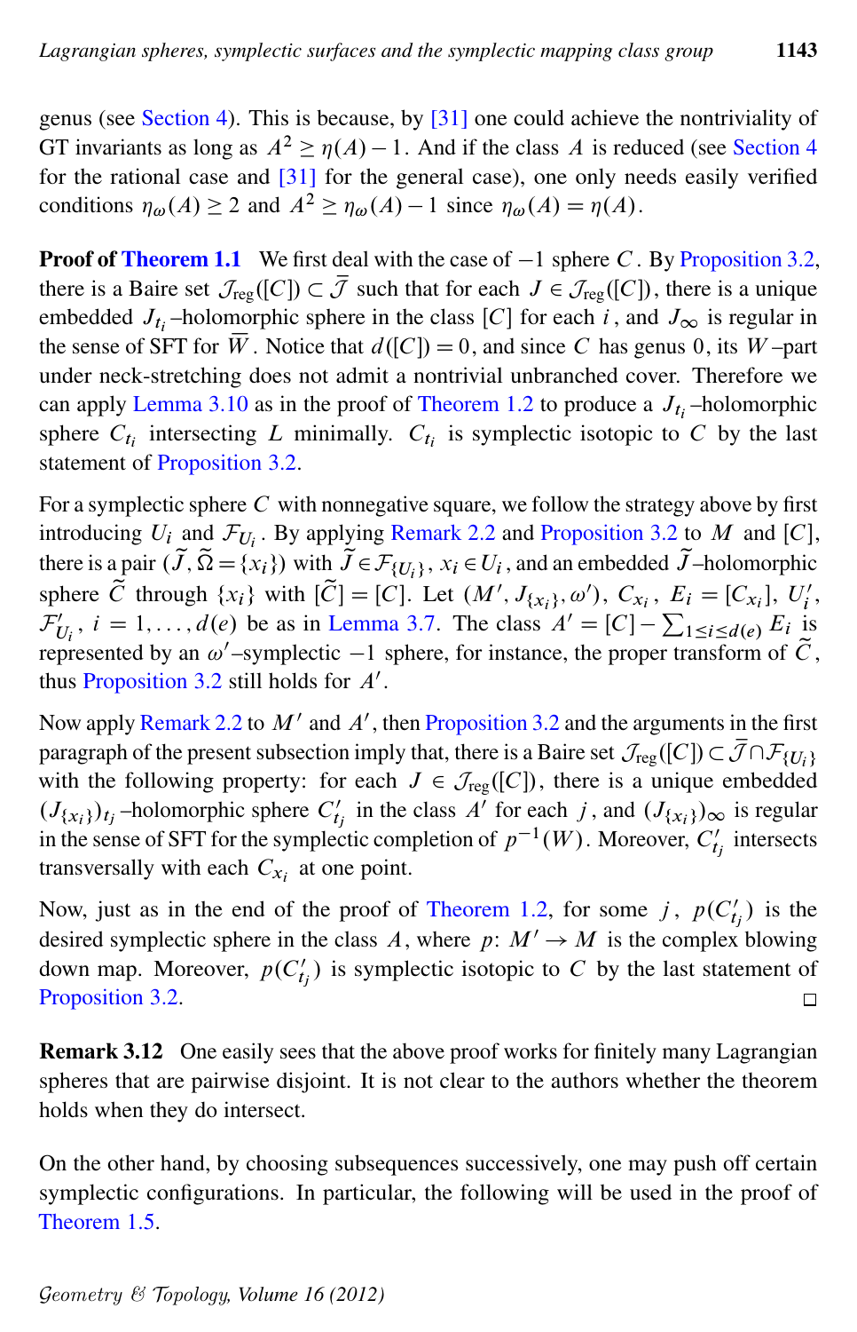genus (see Section 4). This is because, by [31] one could achieve the nontriviality of GT invariants as long as $A^2 \geq \eta(A) - 1$. And if the class $A$ is reduced (see Section 4 for the rational case and [31] for the general case), one only needs easily verified conditions $\eta_\omega(A) \geq 2$ and $A^2 \geq \eta_\omega(A) - 1$ since $\eta_\omega(A) = \eta(A)$.

**Proof of Theorem 1.1** We first deal with the case of $-1$ sphere $C$. By Proposition 3.2, there is a Baire set $\mathcal{J}_{\text{reg}}([C]) \subset \bar{\mathcal{J}}$ such that for each $J \in \mathcal{J}_{\text{reg}}([C])$, there is a unique embedded $J_{t_i}$–holomorphic sphere in the class $[C]$ for each $i$, and $J_\infty$ is regular in the sense of SFT for $\overline{W}$. Notice that $d([C]) = 0$, and since $C$ has genus 0, its $W$–part under neck-stretching does not admit a nontrivial unbranched cover. Therefore we can apply Lemma 3.10 as in the proof of Theorem 1.2 to produce a $J_{t_i}$–holomorphic sphere $C_{t_i}$ intersecting $L$ minimally. $C_{t_i}$ is symplectic isotopic to $C$ by the last statement of Proposition 3.2.

For a symplectic sphere $C$ with nonnegative square, we follow the strategy above by first introducing $U_i$ and $\mathcal{F}_{U_i}$. By applying Remark 2.2 and Proposition 3.2 to $M$ and $[C]$, there is a pair $(\widetilde{J}, \widetilde{\Omega} = \{x_i\})$ with $\widetilde{J} \in \mathcal{F}_{\{U_i\}}$, $x_i \in U_i$, and an embedded $\widetilde{J}$–holomorphic sphere $\widetilde{C}$ through $\{x_i\}$ with $[\widetilde{C}] = [C]$. Let $(M', J_{\{x_i\}}, \omega')$, $C_{x_i}$, $E_i = [C_{x_i}]$, $U'_i$, $\mathcal{F}'_{U_i}$, $i = 1, \ldots, d(e)$ be as in Lemma 3.7. The class $A' = [C] - \sum_{1 \leq i \leq d(e)} E_i$ is represented by an $\omega'$–symplectic $-1$ sphere, for instance, the proper transform of $\widetilde{C}$, thus Proposition 3.2 still holds for $A'$.

Now apply Remark 2.2 to $M'$ and $A'$, then Proposition 3.2 and the arguments in the first paragraph of the present subsection imply that, there is a Baire set $\mathcal{J}_{\text{reg}}([C]) \subset \bar{\mathcal{J}} \cap \mathcal{F}_{\{U_i\}}$ with the following property: for each $J \in \mathcal{J}_{\text{reg}}([C])$, there is a unique embedded $(J_{\{x_i\}})_{t_j}$–holomorphic sphere $C'_{t_j}$ in the class $A'$ for each $j$, and $(J_{\{x_i\}})_\infty$ is regular in the sense of SFT for the symplectic completion of $p^{-1}(W)$. Moreover, $C'_{t_j}$ intersects transversally with each $C_{x_i}$ at one point.

Now, just as in the end of the proof of Theorem 1.2, for some $j$, $p(C'_{t_j})$ is the desired symplectic sphere in the class $A$, where $p\colon M' \to M$ is the complex blowing down map. Moreover, $p(C'_{t_j})$ is symplectic isotopic to $C$ by the last statement of Proposition 3.2. $\square$

**Remark 3.12** One easily sees that the above proof works for finitely many Lagrangian spheres that are pairwise disjoint. It is not clear to the authors whether the theorem holds when they do intersect.

On the other hand, by choosing subsequences successively, one may push off certain symplectic configurations. In particular, the following will be used in the proof of Theorem 1.5.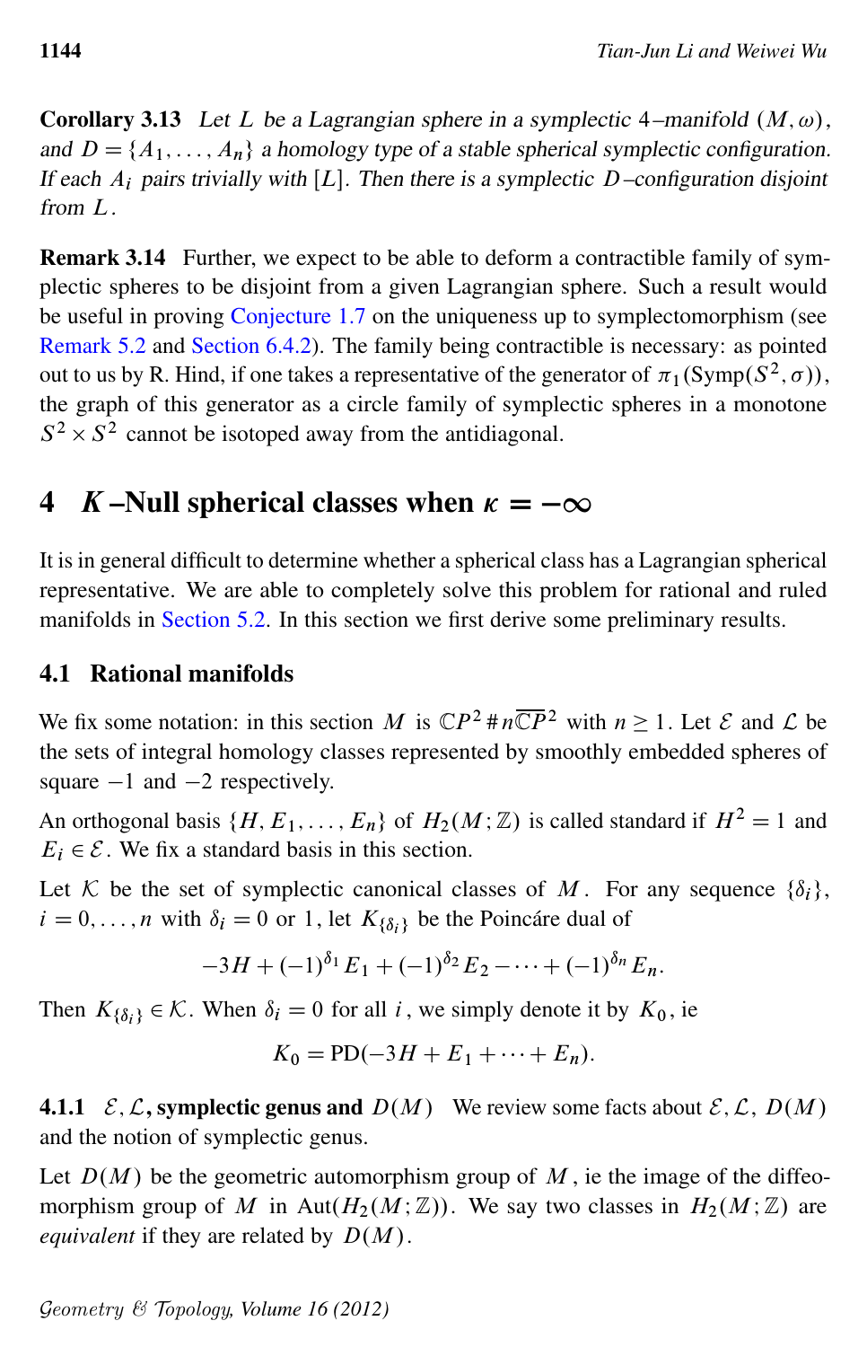**Corollary 3.13** *Let $L$ be a Lagrangian sphere in a symplectic 4–manifold $(M,\omega)$, and $D=\{A_1,\dots,A_n\}$ a homology type of a stable spherical symplectic configuration. If each $A_i$ pairs trivially with $[L]$. Then there is a symplectic $D$–configuration disjoint from $L$.*

**Remark 3.14** Further, we expect to be able to deform a contractible family of symplectic spheres to be disjoint from a given Lagrangian sphere. Such a result would be useful in proving Conjecture 1.7 on the uniqueness up to symplectomorphism (see Remark 5.2 and Section 6.4.2). The family being contractible is necessary: as pointed out to us by R. Hind, if one takes a representative of the generator of $\pi_1(\mathrm{Symp}(S^2,\sigma))$, the graph of this generator as a circle family of symplectic spheres in a monotone $S^2\times S^2$ cannot be isotoped away from the antidiagonal.

# 4 $K$–Null spherical classes when $\kappa=-\infty$

It is in general difficult to determine whether a spherical class has a Lagrangian spherical representative. We are able to completely solve this problem for rational and ruled manifolds in Section 5.2. In this section we first derive some preliminary results.

## 4.1 Rational manifolds

We fix some notation: in this section $M$ is $\mathbb{C}P^2\#n\overline{\mathbb{C}P}^2$ with $n\geq 1$. Let $\mathcal{E}$ and $\mathcal{L}$ be the sets of integral homology classes represented by smoothly embedded spheres of square $-1$ and $-2$ respectively.

An orthogonal basis $\{H,E_1,\dots,E_n\}$ of $H_2(M;\mathbb{Z})$ is called standard if $H^2=1$ and $E_i\in\mathcal{E}$. We fix a standard basis in this section.

Let $\mathcal{K}$ be the set of symplectic canonical classes of $M$. For any sequence $\{\delta_i\}$, $i=0,\dots,n$ with $\delta_i=0$ or $1$, let $K_{\{\delta_i\}}$ be the Poincáre dual of

$$-3H+(-1)^{\delta_1}E_1+(-1)^{\delta_2}E_2-\cdots+(-1)^{\delta_n}E_n.$$

Then $K_{\{\delta_i\}}\in\mathcal{K}$. When $\delta_i=0$ for all $i$, we simply denote it by $K_0$, ie

$$K_0=\mathrm{PD}(-3H+E_1+\cdots+E_n).$$

**4.1.1 $\mathcal{E},\mathcal{L}$, symplectic genus and $D(M)$** We review some facts about $\mathcal{E}$, $\mathcal{L}$, $D(M)$ and the notion of symplectic genus.

Let $D(M)$ be the geometric automorphism group of $M$, ie the image of the diffeomorphism group of $M$ in $\mathrm{Aut}(H_2(M;\mathbb{Z}))$. We say two classes in $H_2(M;\mathbb{Z})$ are *equivalent* if they are related by $D(M)$.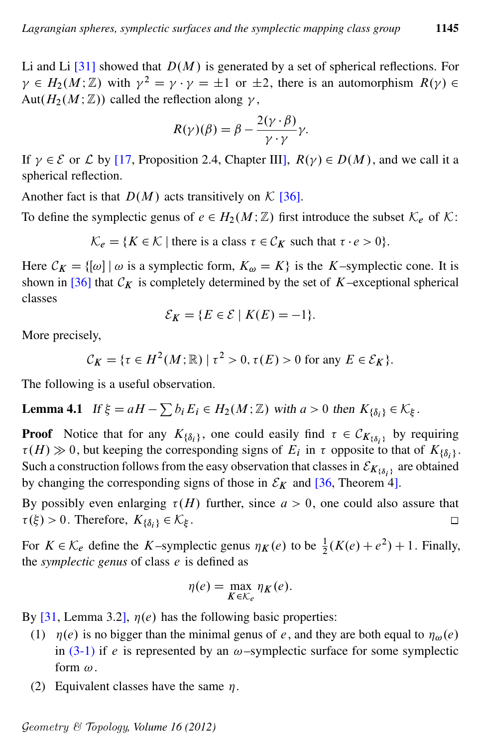Li and Li [31] showed that $D(M)$ is generated by a set of spherical reflections. For $\gamma \in H_2(M;\mathbb{Z})$ with $\gamma^2 = \gamma \cdot \gamma = \pm 1$ or $\pm 2$, there is an automorphism $R(\gamma) \in \mathrm{Aut}(H_2(M;\mathbb{Z}))$ called the reflection along $\gamma$,

$$R(\gamma)(\beta) = \beta - \frac{2(\gamma \cdot \beta)}{\gamma \cdot \gamma}\gamma.$$

If $\gamma \in \mathcal{E}$ or $\mathcal{L}$ by [17, Proposition 2.4, Chapter III], $R(\gamma) \in D(M)$, and we call it a spherical reflection.

Another fact is that $D(M)$ acts transitively on $\mathcal{K}$ [36].

To define the symplectic genus of $e \in H_2(M;\mathbb{Z})$ first introduce the subset $\mathcal{K}_e$ of $\mathcal{K}$:

$$\mathcal{K}_e = \{K \in \mathcal{K} \mid \text{there is a class } \tau \in \mathcal{C}_K \text{ such that } \tau \cdot e > 0\}.$$

Here $\mathcal{C}_K = \{[\omega] \mid \omega \text{ is a symplectic form}, K_\omega = K\}$ is the $K$–symplectic cone. It is shown in [36] that $\mathcal{C}_K$ is completely determined by the set of $K$–exceptional spherical classes

$$\mathcal{E}_K = \{E \in \mathcal{E} \mid K(E) = -1\}.$$

More precisely,

$$\mathcal{C}_K = \{\tau \in H^2(M;\mathbb{R}) \mid \tau^2 > 0, \tau(E) > 0 \text{ for any } E \in \mathcal{E}_K\}.$$

The following is a useful observation.

**Lemma 4.1** *If $\xi = aH - \sum b_i E_i \in H_2(M;\mathbb{Z})$ with $a > 0$ then $K_{\{\delta_i\}} \in \mathcal{K}_\xi$.*

**Proof** Notice that for any $K_{\{\delta_i\}}$, one could easily find $\tau \in \mathcal{C}_{K_{\{\delta_i\}}}$ by requiring $\tau(H) \gg 0$, but keeping the corresponding signs of $E_i$ in $\tau$ opposite to that of $K_{\{\delta_i\}}$. Such a construction follows from the easy observation that classes in $\mathcal{E}_{K_{\{\delta_i\}}}$ are obtained by changing the corresponding signs of those in $\mathcal{E}_K$ and [36, Theorem 4].

By possibly even enlarging $\tau(H)$ further, since $a > 0$, one could also assure that $\tau(\xi) > 0$. Therefore, $K_{\{\delta_i\}} \in \mathcal{K}_\xi$. □

For $K \in \mathcal{K}_e$ define the $K$–symplectic genus $\eta_K(e)$ to be $\frac{1}{2}(K(e) + e^2) + 1$. Finally, the *symplectic genus* of class $e$ is defined as

$$\eta(e) = \max_{K \in \mathcal{K}_e} \eta_K(e).$$

By [31, Lemma 3.2], $\eta(e)$ has the following basic properties:

1. $\eta(e)$ is no bigger than the minimal genus of $e$, and they are both equal to $\eta_\omega(e)$ in (3-1) if $e$ is represented by an $\omega$–symplectic surface for some symplectic form $\omega$.
2. Equivalent classes have the same $\eta$.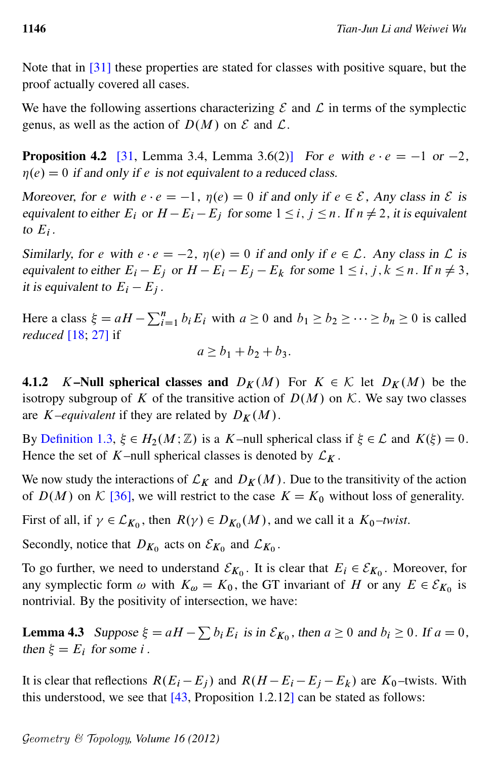Note that in [31] these properties are stated for classes with positive square, but the proof actually covered all cases.

We have the following assertions characterizing $\mathcal{E}$ and $\mathcal{L}$ in terms of the symplectic genus, as well as the action of $D(M)$ on $\mathcal{E}$ and $\mathcal{L}$.

**Proposition 4.2** [31, Lemma 3.4, Lemma 3.6(2)] *For $e$ with $e\cdot e=-1$ or $-2$, $\eta(e)=0$ if and only if $e$ is not equivalent to a reduced class.*

*Moreover, for $e$ with $e\cdot e=-1$, $\eta(e)=0$ if and only if $e\in\mathcal{E}$, Any class in $\mathcal{E}$ is equivalent to either $E_i$ or $H-E_i-E_j$ for some $1\le i,j\le n$. If $n\neq 2$, it is equivalent to $E_i$.*

*Similarly, for $e$ with $e\cdot e=-2$, $\eta(e)=0$ if and only if $e\in\mathcal{L}$. Any class in $\mathcal{L}$ is equivalent to either $E_i-E_j$ or $H-E_i-E_j-E_k$ for some $1\le i,j,k\le n$. If $n\neq 3$, it is equivalent to $E_i-E_j$.*

Here a class $\xi=aH-\sum_{i=1}^n b_iE_i$ with $a\ge 0$ and $b_1\ge b_2\ge\cdots\ge b_n\ge 0$ is called *reduced* [18; 27] if

$$a\ge b_1+b_2+b_3.$$

**4.1.2** ***K*–Null spherical classes and $D_K(M)$** For $K\in\mathcal{K}$ let $D_K(M)$ be the isotropy subgroup of $K$ of the transitive action of $D(M)$ on $\mathcal{K}$. We say two classes are *$K$–equivalent* if they are related by $D_K(M)$.

By Definition 1.3, $\xi\in H_2(M;\mathbb{Z})$ is a $K$–null spherical class if $\xi\in\mathcal{L}$ and $K(\xi)=0$. Hence the set of $K$–null spherical classes is denoted by $\mathcal{L}_K$.

We now study the interactions of $\mathcal{L}_K$ and $D_K(M)$. Due to the transitivity of the action of $D(M)$ on $\mathcal{K}$ [36], we will restrict to the case $K=K_0$ without loss of generality.

First of all, if $\gamma\in\mathcal{L}_{K_0}$, then $R(\gamma)\in D_{K_0}(M)$, and we call it a *$K_0$–twist*.

Secondly, notice that $D_{K_0}$ acts on $\mathcal{E}_{K_0}$ and $\mathcal{L}_{K_0}$.

To go further, we need to understand $\mathcal{E}_{K_0}$. It is clear that $E_i\in\mathcal{E}_{K_0}$. Moreover, for any symplectic form $\omega$ with $K_\omega=K_0$, the GT invariant of $H$ or any $E\in\mathcal{E}_{K_0}$ is nontrivial. By the positivity of intersection, we have:

**Lemma 4.3** *Suppose $\xi=aH-\sum b_iE_i$ is in $\mathcal{E}_{K_0}$, then $a\ge 0$ and $b_i\ge 0$. If $a=0$, then $\xi=E_i$ for some $i$.*

It is clear that reflections $R(E_i-E_j)$ and $R(H-E_i-E_j-E_k)$ are $K_0$–twists. With this understood, we see that [43, Proposition 1.2.12] can be stated as follows: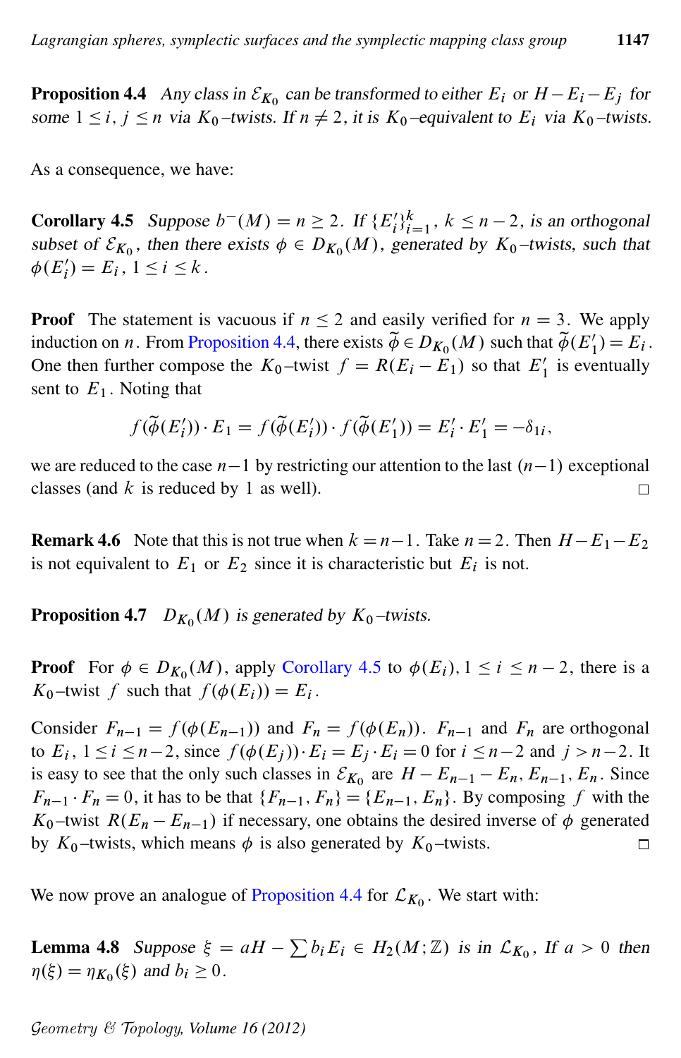**Proposition 4.4** *Any class in $\mathcal{E}_{K_0}$ can be transformed to either $E_i$ or $H-E_i-E_j$ for some $1 \le i, j \le n$ via $K_0$–twists. If $n \neq 2$, it is $K_0$–equivalent to $E_i$ via $K_0$–twists.*

As a consequence, we have:

**Corollary 4.5** *Suppose $b^-(M) = n \ge 2$. If $\{E_i'\}_{i=1}^k$, $k \le n-2$, is an orthogonal subset of $\mathcal{E}_{K_0}$, then there exists $\phi \in D_{K_0}(M)$, generated by $K_0$–twists, such that $\phi(E_i') = E_i$, $1 \le i \le k$.*

**Proof** The statement is vacuous if $n \le 2$ and easily verified for $n = 3$. We apply induction on $n$. From Proposition 4.4, there exists $\widetilde{\phi} \in D_{K_0}(M)$ such that $\widetilde{\phi}(E_1') = E_i$. One then further compose the $K_0$–twist $f = R(E_i - E_1)$ so that $E_1'$ is eventually sent to $E_1$. Noting that

$$f(\widetilde{\phi}(E_i')) \cdot E_1 = f(\widetilde{\phi}(E_i')) \cdot f(\widetilde{\phi}(E_1')) = E_i' \cdot E_1' = -\delta_{1i},$$

we are reduced to the case $n-1$ by restricting our attention to the last $(n-1)$ exceptional classes (and $k$ is reduced by $1$ as well). $\square$

**Remark 4.6** Note that this is not true when $k = n-1$. Take $n = 2$. Then $H - E_1 - E_2$ is not equivalent to $E_1$ or $E_2$ since it is characteristic but $E_i$ is not.

**Proposition 4.7** *$D_{K_0}(M)$ is generated by $K_0$–twists.*

**Proof** For $\phi \in D_{K_0}(M)$, apply Corollary 4.5 to $\phi(E_i)$, $1 \le i \le n-2$, there is a $K_0$–twist $f$ such that $f(\phi(E_i)) = E_i$.

Consider $F_{n-1} = f(\phi(E_{n-1}))$ and $F_n = f(\phi(E_n))$. $F_{n-1}$ and $F_n$ are orthogonal to $E_i$, $1 \le i \le n-2$, since $f(\phi(E_j)) \cdot E_i = E_j \cdot E_i = 0$ for $i \le n-2$ and $j > n-2$. It is easy to see that the only such classes in $\mathcal{E}_{K_0}$ are $H - E_{n-1} - E_n, E_{n-1}, E_n$. Since $F_{n-1} \cdot F_n = 0$, it has to be that $\{F_{n-1}, F_n\} = \{E_{n-1}, E_n\}$. By composing $f$ with the $K_0$–twist $R(E_n - E_{n-1})$ if necessary, one obtains the desired inverse of $\phi$ generated by $K_0$–twists, which means $\phi$ is also generated by $K_0$–twists. $\square$

We now prove an analogue of Proposition 4.4 for $\mathcal{L}_{K_0}$. We start with:

**Lemma 4.8** *Suppose $\xi = aH - \sum b_i E_i \in H_2(M;\mathbb{Z})$ is in $\mathcal{L}_{K_0}$, If $a > 0$ then $\eta(\xi) = \eta_{K_0}(\xi)$ and $b_i \ge 0$.*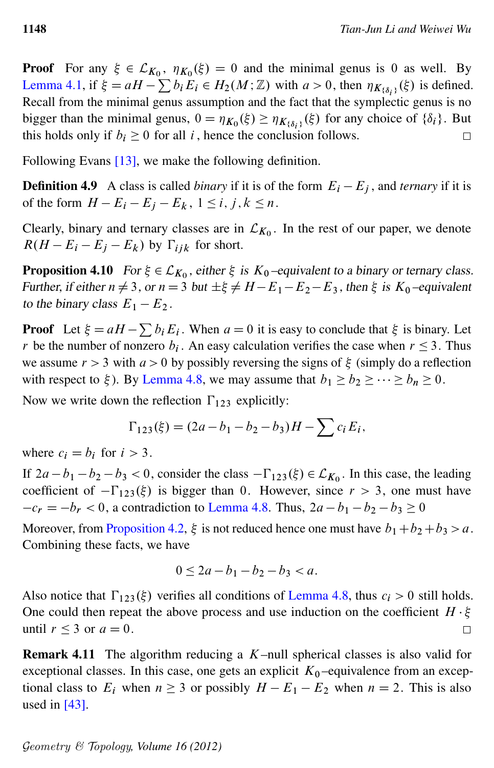**Proof** For any $\xi \in \mathcal{L}_{K_0}$, $\eta_{K_0}(\xi) = 0$ and the minimal genus is 0 as well. By Lemma 4.1, if $\xi = aH - \sum b_i E_i \in H_2(M;\mathbb{Z})$ with $a > 0$, then $\eta_{K_{\{\delta_i\}}}(\xi)$ is defined. Recall from the minimal genus assumption and the fact that the symplectic genus is no bigger than the minimal genus, $0 = \eta_{K_0}(\xi) \geq \eta_{K_{\{\delta_i\}}}(\xi)$ for any choice of $\{\delta_i\}$. But this holds only if $b_i \geq 0$ for all $i$, hence the conclusion follows. □

Following Evans [13], we make the following definition.

**Definition 4.9** A class is called *binary* if it is of the form $E_i - E_j$, and *ternary* if it is of the form $H - E_i - E_j - E_k$, $1 \leq i, j, k \leq n$.

Clearly, binary and ternary classes are in $\mathcal{L}_{K_0}$. In the rest of our paper, we denote $R(H - E_i - E_j - E_k)$ by $\Gamma_{ijk}$ for short.

**Proposition 4.10** *For $\xi \in \mathcal{L}_{K_0}$, either $\xi$ is $K_0$–equivalent to a binary or ternary class. Further, if either $n \neq 3$, or $n = 3$ but $\pm\xi \neq H - E_1 - E_2 - E_3$, then $\xi$ is $K_0$–equivalent to the binary class $E_1 - E_2$.*

**Proof** Let $\xi = aH - \sum b_i E_i$. When $a = 0$ it is easy to conclude that $\xi$ is binary. Let $r$ be the number of nonzero $b_i$. An easy calculation verifies the case when $r \leq 3$. Thus we assume $r > 3$ with $a > 0$ by possibly reversing the signs of $\xi$ (simply do a reflection with respect to $\xi$). By Lemma 4.8, we may assume that $b_1 \geq b_2 \geq \cdots \geq b_n \geq 0$.

Now we write down the reflection $\Gamma_{123}$ explicitly:

$$\Gamma_{123}(\xi) = (2a - b_1 - b_2 - b_3)H - \sum c_i E_i,$$

where $c_i = b_i$ for $i > 3$.

If $2a - b_1 - b_2 - b_3 < 0$, consider the class $-\Gamma_{123}(\xi) \in \mathcal{L}_{K_0}$. In this case, the leading coefficient of $-\Gamma_{123}(\xi)$ is bigger than 0. However, since $r > 3$, one must have $-c_r = -b_r < 0$, a contradiction to Lemma 4.8. Thus, $2a - b_1 - b_2 - b_3 \geq 0$

Moreover, from Proposition 4.2, $\xi$ is not reduced hence one must have $b_1 + b_2 + b_3 > a$. Combining these facts, we have

$$0 \leq 2a - b_1 - b_2 - b_3 < a.$$

Also notice that $\Gamma_{123}(\xi)$ verifies all conditions of Lemma 4.8, thus $c_i > 0$ still holds. One could then repeat the above process and use induction on the coefficient $H \cdot \xi$ until $r \leq 3$ or $a = 0$. □

**Remark 4.11** The algorithm reducing a $K$–null spherical classes is also valid for exceptional classes. In this case, one gets an explicit $K_0$–equivalence from an exceptional class to $E_i$ when $n \geq 3$ or possibly $H - E_1 - E_2$ when $n = 2$. This is also used in [43].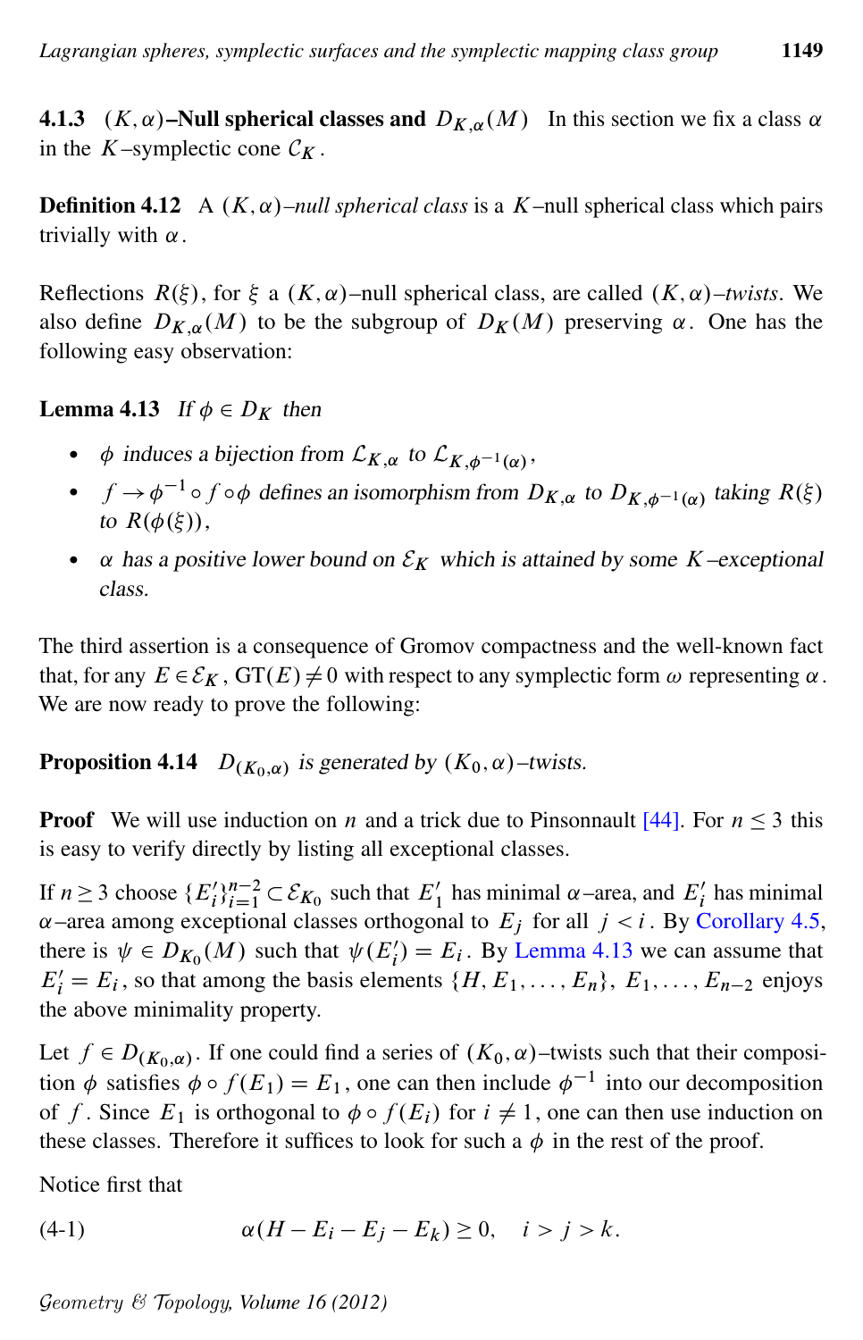### 4.1.3 $(K,\alpha)$–Null spherical classes and $D_{K,\alpha}(M)$

In this section we fix a class $\alpha$ in the $K$–symplectic cone $\mathcal{C}_K$.

**Definition 4.12** A $(K,\alpha)$*–null spherical class* is a $K$–null spherical class which pairs trivially with $\alpha$.

Reflections $R(\xi)$, for $\xi$ a $(K,\alpha)$–null spherical class, are called $(K,\alpha)$*–twists*. We also define $D_{K,\alpha}(M)$ to be the subgroup of $D_K(M)$ preserving $\alpha$. One has the following easy observation:

**Lemma 4.13** *If $\phi \in D_K$ then*

- *$\phi$ induces a bijection from $\mathcal{L}_{K,\alpha}$ to $\mathcal{L}_{K,\phi^{-1}(\alpha)}$,*
- *$f \to \phi^{-1} \circ f \circ \phi$ defines an isomorphism from $D_{K,\alpha}$ to $D_{K,\phi^{-1}(\alpha)}$ taking $R(\xi)$ to $R(\phi(\xi))$,*
- *$\alpha$ has a positive lower bound on $\mathcal{E}_K$ which is attained by some $K$–exceptional class.*

The third assertion is a consequence of Gromov compactness and the well-known fact that, for any $E \in \mathcal{E}_K$, $\mathrm{GT}(E) \neq 0$ with respect to any symplectic form $\omega$ representing $\alpha$. We are now ready to prove the following:

**Proposition 4.14** *$D_{(K_0,\alpha)}$ is generated by $(K_0,\alpha)$–twists.*

**Proof** We will use induction on $n$ and a trick due to Pinsonnault [44]. For $n \leq 3$ this is easy to verify directly by listing all exceptional classes.

If $n \geq 3$ choose $\{E_i'\}_{i=1}^{n-2} \subset \mathcal{E}_{K_0}$ such that $E_1'$ has minimal $\alpha$–area, and $E_i'$ has minimal $\alpha$–area among exceptional classes orthogonal to $E_j$ for all $j < i$. By Corollary 4.5, there is $\psi \in D_{K_0}(M)$ such that $\psi(E_i') = E_i$. By Lemma 4.13 we can assume that $E_i' = E_i$, so that among the basis elements $\{H, E_1, \dots, E_n\}$, $E_1, \dots, E_{n-2}$ enjoys the above minimality property.

Let $f \in D_{(K_0,\alpha)}$. If one could find a series of $(K_0,\alpha)$–twists such that their composition $\phi$ satisfies $\phi \circ f(E_1) = E_1$, one can then include $\phi^{-1}$ into our decomposition of $f$. Since $E_1$ is orthogonal to $\phi \circ f(E_i)$ for $i \neq 1$, one can then use induction on these classes. Therefore it suffices to look for such a $\phi$ in the rest of the proof.

Notice first that

$$\alpha(H - E_i - E_j - E_k) \geq 0, \quad i > j > k. \tag{4-1}$$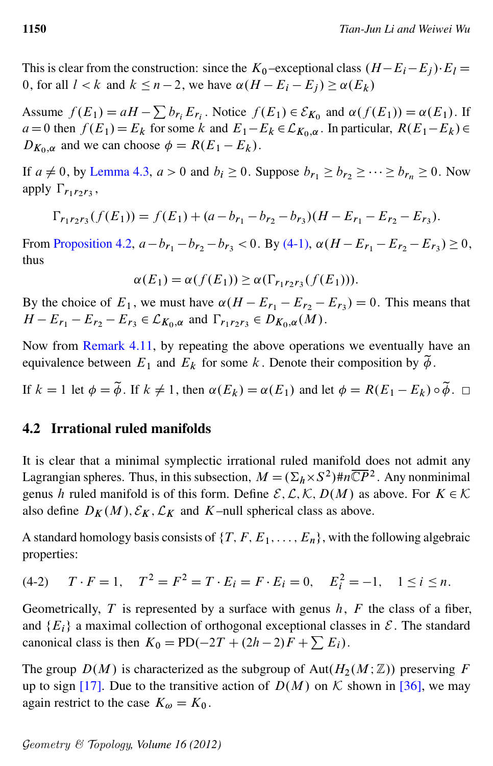This is clear from the construction: since the $K_0$–exceptional class $(H-E_i-E_j)\cdot E_l = 0$, for all $l<k$ and $k \le n-2$, we have $\alpha(H-E_i-E_j) \ge \alpha(E_k)$

Assume $f(E_1) = aH - \sum b_{r_i} E_{r_i}$. Notice $f(E_1) \in \mathcal{E}_{K_0}$ and $\alpha(f(E_1)) = \alpha(E_1)$. If $a=0$ then $f(E_1) = E_k$ for some $k$ and $E_1 - E_k \in \mathcal{L}_{K_0,\alpha}$. In particular, $R(E_1-E_k) \in D_{K_0,\alpha}$ and we can choose $\phi = R(E_1-E_k)$.

If $a \neq 0$, by Lemma 4.3, $a>0$ and $b_i \ge 0$. Suppose $b_{r_1} \ge b_{r_2} \ge \cdots \ge b_{r_n} \ge 0$. Now apply $\Gamma_{r_1 r_2 r_3}$,

$$\Gamma_{r_1 r_2 r_3}(f(E_1)) = f(E_1) + (a - b_{r_1} - b_{r_2} - b_{r_3})(H - E_{r_1} - E_{r_2} - E_{r_3}).$$

From Proposition 4.2, $a - b_{r_1} - b_{r_2} - b_{r_3} < 0$. By (4-1), $\alpha(H - E_{r_1} - E_{r_2} - E_{r_3}) \ge 0$, thus

$$\alpha(E_1) = \alpha(f(E_1)) \ge \alpha(\Gamma_{r_1 r_2 r_3}(f(E_1))).$$

By the choice of $E_1$, we must have $\alpha(H - E_{r_1} - E_{r_2} - E_{r_3}) = 0$. This means that $H - E_{r_1} - E_{r_2} - E_{r_3} \in \mathcal{L}_{K_0,\alpha}$ and $\Gamma_{r_1 r_2 r_3} \in D_{K_0,\alpha}(M)$.

Now from Remark 4.11, by repeating the above operations we eventually have an equivalence between $E_1$ and $E_k$ for some $k$. Denote their composition by $\widetilde{\phi}$.

If $k=1$ let $\phi = \widetilde{\phi}$. If $k \neq 1$, then $\alpha(E_k) = \alpha(E_1)$ and let $\phi = R(E_1 - E_k) \circ \widetilde{\phi}$. □

## 4.2 Irrational ruled manifolds

It is clear that a minimal symplectic irrational ruled manifold does not admit any Lagrangian spheres. Thus, in this subsection, $M = (\Sigma_h \times S^2) \# n\overline{\mathbb{C}P}^2$. Any nonminimal genus $h$ ruled manifold is of this form. Define $\mathcal{E}, \mathcal{L}, \mathcal{K}, D(M)$ as above. For $K \in \mathcal{K}$ also define $D_K(M), \mathcal{E}_K, \mathcal{L}_K$ and $K$–null spherical class as above.

A standard homology basis consists of $\{T, F, E_1, \ldots, E_n\}$, with the following algebraic properties:

$$T\cdot F = 1, \quad T^2 = F^2 = T\cdot E_i = F\cdot E_i = 0, \quad E_i^2 = -1, \quad 1 \le i \le n. \tag{4-2}$$

Geometrically, $T$ is represented by a surface with genus $h$, $F$ the class of a fiber, and $\{E_i\}$ a maximal collection of orthogonal exceptional classes in $\mathcal{E}$. The standard canonical class is then $K_0 = \mathrm{PD}(-2T + (2h-2)F + \sum E_i)$.

The group $D(M)$ is characterized as the subgroup of $\mathrm{Aut}(H_2(M;\mathbb{Z}))$ preserving $F$ up to sign [17]. Due to the transitive action of $D(M)$ on $\mathcal{K}$ shown in [36], we may again restrict to the case $K_\omega = K_0$.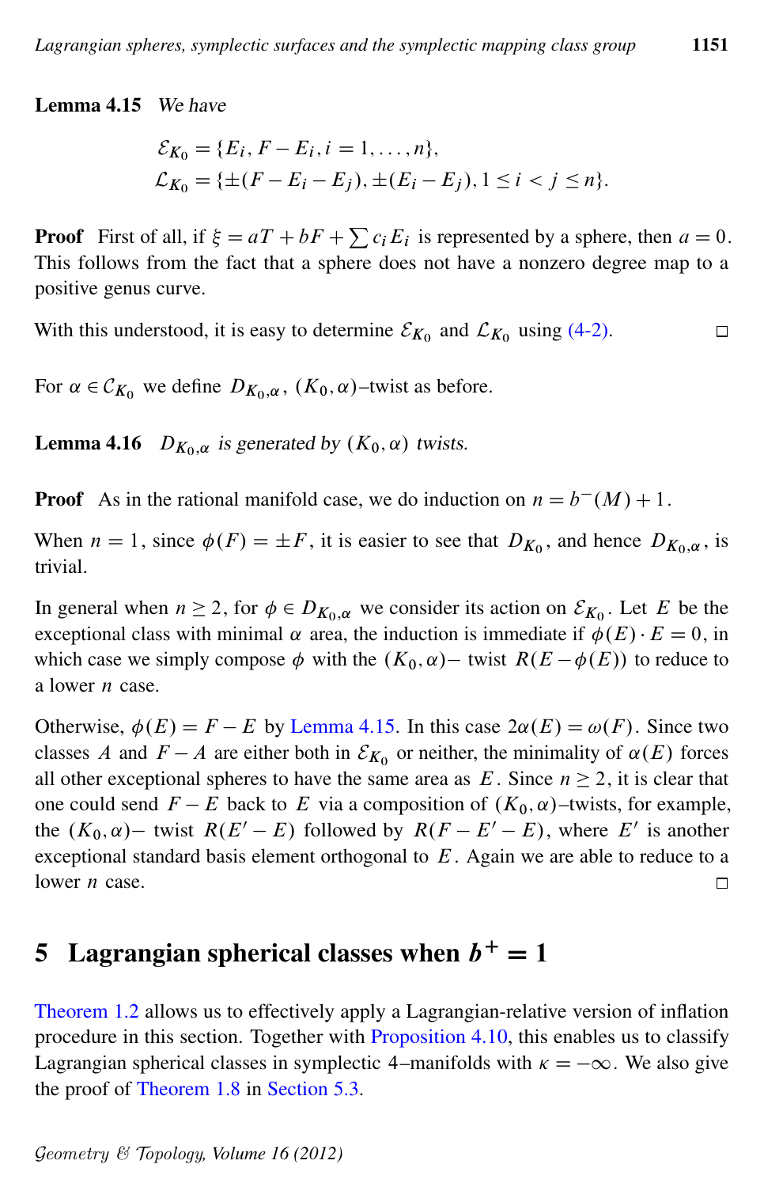**Lemma 4.15** *We have*

$$\mathcal{E}_{K_0} = \{E_i, F - E_i, i = 1, \dots, n\},$$
$$\mathcal{L}_{K_0} = \{\pm(F - E_i - E_j), \pm(E_i - E_j), 1 \le i < j \le n\}.$$

**Proof** First of all, if $\xi = aT + bF + \sum c_i E_i$ is represented by a sphere, then $a = 0$. This follows from the fact that a sphere does not have a nonzero degree map to a positive genus curve.

With this understood, it is easy to determine $\mathcal{E}_{K_0}$ and $\mathcal{L}_{K_0}$ using (4-2). □

For $\alpha \in \mathcal{C}_{K_0}$ we define $D_{K_0,\alpha}$, $(K_0, \alpha)$–twist as before.

**Lemma 4.16** *$D_{K_0,\alpha}$ is generated by $(K_0, \alpha)$ twists.*

**Proof** As in the rational manifold case, we do induction on $n = b^-(M) + 1$.

When $n = 1$, since $\phi(F) = \pm F$, it is easier to see that $D_{K_0}$, and hence $D_{K_0,\alpha}$, is trivial.

In general when $n \ge 2$, for $\phi \in D_{K_0,\alpha}$ we consider its action on $\mathcal{E}_{K_0}$. Let $E$ be the exceptional class with minimal $\alpha$ area, the induction is immediate if $\phi(E) \cdot E = 0$, in which case we simply compose $\phi$ with the $(K_0, \alpha)-$ twist $R(E - \phi(E))$ to reduce to a lower $n$ case.

Otherwise, $\phi(E) = F - E$ by Lemma 4.15. In this case $2\alpha(E) = \omega(F)$. Since two classes $A$ and $F - A$ are either both in $\mathcal{E}_{K_0}$ or neither, the minimality of $\alpha(E)$ forces all other exceptional spheres to have the same area as $E$. Since $n \ge 2$, it is clear that one could send $F - E$ back to $E$ via a composition of $(K_0, \alpha)$–twists, for example, the $(K_0, \alpha)-$ twist $R(E' - E)$ followed by $R(F - E' - E)$, where $E'$ is another exceptional standard basis element orthogonal to $E$. Again we are able to reduce to a lower $n$ case. □

## 5 Lagrangian spherical classes when $b^+ = 1$

Theorem 1.2 allows us to effectively apply a Lagrangian-relative version of inflation procedure in this section. Together with Proposition 4.10, this enables us to classify Lagrangian spherical classes in symplectic 4–manifolds with $\kappa = -\infty$. We also give the proof of Theorem 1.8 in Section 5.3.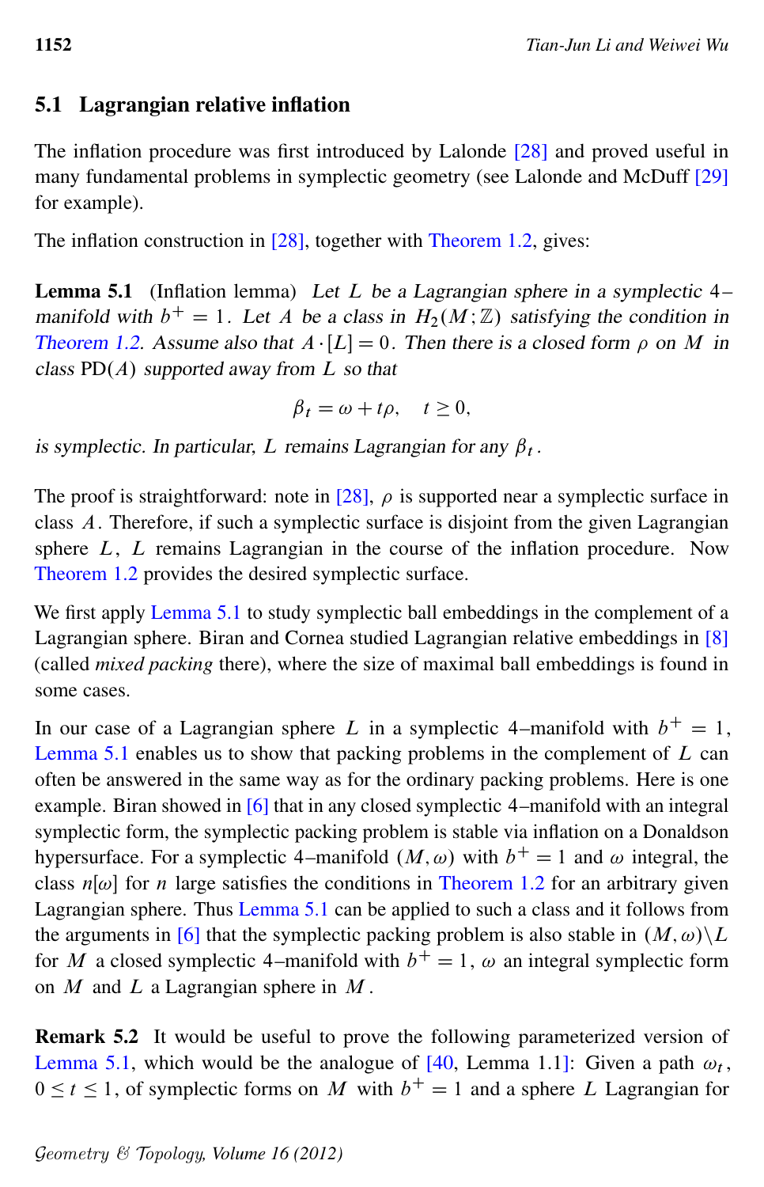## 5.1 Lagrangian relative inflation

The inflation procedure was first introduced by Lalonde [28] and proved useful in many fundamental problems in symplectic geometry (see Lalonde and McDuff [29] for example).

The inflation construction in [28], together with Theorem 1.2, gives:

**Lemma 5.1** (Inflation lemma) *Let $L$ be a Lagrangian sphere in a symplectic 4–manifold with $b^+ = 1$. Let $A$ be a class in $H_2(M;\mathbb{Z})$ satisfying the condition in Theorem 1.2. Assume also that $A \cdot [L] = 0$. Then there is a closed form $\rho$ on $M$ in class $\mathrm{PD}(A)$ supported away from $L$ so that*

$$\beta_t = \omega + t\rho, \quad t \geq 0,$$

*is symplectic. In particular, $L$ remains Lagrangian for any $\beta_t$.*

The proof is straightforward: note in [28], $\rho$ is supported near a symplectic surface in class $A$. Therefore, if such a symplectic surface is disjoint from the given Lagrangian sphere $L$, $L$ remains Lagrangian in the course of the inflation procedure. Now Theorem 1.2 provides the desired symplectic surface.

We first apply Lemma 5.1 to study symplectic ball embeddings in the complement of a Lagrangian sphere. Biran and Cornea studied Lagrangian relative embeddings in [8] (called *mixed packing* there), where the size of maximal ball embeddings is found in some cases.

In our case of a Lagrangian sphere $L$ in a symplectic 4–manifold with $b^+ = 1$, Lemma 5.1 enables us to show that packing problems in the complement of $L$ can often be answered in the same way as for the ordinary packing problems. Here is one example. Biran showed in [6] that in any closed symplectic 4–manifold with an integral symplectic form, the symplectic packing problem is stable via inflation on a Donaldson hypersurface. For a symplectic 4–manifold $(M,\omega)$ with $b^+ = 1$ and $\omega$ integral, the class $n[\omega]$ for $n$ large satisfies the conditions in Theorem 1.2 for an arbitrary given Lagrangian sphere. Thus Lemma 5.1 can be applied to such a class and it follows from the arguments in [6] that the symplectic packing problem is also stable in $(M,\omega)\backslash L$ for $M$ a closed symplectic 4–manifold with $b^+ = 1$, $\omega$ an integral symplectic form on $M$ and $L$ a Lagrangian sphere in $M$.

**Remark 5.2** It would be useful to prove the following parameterized version of Lemma 5.1, which would be the analogue of [40, Lemma 1.1]: Given a path $\omega_t$, $0 \leq t \leq 1$, of symplectic forms on $M$ with $b^+ = 1$ and a sphere $L$ Lagrangian for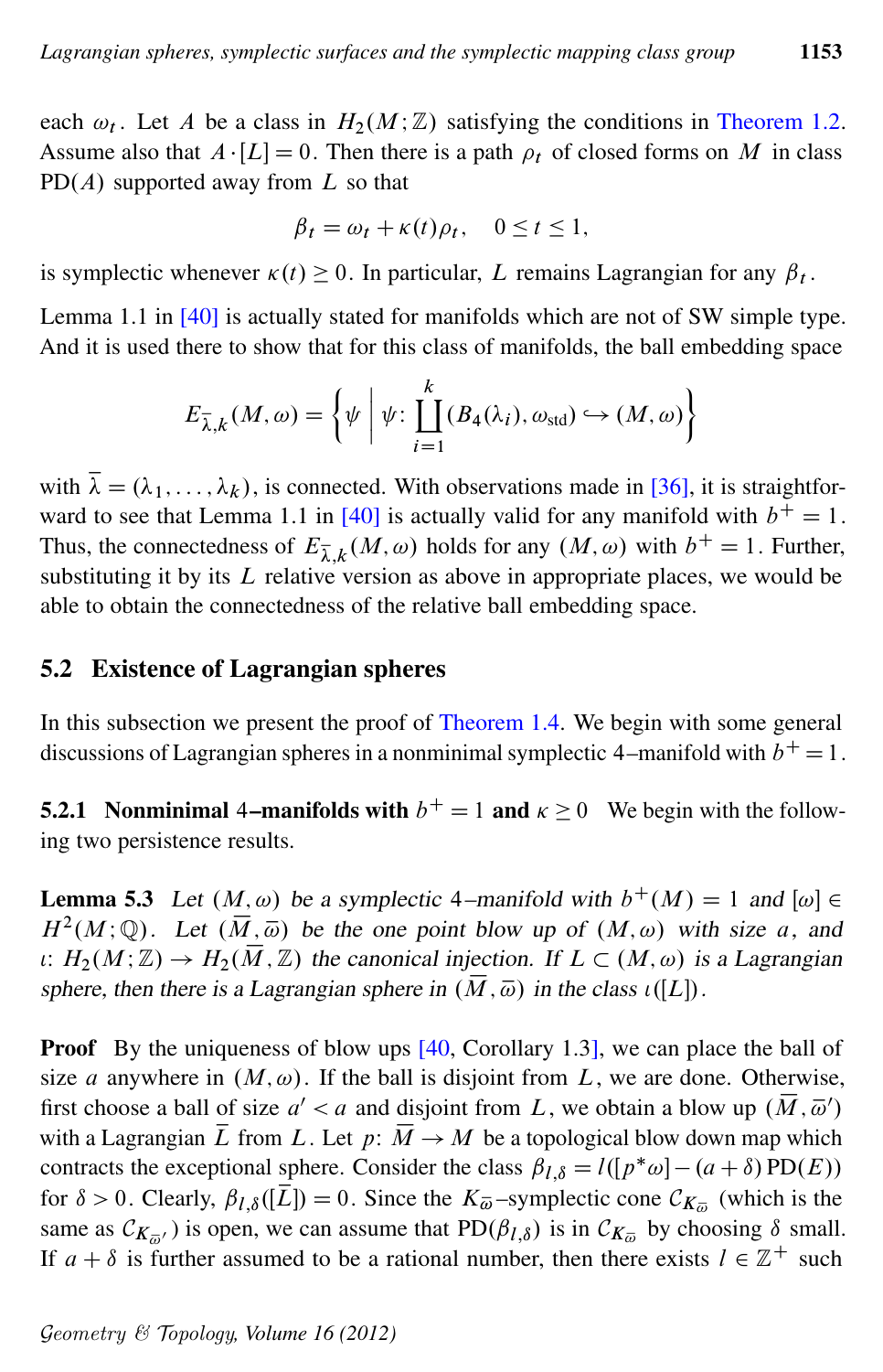each $\omega_t$. Let $A$ be a class in $H_2(M;\mathbb{Z})$ satisfying the conditions in Theorem 1.2. Assume also that $A\cdot[L]=0$. Then there is a path $\rho_t$ of closed forms on $M$ in class $\mathrm{PD}(A)$ supported away from $L$ so that

$$\beta_t=\omega_t+\kappa(t)\rho_t,\quad 0\le t\le 1,$$

is symplectic whenever $\kappa(t)\ge 0$. In particular, $L$ remains Lagrangian for any $\beta_t$.

Lemma 1.1 in [40] is actually stated for manifolds which are not of SW simple type. And it is used there to show that for this class of manifolds, the ball embedding space

$$E_{\bar\lambda,k}(M,\omega)=\left\{\psi \;\middle|\; \psi\colon \coprod_{i=1}^{k}(B_4(\lambda_i),\omega_{\mathrm{std}})\hookrightarrow(M,\omega)\right\}$$

with $\bar\lambda=(\lambda_1,\dots,\lambda_k)$, is connected. With observations made in [36], it is straightforward to see that Lemma 1.1 in [40] is actually valid for any manifold with $b^+=1$. Thus, the connectedness of $E_{\bar\lambda,k}(M,\omega)$ holds for any $(M,\omega)$ with $b^+=1$. Further, substituting it by its $L$ relative version as above in appropriate places, we would be able to obtain the connectedness of the relative ball embedding space.

## 5.2 Existence of Lagrangian spheres

In this subsection we present the proof of Theorem 1.4. We begin with some general discussions of Lagrangian spheres in a nonminimal symplectic 4–manifold with $b^+=1$.

**5.2.1 Nonminimal 4–manifolds with $b^+=1$ and $\kappa\ge 0$** We begin with the following two persistence results.

**Lemma 5.3** *Let $(M,\omega)$ be a symplectic 4–manifold with $b^+(M)=1$ and $[\omega]\in H^2(M;\mathbb{Q})$. Let $(\overline{M},\overline{\omega})$ be the one point blow up of $(M,\omega)$ with size $a$, and $\iota\colon H_2(M;\mathbb{Z})\to H_2(\overline{M},\mathbb{Z})$ the canonical injection. If $L\subset(M,\omega)$ is a Lagrangian sphere, then there is a Lagrangian sphere in $(\overline{M},\overline{\omega})$ in the class $\iota([L])$.*

**Proof** By the uniqueness of blow ups [40, Corollary 1.3], we can place the ball of size $a$ anywhere in $(M,\omega)$. If the ball is disjoint from $L$, we are done. Otherwise, first choose a ball of size $a'<a$ and disjoint from $L$, we obtain a blow up $(\overline{M},\overline{\omega}')$ with a Lagrangian $\overline{L}$ from $L$. Let $p\colon\overline{M}\to M$ be a topological blow down map which contracts the exceptional sphere. Consider the class $\beta_{l,\delta}=l([p^*\omega]-(a+\delta)\,\mathrm{PD}(E))$ for $\delta>0$. Clearly, $\beta_{l,\delta}([\overline{L}])=0$. Since the $K_{\overline{\omega}}$–symplectic cone $\mathcal{C}_{K_{\overline{\omega}}}$ (which is the same as $\mathcal{C}_{K_{\overline{\omega}'}}$) is open, we can assume that $\mathrm{PD}(\beta_{l,\delta})$ is in $\mathcal{C}_{K_{\overline{\omega}}}$ by choosing $\delta$ small. If $a+\delta$ is further assumed to be a rational number, then there exists $l\in\mathbb{Z}^+$ such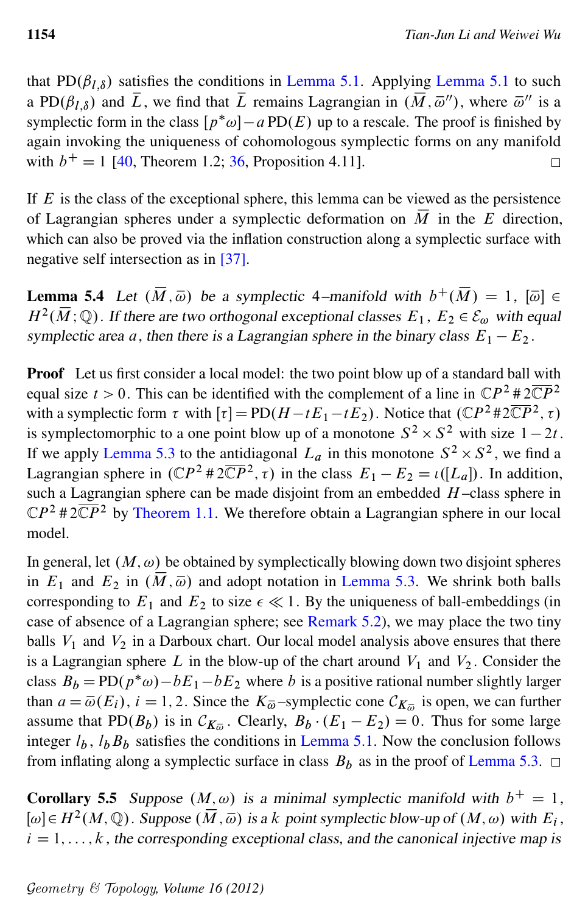that $\mathrm{PD}(\beta_{l,\delta})$ satisfies the conditions in Lemma 5.1. Applying Lemma 5.1 to such a $\mathrm{PD}(\beta_{l,\delta})$ and $\overline{L}$, we find that $\overline{L}$ remains Lagrangian in $(\overline{M}, \overline{\omega}'')$, where $\overline{\omega}''$ is a symplectic form in the class $[p^*\omega] - a\,\mathrm{PD}(E)$ up to a rescale. The proof is finished by again invoking the uniqueness of cohomologous symplectic forms on any manifold with $b^+ = 1$ [40, Theorem 1.2; 36, Proposition 4.11]. □

If $E$ is the class of the exceptional sphere, this lemma can be viewed as the persistence of Lagrangian spheres under a symplectic deformation on $\overline{M}$ in the $E$ direction, which can also be proved via the inflation construction along a symplectic surface with negative self intersection as in [37].

**Lemma 5.4** *Let $(\overline{M}, \overline{\omega})$ be a symplectic 4–manifold with $b^+(\overline{M}) = 1$, $[\overline{\omega}] \in H^2(\overline{M}; \mathbb{Q})$. If there are two orthogonal exceptional classes $E_1$, $E_2 \in \mathcal{E}_\omega$ with equal symplectic area $a$, then there is a Lagrangian sphere in the binary class $E_1 - E_2$.*

**Proof** Let us first consider a local model: the two point blow up of a standard ball with equal size $t > 0$. This can be identified with the complement of a line in $\mathbb{C}P^2 \# 2\overline{\mathbb{C}P}^2$ with a symplectic form $\tau$ with $[\tau] = \mathrm{PD}(H - tE_1 - tE_2)$. Notice that $(\mathbb{C}P^2 \# 2\overline{\mathbb{C}P}^2, \tau)$ is symplectomorphic to a one point blow up of a monotone $S^2 \times S^2$ with size $1 - 2t$. If we apply Lemma 5.3 to the antidiagonal $L_a$ in this monotone $S^2 \times S^2$, we find a Lagrangian sphere in $(\mathbb{C}P^2 \# 2\overline{\mathbb{C}P}^2, \tau)$ in the class $E_1 - E_2 = \iota([L_a])$. In addition, such a Lagrangian sphere can be made disjoint from an embedded $H$–class sphere in $\mathbb{C}P^2 \# 2\overline{\mathbb{C}P}^2$ by Theorem 1.1. We therefore obtain a Lagrangian sphere in our local model.

In general, let $(M, \omega)$ be obtained by symplectically blowing down two disjoint spheres in $E_1$ and $E_2$ in $(\overline{M}, \overline{\omega})$ and adopt notation in Lemma 5.3. We shrink both balls corresponding to $E_1$ and $E_2$ to size $\epsilon \ll 1$. By the uniqueness of ball-embeddings (in case of absence of a Lagrangian sphere; see Remark 5.2), we may place the two tiny balls $V_1$ and $V_2$ in a Darboux chart. Our local model analysis above ensures that there is a Lagrangian sphere $L$ in the blow-up of the chart around $V_1$ and $V_2$. Consider the class $B_b = \mathrm{PD}(p^*\omega) - bE_1 - bE_2$ where $b$ is a positive rational number slightly larger than $a = \overline{\omega}(E_i)$, $i = 1, 2$. Since the $K_{\overline{\omega}}$–symplectic cone $\mathcal{C}_{K_{\overline{\omega}}}$ is open, we can further assume that $\mathrm{PD}(B_b)$ is in $\mathcal{C}_{K_{\overline{\omega}}}$. Clearly, $B_b \cdot (E_1 - E_2) = 0$. Thus for some large integer $l_b$, $l_b B_b$ satisfies the conditions in Lemma 5.1. Now the conclusion follows from inflating along a symplectic surface in class $B_b$ as in the proof of Lemma 5.3. □

**Corollary 5.5** *Suppose $(M, \omega)$ is a minimal symplectic manifold with $b^+ = 1$, $[\omega] \in H^2(M, \mathbb{Q})$. Suppose $(\overline{M}, \overline{\omega})$ is a $k$ point symplectic blow-up of $(M, \omega)$ with $E_i$, $i = 1, \ldots, k$, the corresponding exceptional class, and the canonical injective map is*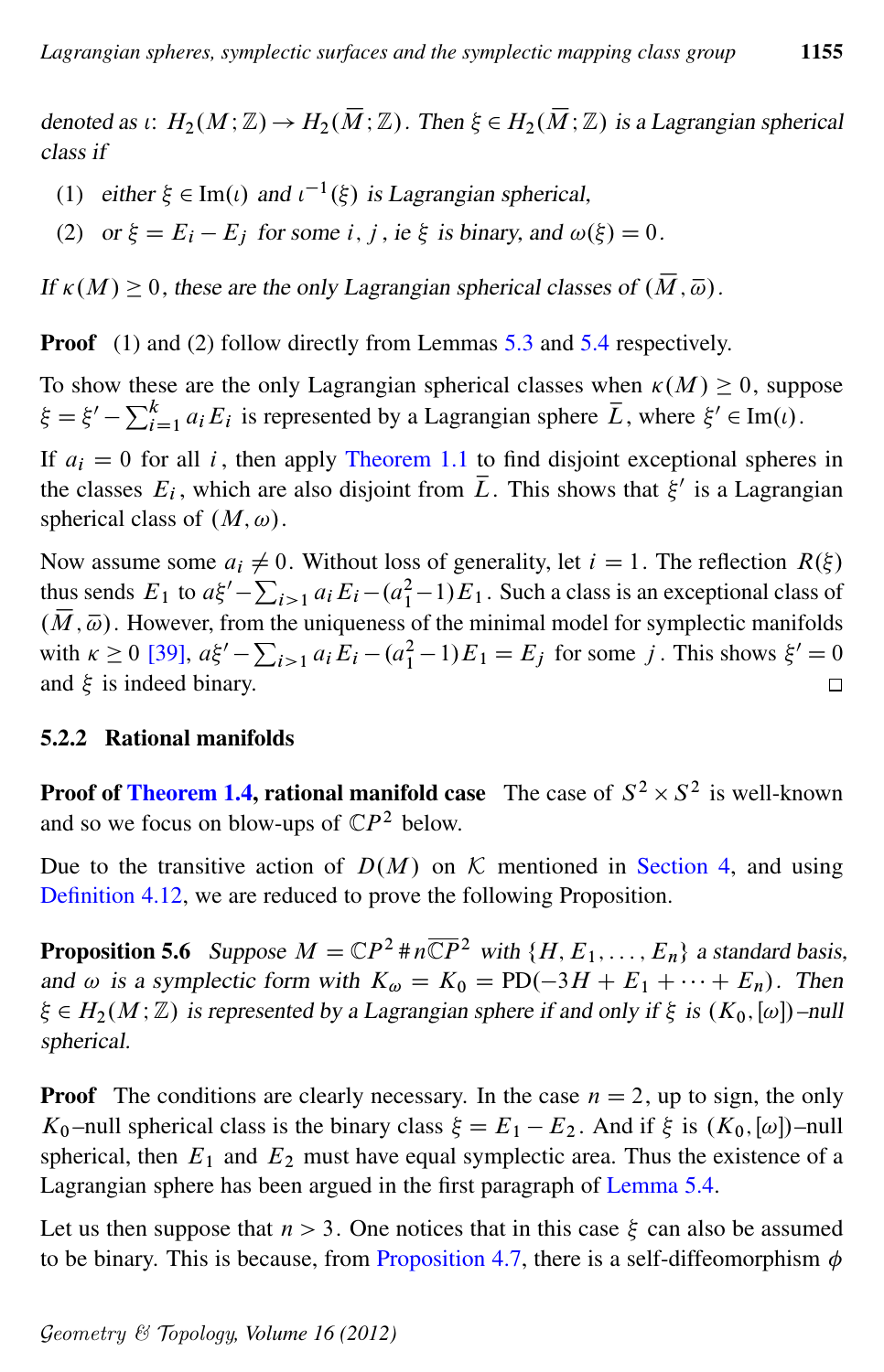*denoted as $\iota\colon H_2(M;\mathbb{Z}) \to H_2(\overline{M};\mathbb{Z})$. Then $\xi \in H_2(\overline{M};\mathbb{Z})$ is a Lagrangian spherical class if*

1. *either $\xi \in \mathrm{Im}(\iota)$ and $\iota^{-1}(\xi)$ is Lagrangian spherical,*
2. *or $\xi = E_i - E_j$ for some $i, j$, ie $\xi$ is binary, and $\omega(\xi) = 0$.*

*If $\kappa(M) \geq 0$, these are the only Lagrangian spherical classes of $(\overline{M}, \overline{\omega})$.*

**Proof** (1) and (2) follow directly from Lemmas 5.3 and 5.4 respectively.

To show these are the only Lagrangian spherical classes when $\kappa(M) \geq 0$, suppose $\xi = \xi' - \sum_{i=1}^{k} a_i E_i$ is represented by a Lagrangian sphere $\overline{L}$, where $\xi' \in \mathrm{Im}(\iota)$.

If $a_i = 0$ for all $i$, then apply Theorem 1.1 to find disjoint exceptional spheres in the classes $E_i$, which are also disjoint from $\overline{L}$. This shows that $\xi'$ is a Lagrangian spherical class of $(M, \omega)$.

Now assume some $a_i \neq 0$. Without loss of generality, let $i = 1$. The reflection $R(\xi)$ thus sends $E_1$ to $a\xi' - \sum_{i>1} a_i E_i - (a_1^2 - 1)E_1$. Such a class is an exceptional class of $(\overline{M}, \overline{\omega})$. However, from the uniqueness of the minimal model for symplectic manifolds with $\kappa \geq 0$ [39], $a\xi' - \sum_{i>1} a_i E_i - (a_1^2 - 1)E_1 = E_j$ for some $j$. This shows $\xi' = 0$ and $\xi$ is indeed binary. □

### 5.2.2 Rational manifolds

**Proof of Theorem 1.4, rational manifold case** The case of $S^2 \times S^2$ is well-known and so we focus on blow-ups of $\mathbb{C}P^2$ below.

Due to the transitive action of $D(M)$ on $\mathcal{K}$ mentioned in Section 4, and using Definition 4.12, we are reduced to prove the following Proposition.

**Proposition 5.6** *Suppose $M = \mathbb{C}P^2 \# n\overline{\mathbb{C}P}^2$ with $\{H, E_1, \ldots, E_n\}$ a standard basis, and $\omega$ is a symplectic form with $K_\omega = K_0 = \mathrm{PD}(-3H + E_1 + \cdots + E_n)$. Then $\xi \in H_2(M;\mathbb{Z})$ is represented by a Lagrangian sphere if and only if $\xi$ is $(K_0, [\omega])$–null spherical.*

**Proof** The conditions are clearly necessary. In the case $n = 2$, up to sign, the only $K_0$–null spherical class is the binary class $\xi = E_1 - E_2$. And if $\xi$ is $(K_0, [\omega])$–null spherical, then $E_1$ and $E_2$ must have equal symplectic area. Thus the existence of a Lagrangian sphere has been argued in the first paragraph of Lemma 5.4.

Let us then suppose that $n > 3$. One notices that in this case $\xi$ can also be assumed to be binary. This is because, from Proposition 4.7, there is a self-diffeomorphism $\phi$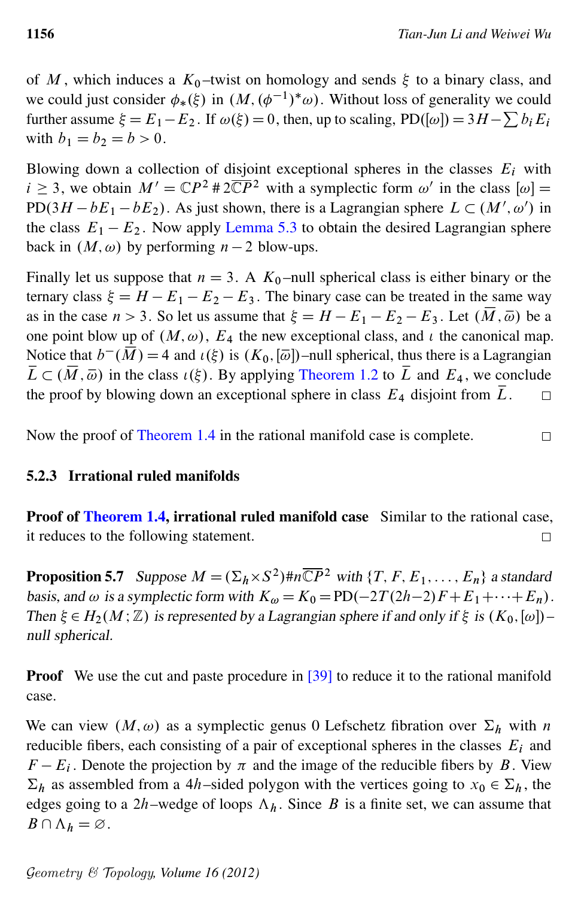of $M$, which induces a $K_0$–twist on homology and sends $\xi$ to a binary class, and we could just consider $\phi_*(\xi)$ in $(M, (\phi^{-1})^*\omega)$. Without loss of generality we could further assume $\xi = E_1 - E_2$. If $\omega(\xi) = 0$, then, up to scaling, $\mathrm{PD}([\omega]) = 3H - \sum b_i E_i$ with $b_1 = b_2 = b > 0$.

Blowing down a collection of disjoint exceptional spheres in the classes $E_i$ with $i \geq 3$, we obtain $M' = \mathbb{C}P^2 \# 2\overline{\mathbb{C}P}^2$ with a symplectic form $\omega'$ in the class $[\omega] = \mathrm{PD}(3H - bE_1 - bE_2)$. As just shown, there is a Lagrangian sphere $L \subset (M', \omega')$ in the class $E_1 - E_2$. Now apply Lemma 5.3 to obtain the desired Lagrangian sphere back in $(M, \omega)$ by performing $n-2$ blow-ups.

Finally let us suppose that $n = 3$. A $K_0$–null spherical class is either binary or the ternary class $\xi = H - E_1 - E_2 - E_3$. The binary case can be treated in the same way as in the case $n > 3$. So let us assume that $\xi = H - E_1 - E_2 - E_3$. Let $(\overline{M}, \overline{\omega})$ be a one point blow up of $(M, \omega)$, $E_4$ the new exceptional class, and $\iota$ the canonical map. Notice that $b^-(\overline{M}) = 4$ and $\iota(\xi)$ is $(K_0, [\overline{\omega}])$–null spherical, thus there is a Lagrangian $\overline{L} \subset (\overline{M}, \overline{\omega})$ in the class $\iota(\xi)$. By applying Theorem 1.2 to $\overline{L}$ and $E_4$, we conclude the proof by blowing down an exceptional sphere in class $E_4$ disjoint from $\overline{L}$. □

Now the proof of Theorem 1.4 in the rational manifold case is complete. □

### 5.2.3 Irrational ruled manifolds

**Proof of Theorem 1.4, irrational ruled manifold case** Similar to the rational case, it reduces to the following statement. □

**Proposition 5.7** *Suppose $M = (\Sigma_h \times S^2) \# n\overline{\mathbb{C}P}^2$ with $\{T, F, E_1, \ldots, E_n\}$ a standard basis, and $\omega$ is a symplectic form with $K_\omega = K_0 = \mathrm{PD}(-2T(2h-2)F + E_1 + \cdots + E_n)$. Then $\xi \in H_2(M; \mathbb{Z})$ is represented by a Lagrangian sphere if and only if $\xi$ is $(K_0, [\omega])$–null spherical.*

**Proof** We use the cut and paste procedure in [39] to reduce it to the rational manifold case.

We can view $(M, \omega)$ as a symplectic genus 0 Lefschetz fibration over $\Sigma_h$ with $n$ reducible fibers, each consisting of a pair of exceptional spheres in the classes $E_i$ and $F - E_i$. Denote the projection by $\pi$ and the image of the reducible fibers by $B$. View $\Sigma_h$ as assembled from a $4h$–sided polygon with the vertices going to $x_0 \in \Sigma_h$, the edges going to a $2h$–wedge of loops $\Lambda_h$. Since $B$ is a finite set, we can assume that $B \cap \Lambda_h = \varnothing$.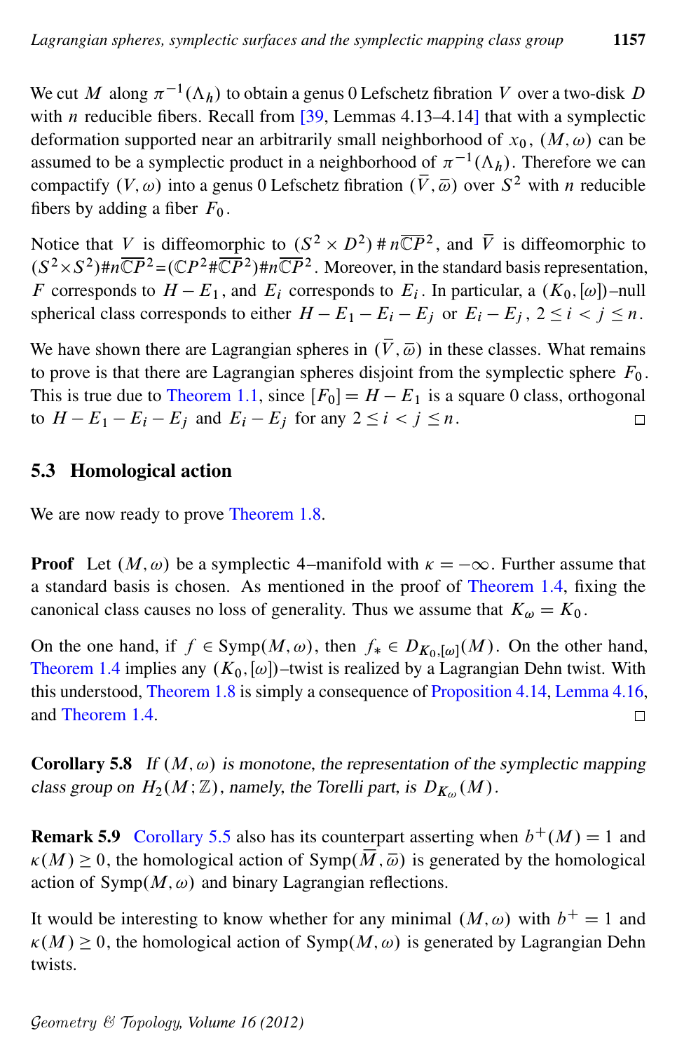We cut $M$ along $\pi^{-1}(\Lambda_h)$ to obtain a genus 0 Lefschetz fibration $V$ over a two-disk $D$ with $n$ reducible fibers. Recall from [39, Lemmas 4.13–4.14] that with a symplectic deformation supported near an arbitrarily small neighborhood of $x_0$, $(M,\omega)$ can be assumed to be a symplectic product in a neighborhood of $\pi^{-1}(\Lambda_h)$. Therefore we can compactify $(V,\omega)$ into a genus 0 Lefschetz fibration $(\overline{V},\overline{\omega})$ over $S^2$ with $n$ reducible fibers by adding a fiber $F_0$.

Notice that $V$ is diffeomorphic to $(S^2\times D^2)\#n\overline{\mathbb{C}P}^2$, and $\overline{V}$ is diffeomorphic to $(S^2\times S^2)\#n\overline{\mathbb{C}P}^2=(\mathbb{C}P^2\#\overline{\mathbb{C}P}^2)\#n\overline{\mathbb{C}P}^2$. Moreover, in the standard basis representation, $F$ corresponds to $H-E_1$, and $E_i$ corresponds to $E_i$. In particular, a $(K_0,[\omega])$–null spherical class corresponds to either $H-E_1-E_i-E_j$ or $E_i-E_j$, $2\le i<j\le n$.

We have shown there are Lagrangian spheres in $(\overline{V},\overline{\omega})$ in these classes. What remains to prove is that there are Lagrangian spheres disjoint from the symplectic sphere $F_0$. This is true due to Theorem 1.1, since $[F_0]=H-E_1$ is a square 0 class, orthogonal to $H-E_1-E_i-E_j$ and $E_i-E_j$ for any $2\le i<j\le n$. □

### 5.3 Homological action

We are now ready to prove Theorem 1.8.

**Proof** Let $(M,\omega)$ be a symplectic 4–manifold with $\kappa=-\infty$. Further assume that a standard basis is chosen. As mentioned in the proof of Theorem 1.4, fixing the canonical class causes no loss of generality. Thus we assume that $K_\omega=K_0$.

On the one hand, if $f\in \mathrm{Symp}(M,\omega)$, then $f_*\in D_{K_0,[\omega]}(M)$. On the other hand, Theorem 1.4 implies any $(K_0,[\omega])$–twist is realized by a Lagrangian Dehn twist. With this understood, Theorem 1.8 is simply a consequence of Proposition 4.14, Lemma 4.16, and Theorem 1.4. □

**Corollary 5.8** *If $(M,\omega)$ is monotone, the representation of the symplectic mapping class group on $H_2(M;\mathbb{Z})$, namely, the Torelli part, is $D_{K_\omega}(M)$.*

**Remark 5.9** Corollary 5.5 also has its counterpart asserting when $b^+(M)=1$ and $\kappa(M)\ge 0$, the homological action of $\mathrm{Symp}(\overline{M},\overline{\omega})$ is generated by the homological action of $\mathrm{Symp}(M,\omega)$ and binary Lagrangian reflections.

It would be interesting to know whether for any minimal $(M,\omega)$ with $b^+=1$ and $\kappa(M)\ge 0$, the homological action of $\mathrm{Symp}(M,\omega)$ is generated by Lagrangian Dehn twists.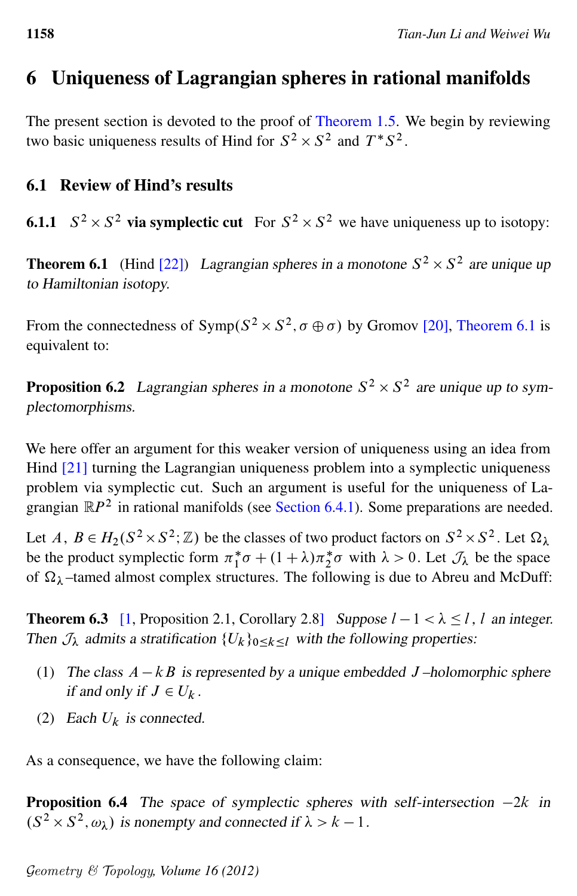# 6 Uniqueness of Lagrangian spheres in rational manifolds

The present section is devoted to the proof of Theorem 1.5. We begin by reviewing two basic uniqueness results of Hind for $S^2 \times S^2$ and $T^*S^2$.

## 6.1 Review of Hind's results

### 6.1.1 $S^2 \times S^2$ via symplectic cut

For $S^2 \times S^2$ we have uniqueness up to isotopy:

**Theorem 6.1** (Hind [22]) *Lagrangian spheres in a monotone $S^2 \times S^2$ are unique up to Hamiltonian isotopy.*

From the connectedness of $\mathrm{Symp}(S^2 \times S^2, \sigma \oplus \sigma)$ by Gromov [20], Theorem 6.1 is equivalent to:

**Proposition 6.2** *Lagrangian spheres in a monotone $S^2 \times S^2$ are unique up to symplectomorphisms.*

We here offer an argument for this weaker version of uniqueness using an idea from Hind [21] turning the Lagrangian uniqueness problem into a symplectic uniqueness problem via symplectic cut. Such an argument is useful for the uniqueness of Lagrangian $\mathbb{R}P^2$ in rational manifolds (see Section 6.4.1). Some preparations are needed.

Let $A$, $B \in H_2(S^2 \times S^2; \mathbb{Z})$ be the classes of two product factors on $S^2 \times S^2$. Let $\Omega_\lambda$ be the product symplectic form $\pi_1^*\sigma + (1+\lambda)\pi_2^*\sigma$ with $\lambda > 0$. Let $\mathcal{J}_\lambda$ be the space of $\Omega_\lambda$–tamed almost complex structures. The following is due to Abreu and McDuff:

**Theorem 6.3** [1, Proposition 2.1, Corollary 2.8] *Suppose $l-1 < \lambda \leq l$, $l$ an integer. Then $\mathcal{J}_\lambda$ admits a stratification $\{U_k\}_{0 \leq k \leq l}$ with the following properties:*

1. *The class $A - kB$ is represented by a unique embedded $J$–holomorphic sphere if and only if $J \in U_k$.*
2. *Each $U_k$ is connected.*

As a consequence, we have the following claim:

**Proposition 6.4** *The space of symplectic spheres with self-intersection $-2k$ in $(S^2 \times S^2, \omega_\lambda)$ is nonempty and connected if $\lambda > k-1$.*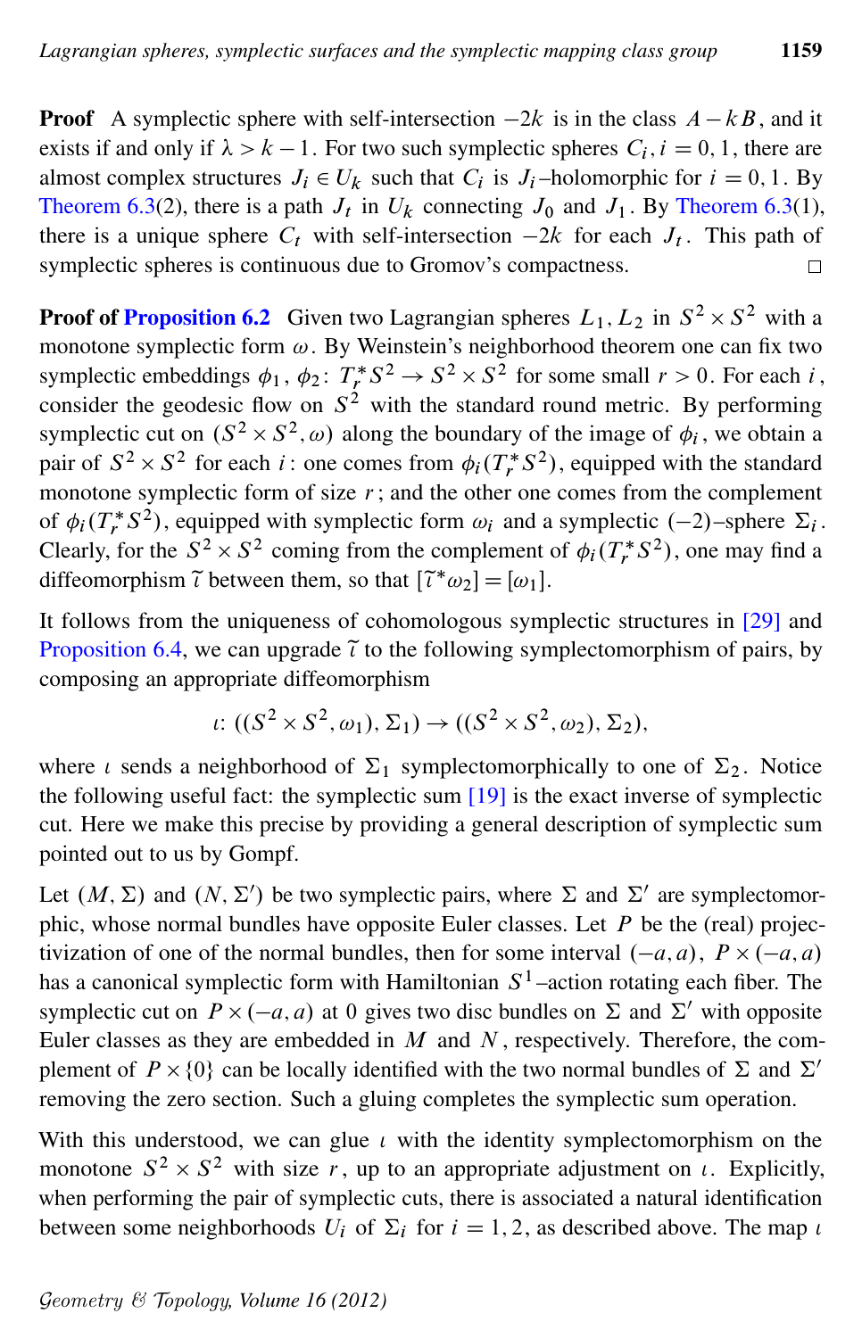**Proof** A symplectic sphere with self-intersection $-2k$ is in the class $A-kB$, and it exists if and only if $\lambda > k-1$. For two such symplectic spheres $C_i, i=0,1$, there are almost complex structures $J_i \in U_k$ such that $C_i$ is $J_i$–holomorphic for $i=0,1$. By Theorem 6.3(2), there is a path $J_t$ in $U_k$ connecting $J_0$ and $J_1$. By Theorem 6.3(1), there is a unique sphere $C_t$ with self-intersection $-2k$ for each $J_t$. This path of symplectic spheres is continuous due to Gromov's compactness. □

**Proof of Proposition 6.2** Given two Lagrangian spheres $L_1, L_2$ in $S^2\times S^2$ with a monotone symplectic form $\omega$. By Weinstein's neighborhood theorem one can fix two symplectic embeddings $\phi_1, \phi_2\colon T_r^*S^2 \to S^2\times S^2$ for some small $r>0$. For each $i$, consider the geodesic flow on $S^2$ with the standard round metric. By performing symplectic cut on $(S^2\times S^2, \omega)$ along the boundary of the image of $\phi_i$, we obtain a pair of $S^2\times S^2$ for each $i$: one comes from $\phi_i(T_r^*S^2)$, equipped with the standard monotone symplectic form of size $r$; and the other one comes from the complement of $\phi_i(T_r^*S^2)$, equipped with symplectic form $\omega_i$ and a symplectic $(-2)$–sphere $\Sigma_i$. Clearly, for the $S^2\times S^2$ coming from the complement of $\phi_i(T_r^*S^2)$, one may find a diffeomorphism $\tilde{\iota}$ between them, so that $[\tilde{\iota}^*\omega_2]=[\omega_1]$.

It follows from the uniqueness of cohomologous symplectic structures in [29] and Proposition 6.4, we can upgrade $\tilde{\iota}$ to the following symplectomorphism of pairs, by composing an appropriate diffeomorphism

$$\iota\colon ((S^2\times S^2, \omega_1), \Sigma_1) \to ((S^2\times S^2, \omega_2), \Sigma_2),$$

where $\iota$ sends a neighborhood of $\Sigma_1$ symplectomorphically to one of $\Sigma_2$. Notice the following useful fact: the symplectic sum [19] is the exact inverse of symplectic cut. Here we make this precise by providing a general description of symplectic sum pointed out to us by Gompf.

Let $(M,\Sigma)$ and $(N,\Sigma')$ be two symplectic pairs, where $\Sigma$ and $\Sigma'$ are symplectomorphic, whose normal bundles have opposite Euler classes. Let $P$ be the (real) projectivization of one of the normal bundles, then for some interval $(-a,a)$, $P\times(-a,a)$ has a canonical symplectic form with Hamiltonian $S^1$–action rotating each fiber. The symplectic cut on $P\times(-a,a)$ at 0 gives two disc bundles on $\Sigma$ and $\Sigma'$ with opposite Euler classes as they are embedded in $M$ and $N$, respectively. Therefore, the complement of $P\times\{0\}$ can be locally identified with the two normal bundles of $\Sigma$ and $\Sigma'$ removing the zero section. Such a gluing completes the symplectic sum operation.

With this understood, we can glue $\iota$ with the identity symplectomorphism on the monotone $S^2\times S^2$ with size $r$, up to an appropriate adjustment on $\iota$. Explicitly, when performing the pair of symplectic cuts, there is associated a natural identification between some neighborhoods $U_i$ of $\Sigma_i$ for $i=1,2$, as described above. The map $\iota$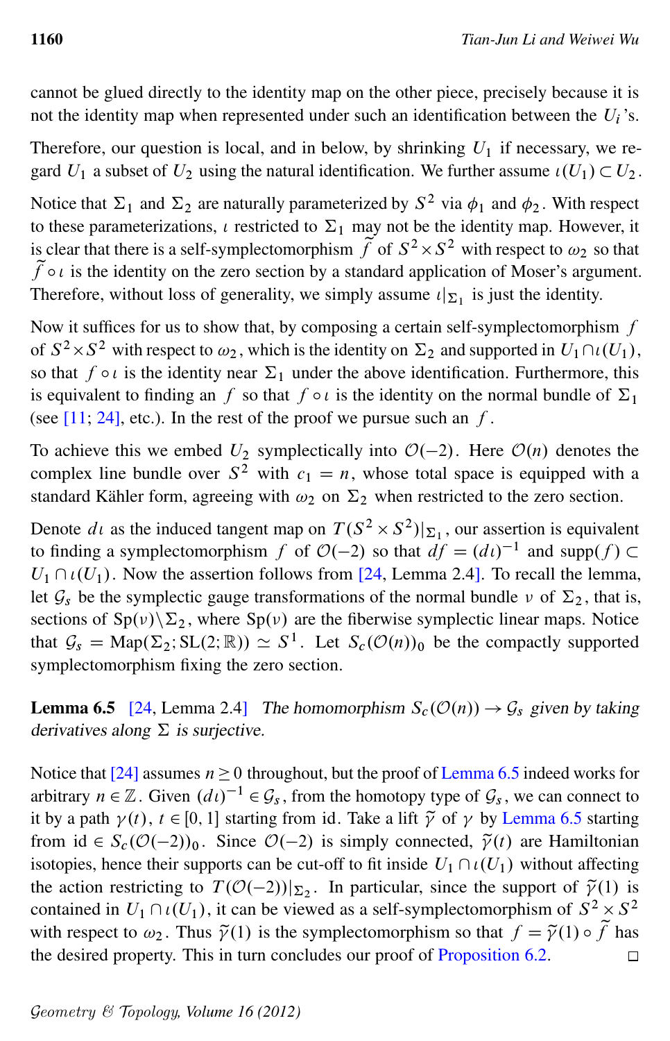cannot be glued directly to the identity map on the other piece, precisely because it is not the identity map when represented under such an identification between the $U_i$'s.

Therefore, our question is local, and in below, by shrinking $U_1$ if necessary, we regard $U_1$ a subset of $U_2$ using the natural identification. We further assume $\iota(U_1) \subset U_2$.

Notice that $\Sigma_1$ and $\Sigma_2$ are naturally parameterized by $S^2$ via $\phi_1$ and $\phi_2$. With respect to these parameterizations, $\iota$ restricted to $\Sigma_1$ may not be the identity map. However, it is clear that there is a self-symplectomorphism $\widetilde{f}$ of $S^2 \times S^2$ with respect to $\omega_2$ so that $\widetilde{f} \circ \iota$ is the identity on the zero section by a standard application of Moser's argument. Therefore, without loss of generality, we simply assume $\iota|_{\Sigma_1}$ is just the identity.

Now it suffices for us to show that, by composing a certain self-symplectomorphism $f$ of $S^2 \times S^2$ with respect to $\omega_2$, which is the identity on $\Sigma_2$ and supported in $U_1 \cap \iota(U_1)$, so that $f \circ \iota$ is the identity near $\Sigma_1$ under the above identification. Furthermore, this is equivalent to finding an $f$ so that $f \circ \iota$ is the identity on the normal bundle of $\Sigma_1$ (see [11; 24], etc.). In the rest of the proof we pursue such an $f$.

To achieve this we embed $U_2$ symplectically into $\mathcal{O}(-2)$. Here $\mathcal{O}(n)$ denotes the complex line bundle over $S^2$ with $c_1 = n$, whose total space is equipped with a standard Kähler form, agreeing with $\omega_2$ on $\Sigma_2$ when restricted to the zero section.

Denote $d\iota$ as the induced tangent map on $T(S^2 \times S^2)|_{\Sigma_1}$, our assertion is equivalent to finding a symplectomorphism $f$ of $\mathcal{O}(-2)$ so that $df = (d\iota)^{-1}$ and $\mathrm{supp}(f) \subset U_1 \cap \iota(U_1)$. Now the assertion follows from [24, Lemma 2.4]. To recall the lemma, let $\mathcal{G}_s$ be the symplectic gauge transformations of the normal bundle $\nu$ of $\Sigma_2$, that is, sections of $\mathrm{Sp}(\nu)\backslash\Sigma_2$, where $\mathrm{Sp}(\nu)$ are the fiberwise symplectic linear maps. Notice that $\mathcal{G}_s = \mathrm{Map}(\Sigma_2; \mathrm{SL}(2;\mathbb{R})) \simeq S^1$. Let $S_c(\mathcal{O}(n))_0$ be the compactly supported symplectomorphism fixing the zero section.

**Lemma 6.5** [24, Lemma 2.4] *The homomorphism $S_c(\mathcal{O}(n)) \to \mathcal{G}_s$ given by taking derivatives along $\Sigma$ is surjective.*

Notice that [24] assumes $n \geq 0$ throughout, but the proof of Lemma 6.5 indeed works for arbitrary $n \in \mathbb{Z}$. Given $(d\iota)^{-1} \in \mathcal{G}_s$, from the homotopy type of $\mathcal{G}_s$, we can connect to it by a path $\gamma(t)$, $t \in [0,1]$ starting from id. Take a lift $\widetilde{\gamma}$ of $\gamma$ by Lemma 6.5 starting from id $\in S_c(\mathcal{O}(-2))_0$. Since $\mathcal{O}(-2)$ is simply connected, $\widetilde{\gamma}(t)$ are Hamiltonian isotopies, hence their supports can be cut-off to fit inside $U_1 \cap \iota(U_1)$ without affecting the action restricting to $T(\mathcal{O}(-2))|_{\Sigma_2}$. In particular, since the support of $\widetilde{\gamma}(1)$ is contained in $U_1 \cap \iota(U_1)$, it can be viewed as a self-symplectomorphism of $S^2 \times S^2$ with respect to $\omega_2$. Thus $\widetilde{\gamma}(1)$ is the symplectomorphism so that $f = \widetilde{\gamma}(1) \circ \widetilde{f}$ has the desired property. This in turn concludes our proof of Proposition 6.2. $\square$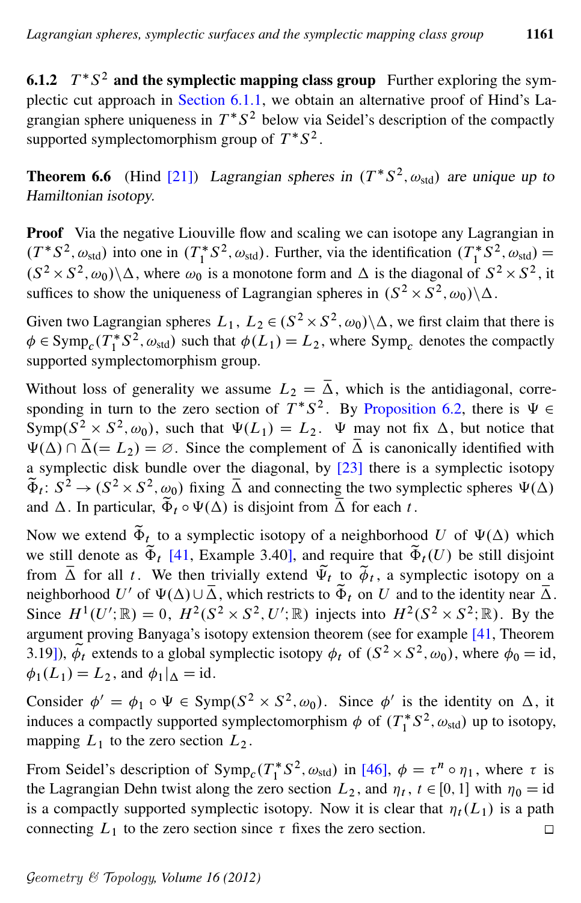**6.1.2 $T^*S^2$ and the symplectic mapping class group** Further exploring the symplectic cut approach in Section 6.1.1, we obtain an alternative proof of Hind's Lagrangian sphere uniqueness in $T^*S^2$ below via Seidel's description of the compactly supported symplectomorphism group of $T^*S^2$.

**Theorem 6.6** (Hind [21]) *Lagrangian spheres in $(T^*S^2, \omega_{\mathrm{std}})$ are unique up to Hamiltonian isotopy.*

**Proof** Via the negative Liouville flow and scaling we can isotope any Lagrangian in $(T^*S^2, \omega_{\mathrm{std}})$ into one in $(T_1^*S^2, \omega_{\mathrm{std}})$. Further, via the identification $(T_1^*S^2, \omega_{\mathrm{std}}) = (S^2 \times S^2, \omega_0) \setminus \Delta$, where $\omega_0$ is a monotone form and $\Delta$ is the diagonal of $S^2 \times S^2$, it suffices to show the uniqueness of Lagrangian spheres in $(S^2 \times S^2, \omega_0) \setminus \Delta$.

Given two Lagrangian spheres $L_1$, $L_2 \in (S^2 \times S^2, \omega_0) \setminus \Delta$, we first claim that there is $\phi \in \mathrm{Symp}_c(T_1^*S^2, \omega_{\mathrm{std}})$ such that $\phi(L_1) = L_2$, where $\mathrm{Symp}_c$ denotes the compactly supported symplectomorphism group.

Without loss of generality we assume $L_2 = \overline{\Delta}$, which is the antidiagonal, corresponding in turn to the zero section of $T^*S^2$. By Proposition 6.2, there is $\Psi \in \mathrm{Symp}(S^2 \times S^2, \omega_0)$, such that $\Psi(L_1) = L_2$. $\Psi$ may not fix $\Delta$, but notice that $\Psi(\Delta) \cap \overline{\Delta}(= L_2) = \varnothing$. Since the complement of $\overline{\Delta}$ is canonically identified with a symplectic disk bundle over the diagonal, by [23] there is a symplectic isotopy $\widetilde{\Phi}_t \colon S^2 \to (S^2 \times S^2, \omega_0)$ fixing $\overline{\Delta}$ and connecting the two symplectic spheres $\Psi(\Delta)$ and $\Delta$. In particular, $\widetilde{\Phi}_t \circ \Psi(\Delta)$ is disjoint from $\overline{\Delta}$ for each $t$.

Now we extend $\widetilde{\Phi}_t$ to a symplectic isotopy of a neighborhood $U$ of $\Psi(\Delta)$ which we still denote as $\widetilde{\Phi}_t$ [41, Example 3.40], and require that $\widetilde{\Phi}_t(U)$ be still disjoint from $\overline{\Delta}$ for all $t$. We then trivially extend $\widetilde{\Psi}_t$ to $\widetilde{\phi}_t$, a symplectic isotopy on a neighborhood $U'$ of $\Psi(\Delta) \cup \overline{\Delta}$, which restricts to $\widetilde{\Phi}_t$ on $U$ and to the identity near $\overline{\Delta}$. Since $H^1(U'; \mathbb{R}) = 0$, $H^2(S^2 \times S^2, U'; \mathbb{R})$ injects into $H^2(S^2 \times S^2; \mathbb{R})$. By the argument proving Banyaga's isotopy extension theorem (see for example [41, Theorem 3.19]), $\widetilde{\phi}_t$ extends to a global symplectic isotopy $\phi_t$ of $(S^2 \times S^2, \omega_0)$, where $\phi_0 = \mathrm{id}$, $\phi_1(L_1) = L_2$, and $\phi_1|_\Delta = \mathrm{id}$.

Consider $\phi' = \phi_1 \circ \Psi \in \mathrm{Symp}(S^2 \times S^2, \omega_0)$. Since $\phi'$ is the identity on $\Delta$, it induces a compactly supported symplectomorphism $\phi$ of $(T_1^*S^2, \omega_{\mathrm{std}})$ up to isotopy, mapping $L_1$ to the zero section $L_2$.

From Seidel's description of $\mathrm{Symp}_c(T_1^*S^2, \omega_{\mathrm{std}})$ in [46], $\phi = \tau^n \circ \eta_1$, where $\tau$ is the Lagrangian Dehn twist along the zero section $L_2$, and $\eta_t$, $t \in [0,1]$ with $\eta_0 = \mathrm{id}$ is a compactly supported symplectic isotopy. Now it is clear that $\eta_t(L_1)$ is a path connecting $L_1$ to the zero section since $\tau$ fixes the zero section. □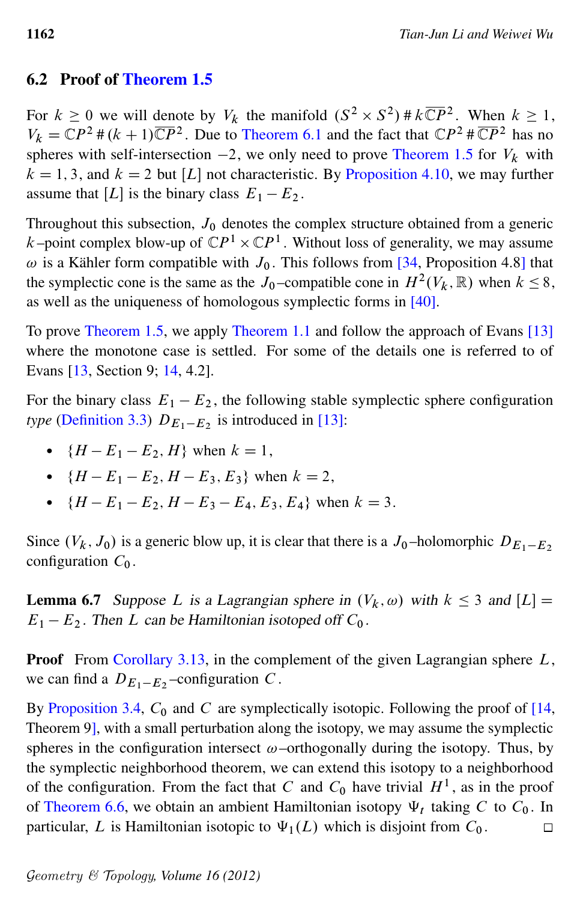### 6.2 Proof of Theorem 1.5

For $k \geq 0$ we will denote by $V_k$ the manifold $(S^2 \times S^2) \# k\overline{\mathbb{C}P}^2$. When $k \geq 1$, $V_k = \mathbb{C}P^2 \# (k+1)\overline{\mathbb{C}P}^2$. Due to Theorem 6.1 and the fact that $\mathbb{C}P^2 \# \overline{\mathbb{C}P}^2$ has no spheres with self-intersection $-2$, we only need to prove Theorem 1.5 for $V_k$ with $k = 1, 3$, and $k = 2$ but $[L]$ not characteristic. By Proposition 4.10, we may further assume that $[L]$ is the binary class $E_1 - E_2$.

Throughout this subsection, $J_0$ denotes the complex structure obtained from a generic $k$–point complex blow-up of $\mathbb{C}P^1 \times \mathbb{C}P^1$. Without loss of generality, we may assume $\omega$ is a Kähler form compatible with $J_0$. This follows from [34, Proposition 4.8] that the symplectic cone is the same as the $J_0$–compatible cone in $H^2(V_k, \mathbb{R})$ when $k \leq 8$, as well as the uniqueness of homologous symplectic forms in [40].

To prove Theorem 1.5, we apply Theorem 1.1 and follow the approach of Evans [13] where the monotone case is settled. For some of the details one is referred to of Evans [13, Section 9; 14, 4.2].

For the binary class $E_1 - E_2$, the following stable symplectic sphere configuration *type* (Definition 3.3) $D_{E_1-E_2}$ is introduced in [13]:

- $\{H - E_1 - E_2, H\}$ when $k = 1$,
- $\{H - E_1 - E_2, H - E_3, E_3\}$ when $k = 2$,
- $\{H - E_1 - E_2, H - E_3 - E_4, E_3, E_4\}$ when $k = 3$.

Since $(V_k, J_0)$ is a generic blow up, it is clear that there is a $J_0$–holomorphic $D_{E_1-E_2}$ configuration $C_0$.

**Lemma 6.7** *Suppose $L$ is a Lagrangian sphere in $(V_k, \omega)$ with $k \leq 3$ and $[L] = E_1 - E_2$. Then $L$ can be Hamiltonian isotoped off $C_0$.*

**Proof** From Corollary 3.13, in the complement of the given Lagrangian sphere $L$, we can find a $D_{E_1-E_2}$–configuration $C$.

By Proposition 3.4, $C_0$ and $C$ are symplectically isotopic. Following the proof of [14, Theorem 9], with a small perturbation along the isotopy, we may assume the symplectic spheres in the configuration intersect $\omega$–orthogonally during the isotopy. Thus, by the symplectic neighborhood theorem, we can extend this isotopy to a neighborhood of the configuration. From the fact that $C$ and $C_0$ have trivial $H^1$, as in the proof of Theorem 6.6, we obtain an ambient Hamiltonian isotopy $\Psi_t$ taking $C$ to $C_0$. In particular, $L$ is Hamiltonian isotopic to $\Psi_1(L)$ which is disjoint from $C_0$. □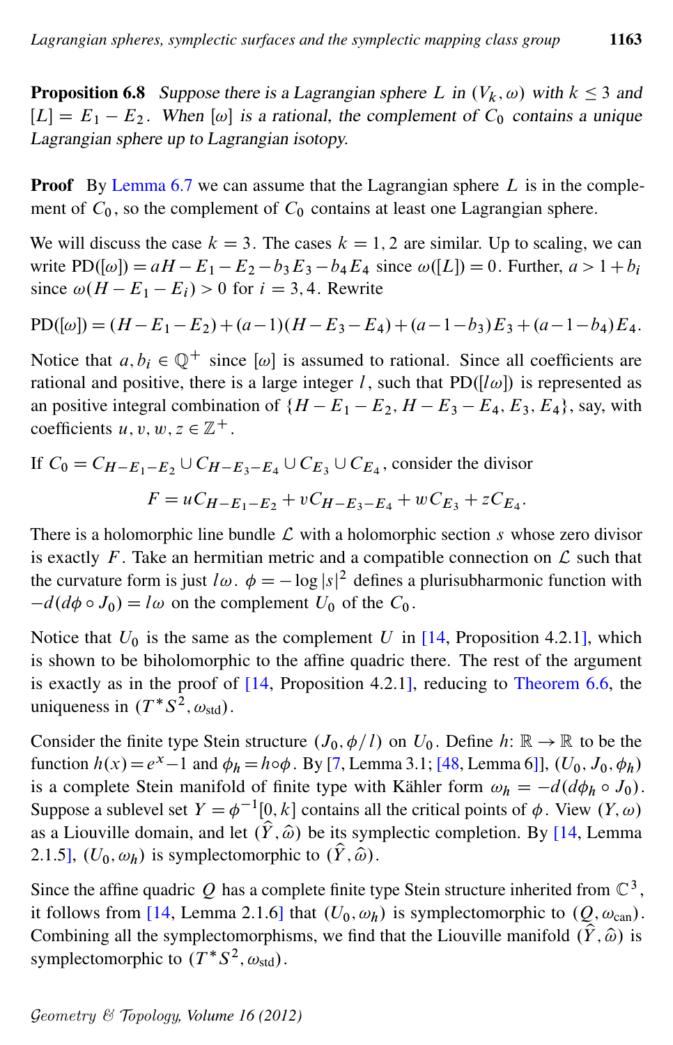**Proposition 6.8** *Suppose there is a Lagrangian sphere $L$ in $(V_k, \omega)$ with $k \leq 3$ and $[L] = E_1 - E_2$. When $[\omega]$ is a rational, the complement of $C_0$ contains a unique Lagrangian sphere up to Lagrangian isotopy.*

**Proof** By Lemma 6.7 we can assume that the Lagrangian sphere $L$ is in the complement of $C_0$, so the complement of $C_0$ contains at least one Lagrangian sphere.

We will discuss the case $k = 3$. The cases $k = 1, 2$ are similar. Up to scaling, we can write $\mathrm{PD}([\omega]) = aH - E_1 - E_2 - b_3 E_3 - b_4 E_4$ since $\omega([L]) = 0$. Further, $a > 1 + b_i$ since $\omega(H - E_1 - E_i) > 0$ for $i = 3, 4$. Rewrite

$$\mathrm{PD}([\omega]) = (H - E_1 - E_2) + (a-1)(H - E_3 - E_4) + (a - 1 - b_3)E_3 + (a - 1 - b_4)E_4.$$

Notice that $a, b_i \in \mathbb{Q}^+$ since $[\omega]$ is assumed to rational. Since all coefficients are rational and positive, there is a large integer $l$, such that $\mathrm{PD}([l\omega])$ is represented as an positive integral combination of $\{H - E_1 - E_2, H - E_3 - E_4, E_3, E_4\}$, say, with coefficients $u, v, w, z \in \mathbb{Z}^+$.

If $C_0 = C_{H-E_1-E_2} \cup C_{H-E_3-E_4} \cup C_{E_3} \cup C_{E_4}$, consider the divisor

$$F = uC_{H-E_1-E_2} + vC_{H-E_3-E_4} + wC_{E_3} + zC_{E_4}.$$

There is a holomorphic line bundle $\mathcal{L}$ with a holomorphic section $s$ whose zero divisor is exactly $F$. Take an hermitian metric and a compatible connection on $\mathcal{L}$ such that the curvature form is just $l\omega$. $\phi = -\log |s|^2$ defines a plurisubharmonic function with $-d(d\phi \circ J_0) = l\omega$ on the complement $U_0$ of the $C_0$.

Notice that $U_0$ is the same as the complement $U$ in [14, Proposition 4.2.1], which is shown to be biholomorphic to the affine quadric there. The rest of the argument is exactly as in the proof of [14, Proposition 4.2.1], reducing to Theorem 6.6, the uniqueness in $(T^*S^2, \omega_{\mathrm{std}})$.

Consider the finite type Stein structure $(J_0, \phi/l)$ on $U_0$. Define $h\colon \mathbb{R} \to \mathbb{R}$ to be the function $h(x) = e^x - 1$ and $\phi_h = h \circ \phi$. By [7, Lemma 3.1; 48, Lemma 6]], $(U_0, J_0, \phi_h)$ is a complete Stein manifold of finite type with Kähler form $\omega_h = -d(d\phi_h \circ J_0)$. Suppose a sublevel set $Y = \phi^{-1}[0, k]$ contains all the critical points of $\phi$. View $(Y, \omega)$ as a Liouville domain, and let $(\widehat{Y}, \widehat{\omega})$ be its symplectic completion. By [14, Lemma 2.1.5], $(U_0, \omega_h)$ is symplectomorphic to $(\widehat{Y}, \widehat{\omega})$.

Since the affine quadric $Q$ has a complete finite type Stein structure inherited from $\mathbb{C}^3$, it follows from [14, Lemma 2.1.6] that $(U_0, \omega_h)$ is symplectomorphic to $(Q, \omega_{\mathrm{can}})$. Combining all the symplectomorphisms, we find that the Liouville manifold $(\widehat{Y}, \widehat{\omega})$ is symplectomorphic to $(T^*S^2, \omega_{\mathrm{std}})$.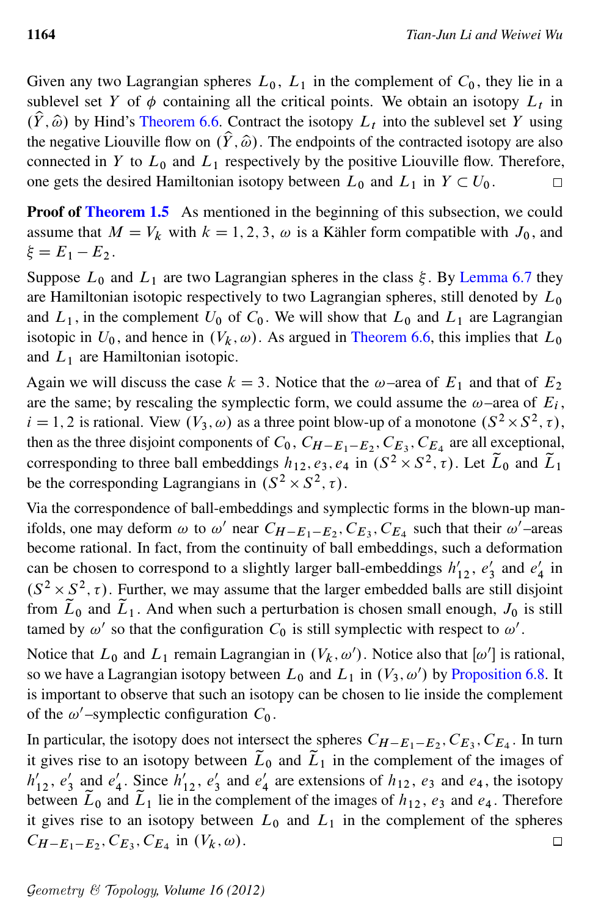Given any two Lagrangian spheres $L_0$, $L_1$ in the complement of $C_0$, they lie in a sublevel set $Y$ of $\phi$ containing all the critical points. We obtain an isotopy $L_t$ in $(\widehat{Y}, \widehat{\omega})$ by Hind's Theorem 6.6. Contract the isotopy $L_t$ into the sublevel set $Y$ using the negative Liouville flow on $(\widehat{Y}, \widehat{\omega})$. The endpoints of the contracted isotopy are also connected in $Y$ to $L_0$ and $L_1$ respectively by the positive Liouville flow. Therefore, one gets the desired Hamiltonian isotopy between $L_0$ and $L_1$ in $Y \subset U_0$. □

**Proof of Theorem 1.5** As mentioned in the beginning of this subsection, we could assume that $M = V_k$ with $k = 1, 2, 3$, $\omega$ is a Kähler form compatible with $J_0$, and $\xi = E_1 - E_2$.

Suppose $L_0$ and $L_1$ are two Lagrangian spheres in the class $\xi$. By Lemma 6.7 they are Hamiltonian isotopic respectively to two Lagrangian spheres, still denoted by $L_0$ and $L_1$, in the complement $U_0$ of $C_0$. We will show that $L_0$ and $L_1$ are Lagrangian isotopic in $U_0$, and hence in $(V_k, \omega)$. As argued in Theorem 6.6, this implies that $L_0$ and $L_1$ are Hamiltonian isotopic.

Again we will discuss the case $k = 3$. Notice that the $\omega$–area of $E_1$ and that of $E_2$ are the same; by rescaling the symplectic form, we could assume the $\omega$–area of $E_i$, $i = 1, 2$ is rational. View $(V_3, \omega)$ as a three point blow-up of a monotone $(S^2 \times S^2, \tau)$, then as the three disjoint components of $C_0$, $C_{H-E_1-E_2}, C_{E_3}, C_{E_4}$ are all exceptional, corresponding to three ball embeddings $h_{12}, e_3, e_4$ in $(S^2 \times S^2, \tau)$. Let $\widetilde{L}_0$ and $\widetilde{L}_1$ be the corresponding Lagrangians in $(S^2 \times S^2, \tau)$.

Via the correspondence of ball-embeddings and symplectic forms in the blown-up manifolds, one may deform $\omega$ to $\omega'$ near $C_{H-E_1-E_2}, C_{E_3}, C_{E_4}$ such that their $\omega'$–areas become rational. In fact, from the continuity of ball embeddings, such a deformation can be chosen to correspond to a slightly larger ball-embeddings $h'_{12}$, $e'_3$ and $e'_4$ in $(S^2 \times S^2, \tau)$. Further, we may assume that the larger embedded balls are still disjoint from $\widetilde{L}_0$ and $\widetilde{L}_1$. And when such a perturbation is chosen small enough, $J_0$ is still tamed by $\omega'$ so that the configuration $C_0$ is still symplectic with respect to $\omega'$.

Notice that $L_0$ and $L_1$ remain Lagrangian in $(V_k, \omega')$. Notice also that $[\omega']$ is rational, so we have a Lagrangian isotopy between $L_0$ and $L_1$ in $(V_3, \omega')$ by Proposition 6.8. It is important to observe that such an isotopy can be chosen to lie inside the complement of the $\omega'$–symplectic configuration $C_0$.

In particular, the isotopy does not intersect the spheres $C_{H-E_1-E_2}, C_{E_3}, C_{E_4}$. In turn it gives rise to an isotopy between $\widetilde{L}_0$ and $\widetilde{L}_1$ in the complement of the images of $h'_{12}$, $e'_3$ and $e'_4$. Since $h'_{12}$, $e'_3$ and $e'_4$ are extensions of $h_{12}$, $e_3$ and $e_4$, the isotopy between $\widetilde{L}_0$ and $\widetilde{L}_1$ lie in the complement of the images of $h_{12}$, $e_3$ and $e_4$. Therefore it gives rise to an isotopy between $L_0$ and $L_1$ in the complement of the spheres $C_{H-E_1-E_2}, C_{E_3}, C_{E_4}$ in $(V_k, \omega)$. □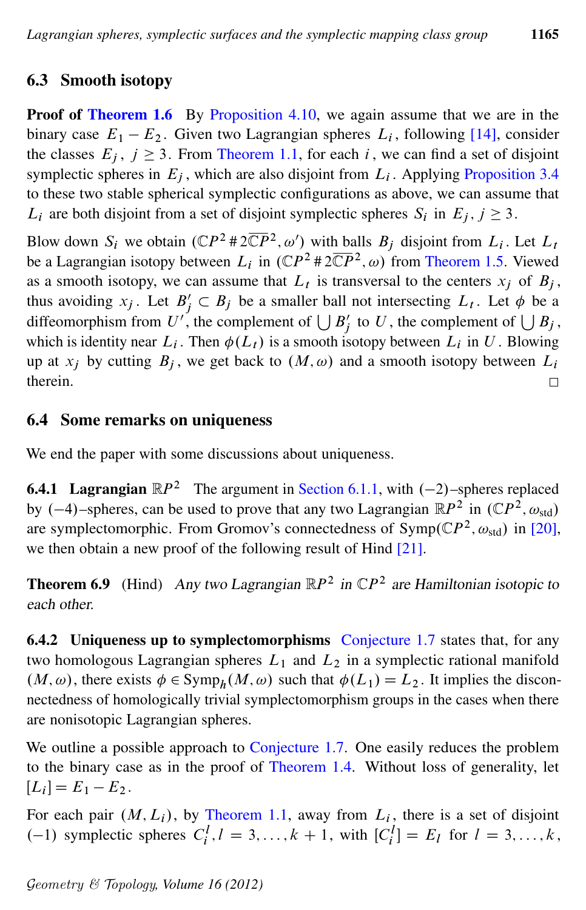## 6.3 Smooth isotopy

**Proof of Theorem 1.6** By Proposition 4.10, we again assume that we are in the binary case $E_1 - E_2$. Given two Lagrangian spheres $L_i$, following [14], consider the classes $E_j$, $j \geq 3$. From Theorem 1.1, for each $i$, we can find a set of disjoint symplectic spheres in $E_j$, which are also disjoint from $L_i$. Applying Proposition 3.4 to these two stable spherical symplectic configurations as above, we can assume that $L_i$ are both disjoint from a set of disjoint symplectic spheres $S_i$ in $E_j$, $j \geq 3$.

Blow down $S_i$ we obtain $(\mathbb{C}P^2 \# 2\overline{\mathbb{C}P}^2, \omega')$ with balls $B_j$ disjoint from $L_i$. Let $L_t$ be a Lagrangian isotopy between $L_i$ in $(\mathbb{C}P^2 \# 2\overline{\mathbb{C}P}^2, \omega)$ from Theorem 1.5. Viewed as a smooth isotopy, we can assume that $L_t$ is transversal to the centers $x_j$ of $B_j$, thus avoiding $x_j$. Let $B_j' \subset B_j$ be a smaller ball not intersecting $L_t$. Let $\phi$ be a diffeomorphism from $U'$, the complement of $\bigcup B_j'$ to $U$, the complement of $\bigcup B_j$, which is identity near $L_i$. Then $\phi(L_t)$ is a smooth isotopy between $L_i$ in $U$. Blowing up at $x_j$ by cutting $B_j$, we get back to $(M, \omega)$ and a smooth isotopy between $L_i$ therein. □

## 6.4 Some remarks on uniqueness

We end the paper with some discussions about uniqueness.

**6.4.1 Lagrangian $\mathbb{R}P^2$** The argument in Section 6.1.1, with $(-2)$–spheres replaced by $(-4)$–spheres, can be used to prove that any two Lagrangian $\mathbb{R}P^2$ in $(\mathbb{C}P^2, \omega_{\mathrm{std}})$ are symplectomorphic. From Gromov's connectedness of $\mathrm{Symp}(\mathbb{C}P^2, \omega_{\mathrm{std}})$ in [20], we then obtain a new proof of the following result of Hind [21].

**Theorem 6.9** (Hind) *Any two Lagrangian $\mathbb{R}P^2$ in $\mathbb{C}P^2$ are Hamiltonian isotopic to each other.*

**6.4.2 Uniqueness up to symplectomorphisms** Conjecture 1.7 states that, for any two homologous Lagrangian spheres $L_1$ and $L_2$ in a symplectic rational manifold $(M, \omega)$, there exists $\phi \in \mathrm{Symp}_h(M, \omega)$ such that $\phi(L_1) = L_2$. It implies the disconnectedness of homologically trivial symplectomorphism groups in the cases when there are nonisotopic Lagrangian spheres.

We outline a possible approach to Conjecture 1.7. One easily reduces the problem to the binary case as in the proof of Theorem 1.4. Without loss of generality, let $[L_i] = E_1 - E_2$.

For each pair $(M, L_i)$, by Theorem 1.1, away from $L_i$, there is a set of disjoint $(-1)$ symplectic spheres $C_i^l, l = 3, \ldots, k+1$, with $[C_i^l] = E_l$ for $l = 3, \ldots, k$,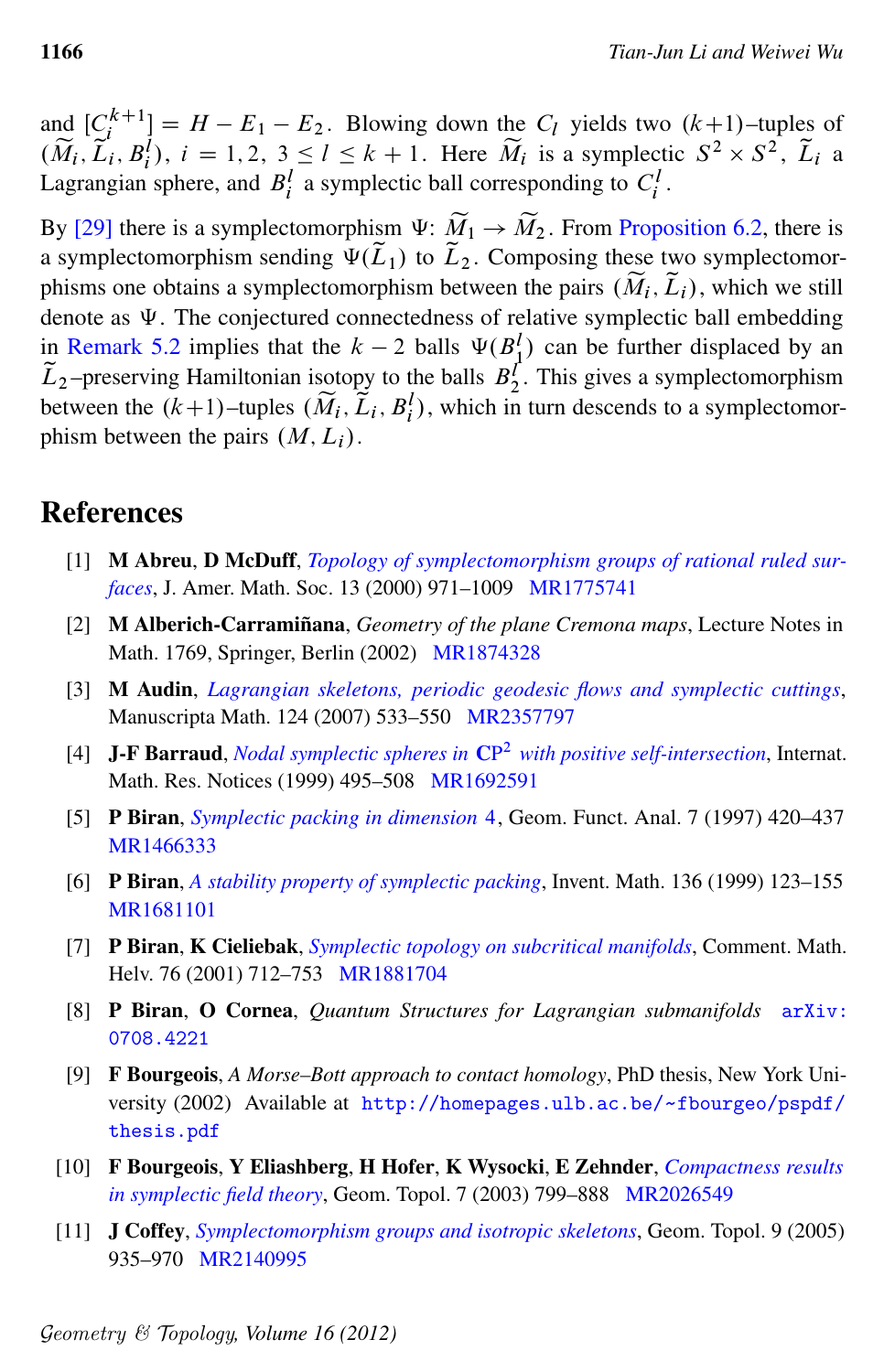and $[C_i^{k+1}] = H - E_1 - E_2$. Blowing down the $C_l$ yields two $(k+1)$–tuples of $(\widetilde{M}_i, \widetilde{L}_i, B_i^l)$, $i = 1, 2$, $3 \le l \le k+1$. Here $\widetilde{M}_i$ is a symplectic $S^2 \times S^2$, $\widetilde{L}_i$ a Lagrangian sphere, and $B_i^l$ a symplectic ball corresponding to $C_i^l$.

By [29] there is a symplectomorphism $\Psi \colon \widetilde{M}_1 \to \widetilde{M}_2$. From Proposition 6.2, there is a symplectomorphism sending $\Psi(\widetilde{L}_1)$ to $\widetilde{L}_2$. Composing these two symplectomorphisms one obtains a symplectomorphism between the pairs $(\widetilde{M}_i, \widetilde{L}_i)$, which we still denote as $\Psi$. The conjectured connectedness of relative symplectic ball embedding in Remark 5.2 implies that the $k-2$ balls $\Psi(B_1^l)$ can be further displaced by an $\widetilde{L}_2$–preserving Hamiltonian isotopy to the balls $B_2^l$. This gives a symplectomorphism between the $(k+1)$–tuples $(\widetilde{M}_i, \widetilde{L}_i, B_i^l)$, which in turn descends to a symplectomorphism between the pairs $(M, L_i)$.

## References

[1] **M Abreu**, **D McDuff**, *Topology of symplectomorphism groups of rational ruled surfaces*, J. Amer. Math. Soc. 13 (2000) 971–1009 MR1775741

[2] **M Alberich-Carramiñana**, *Geometry of the plane Cremona maps*, Lecture Notes in Math. 1769, Springer, Berlin (2002) MR1874328

[3] **M Audin**, *Lagrangian skeletons, periodic geodesic flows and symplectic cuttings*, Manuscripta Math. 124 (2007) 533–550 MR2357797

[4] **J-F Barraud**, *Nodal symplectic spheres in $\mathbf{CP}^2$ with positive self-intersection*, Internat. Math. Res. Notices (1999) 495–508 MR1692591

[5] **P Biran**, *Symplectic packing in dimension 4*, Geom. Funct. Anal. 7 (1997) 420–437 MR1466333

[6] **P Biran**, *A stability property of symplectic packing*, Invent. Math. 136 (1999) 123–155 MR1681101

[7] **P Biran**, **K Cieliebak**, *Symplectic topology on subcritical manifolds*, Comment. Math. Helv. 76 (2001) 712–753 MR1881704

[8] **P Biran**, **O Cornea**, *Quantum Structures for Lagrangian submanifolds* arXiv:0708.4221

[9] **F Bourgeois**, *A Morse–Bott approach to contact homology*, PhD thesis, New York University (2002) Available at http://homepages.ulb.ac.be/~fbourgeo/pspdf/thesis.pdf

[10] **F Bourgeois**, **Y Eliashberg**, **H Hofer**, **K Wysocki**, **E Zehnder**, *Compactness results in symplectic field theory*, Geom. Topol. 7 (2003) 799–888 MR2026549

[11] **J Coffey**, *Symplectomorphism groups and isotropic skeletons*, Geom. Topol. 9 (2005) 935–970 MR2140995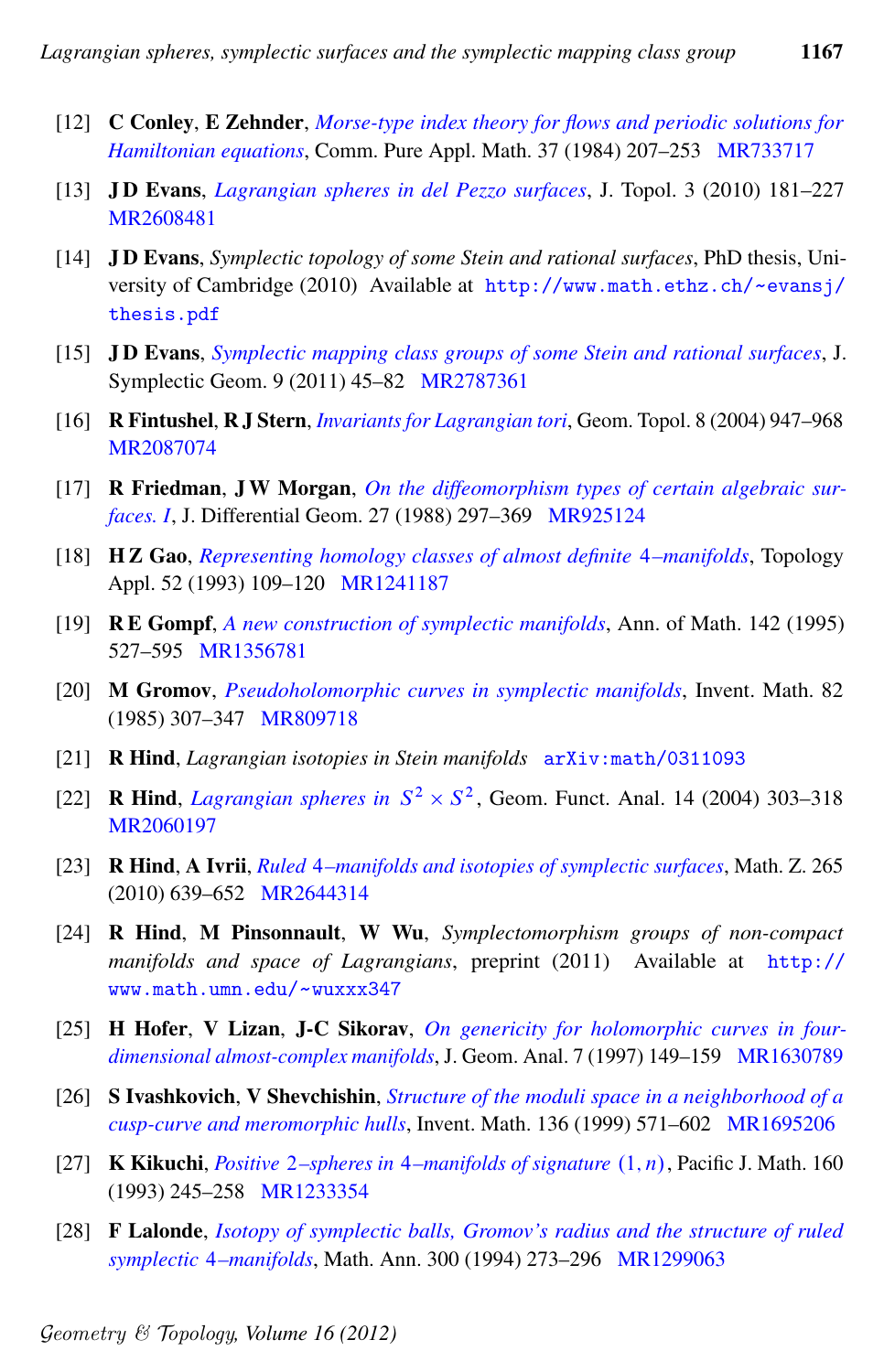[12] **C Conley**, **E Zehnder**, *Morse-type index theory for flows and periodic solutions for Hamiltonian equations*, Comm. Pure Appl. Math. 37 (1984) 207–253 MR733717

[13] **J D Evans**, *Lagrangian spheres in del Pezzo surfaces*, J. Topol. 3 (2010) 181–227 MR2608481

[14] **J D Evans**, *Symplectic topology of some Stein and rational surfaces*, PhD thesis, University of Cambridge (2010) Available at `http://www.math.ethz.ch/~evansj/thesis.pdf`

[15] **J D Evans**, *Symplectic mapping class groups of some Stein and rational surfaces*, J. Symplectic Geom. 9 (2011) 45–82 MR2787361

[16] **R Fintushel**, **R J Stern**, *Invariants for Lagrangian tori*, Geom. Topol. 8 (2004) 947–968 MR2087074

[17] **R Friedman**, **J W Morgan**, *On the diffeomorphism types of certain algebraic surfaces. I*, J. Differential Geom. 27 (1988) 297–369 MR925124

[18] **H Z Gao**, *Representing homology classes of almost definite 4–manifolds*, Topology Appl. 52 (1993) 109–120 MR1241187

[19] **R E Gompf**, *A new construction of symplectic manifolds*, Ann. of Math. 142 (1995) 527–595 MR1356781

[20] **M Gromov**, *Pseudoholomorphic curves in symplectic manifolds*, Invent. Math. 82 (1985) 307–347 MR809718

[21] **R Hind**, *Lagrangian isotopies in Stein manifolds* `arXiv:math/0311093`

[22] **R Hind**, *Lagrangian spheres in $S^2 \times S^2$*, Geom. Funct. Anal. 14 (2004) 303–318 MR2060197

[23] **R Hind**, **A Ivrii**, *Ruled 4–manifolds and isotopies of symplectic surfaces*, Math. Z. 265 (2010) 639–652 MR2644314

[24] **R Hind**, **M Pinsonnault**, **W Wu**, *Symplectomorphism groups of non-compact manifolds and space of Lagrangians*, preprint (2011) Available at `http://www.math.umn.edu/~wuxxx347`

[25] **H Hofer**, **V Lizan**, **J-C Sikorav**, *On genericity for holomorphic curves in four-dimensional almost-complex manifolds*, J. Geom. Anal. 7 (1997) 149–159 MR1630789

[26] **S Ivashkovich**, **V Shevchishin**, *Structure of the moduli space in a neighborhood of a cusp-curve and meromorphic hulls*, Invent. Math. 136 (1999) 571–602 MR1695206

[27] **K Kikuchi**, *Positive 2–spheres in 4–manifolds of signature $(1, n)$*, Pacific J. Math. 160 (1993) 245–258 MR1233354

[28] **F Lalonde**, *Isotopy of symplectic balls, Gromov's radius and the structure of ruled symplectic 4–manifolds*, Math. Ann. 300 (1994) 273–296 MR1299063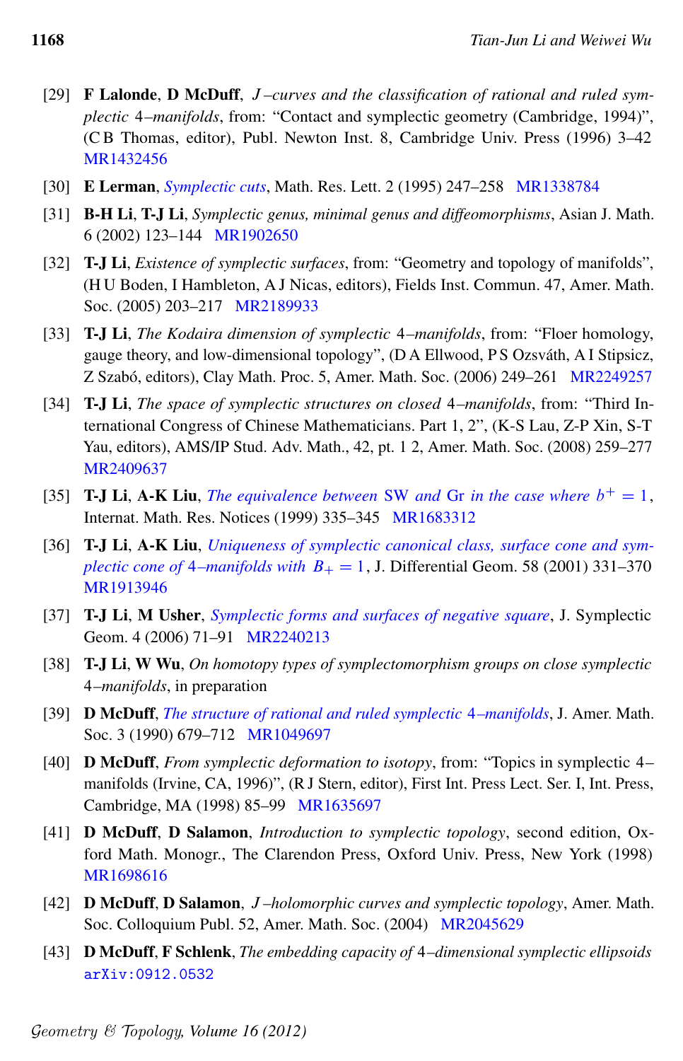[29] **F Lalonde**, **D McDuff**, *J–curves and the classification of rational and ruled symplectic 4–manifolds*, from: "Contact and symplectic geometry (Cambridge, 1994)", (C B Thomas, editor), Publ. Newton Inst. 8, Cambridge Univ. Press (1996) 3–42 MR1432456

[30] **E Lerman**, *Symplectic cuts*, Math. Res. Lett. 2 (1995) 247–258 MR1338784

[31] **B-H Li**, **T-J Li**, *Symplectic genus, minimal genus and diffeomorphisms*, Asian J. Math. 6 (2002) 123–144 MR1902650

[32] **T-J Li**, *Existence of symplectic surfaces*, from: "Geometry and topology of manifolds", (H U Boden, I Hambleton, A J Nicas, editors), Fields Inst. Commun. 47, Amer. Math. Soc. (2005) 203–217 MR2189933

[33] **T-J Li**, *The Kodaira dimension of symplectic 4–manifolds*, from: "Floer homology, gauge theory, and low-dimensional topology", (D A Ellwood, P S Ozsváth, A I Stipsicz, Z Szabó, editors), Clay Math. Proc. 5, Amer. Math. Soc. (2006) 249–261 MR2249257

[34] **T-J Li**, *The space of symplectic structures on closed 4–manifolds*, from: "Third International Congress of Chinese Mathematicians. Part 1, 2", (K-S Lau, Z-P Xin, S-T Yau, editors), AMS/IP Stud. Adv. Math., 42, pt. 1 2, Amer. Math. Soc. (2008) 259–277 MR2409637

[35] **T-J Li**, **A-K Liu**, *The equivalence between SW and Gr in the case where $b^+ = 1$*, Internat. Math. Res. Notices (1999) 335–345 MR1683312

[36] **T-J Li**, **A-K Liu**, *Uniqueness of symplectic canonical class, surface cone and symplectic cone of 4–manifolds with $B_+ = 1$*, J. Differential Geom. 58 (2001) 331–370 MR1913946

[37] **T-J Li**, **M Usher**, *Symplectic forms and surfaces of negative square*, J. Symplectic Geom. 4 (2006) 71–91 MR2240213

[38] **T-J Li**, **W Wu**, *On homotopy types of symplectomorphism groups on close symplectic 4–manifolds*, in preparation

[39] **D McDuff**, *The structure of rational and ruled symplectic 4–manifolds*, J. Amer. Math. Soc. 3 (1990) 679–712 MR1049697

[40] **D McDuff**, *From symplectic deformation to isotopy*, from: "Topics in symplectic 4–manifolds (Irvine, CA, 1996)", (R J Stern, editor), First Int. Press Lect. Ser. I, Int. Press, Cambridge, MA (1998) 85–99 MR1635697

[41] **D McDuff**, **D Salamon**, *Introduction to symplectic topology*, second edition, Oxford Math. Monogr., The Clarendon Press, Oxford Univ. Press, New York (1998) MR1698616

[42] **D McDuff**, **D Salamon**, *J–holomorphic curves and symplectic topology*, Amer. Math. Soc. Colloquium Publ. 52, Amer. Math. Soc. (2004) MR2045629

[43] **D McDuff**, **F Schlenk**, *The embedding capacity of 4–dimensional symplectic ellipsoids* arXiv:0912.0532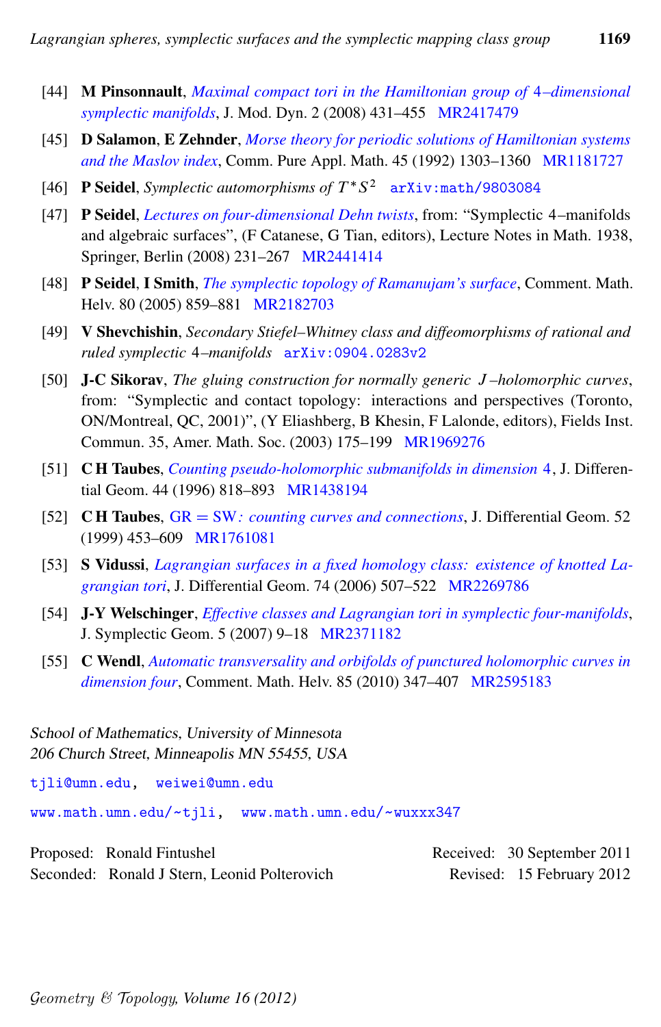[44] **M Pinsonnault**, *Maximal compact tori in the Hamiltonian group of 4–dimensional symplectic manifolds*, J. Mod. Dyn. 2 (2008) 431–455 MR2417479

[45] **D Salamon**, **E Zehnder**, *Morse theory for periodic solutions of Hamiltonian systems and the Maslov index*, Comm. Pure Appl. Math. 45 (1992) 1303–1360 MR1181727

[46] **P Seidel**, *Symplectic automorphisms of* $T^*S^2$ arXiv:math/9803084

[47] **P Seidel**, *Lectures on four-dimensional Dehn twists*, from: "Symplectic 4–manifolds and algebraic surfaces", (F Catanese, G Tian, editors), Lecture Notes in Math. 1938, Springer, Berlin (2008) 231–267 MR2441414

[48] **P Seidel**, **I Smith**, *The symplectic topology of Ramanujam's surface*, Comment. Math. Helv. 80 (2005) 859–881 MR2182703

[49] **V Shevchishin**, *Secondary Stiefel–Whitney class and diffeomorphisms of rational and ruled symplectic 4–manifolds* arXiv:0904.0283v2

[50] **J-C Sikorav**, *The gluing construction for normally generic $J$–holomorphic curves*, from: "Symplectic and contact topology: interactions and perspectives (Toronto, ON/Montreal, QC, 2001)", (Y Eliashberg, B Khesin, F Lalonde, editors), Fields Inst. Commun. 35, Amer. Math. Soc. (2003) 175–199 MR1969276

[51] **C H Taubes**, *Counting pseudo-holomorphic submanifolds in dimension 4*, J. Differential Geom. 44 (1996) 818–893 MR1438194

[52] **C H Taubes**, *GR = SW: counting curves and connections*, J. Differential Geom. 52 (1999) 453–609 MR1761081

[53] **S Vidussi**, *Lagrangian surfaces in a fixed homology class: existence of knotted Lagrangian tori*, J. Differential Geom. 74 (2006) 507–522 MR2269786

[54] **J-Y Welschinger**, *Effective classes and Lagrangian tori in symplectic four-manifolds*, J. Symplectic Geom. 5 (2007) 9–18 MR2371182

[55] **C Wendl**, *Automatic transversality and orbifolds of punctured holomorphic curves in dimension four*, Comment. Math. Helv. 85 (2010) 347–407 MR2595183

*School of Mathematics, University of Minnesota*
*206 Church Street, Minneapolis MN 55455, USA*

tjli@umn.edu, weiwei@umn.edu

www.math.umn.edu/~tjli, www.math.umn.edu/~wuxxx347

Proposed: Ronald Fintushel
Seconded: Ronald J Stern, Leonid Polterovich

Received: 30 September 2011
Revised: 15 February 2012